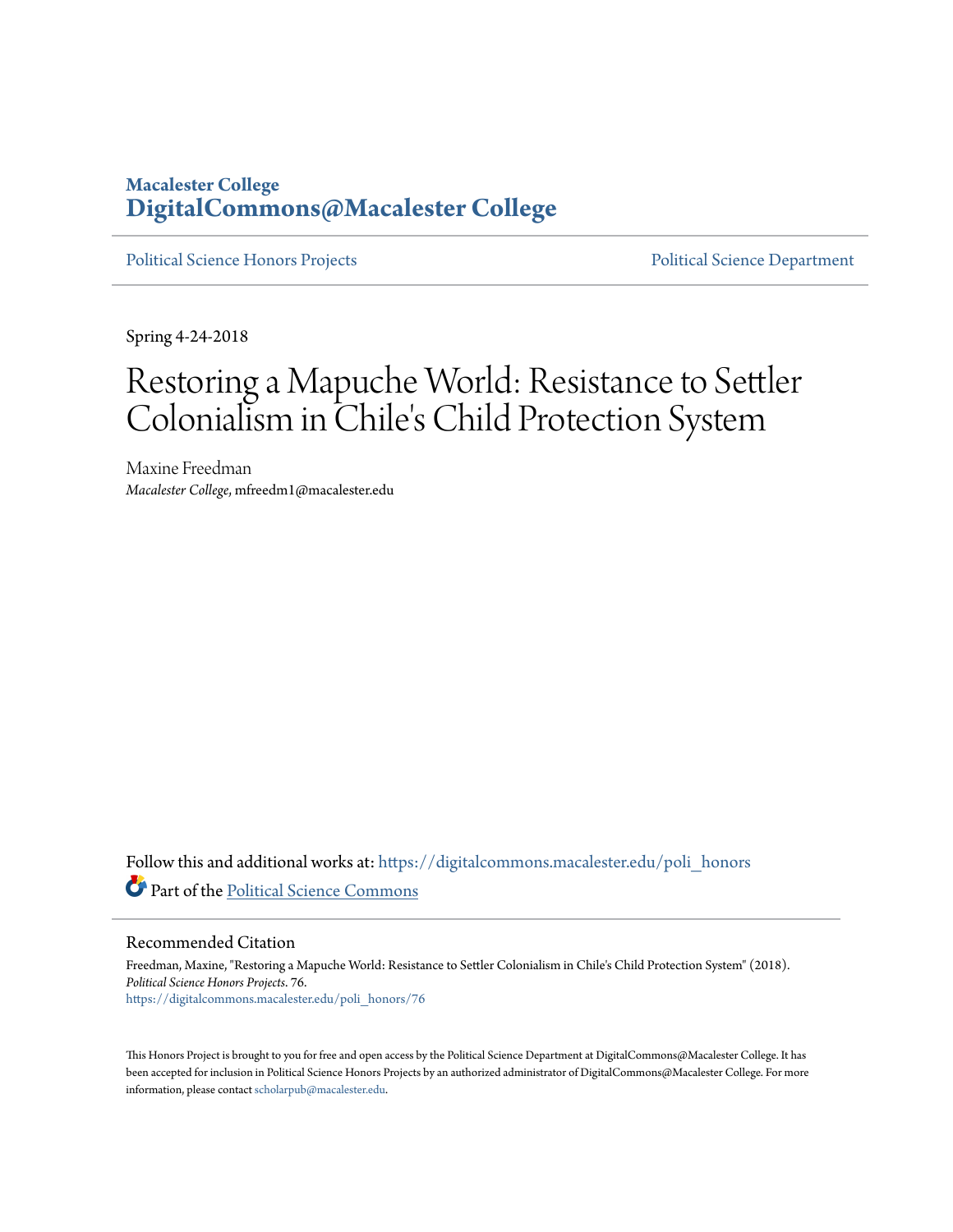Macalester College
**DigitalCommons@Macalester College**

Political Science Honors Projects | Political Science Department

Spring 4-24-2018

# Restoring a Mapuche World: Resistance to Settler Colonialism in Chile's Child Protection System

Maxine Freedman
*Macalester College*, mfreedm1@macalester.edu

Follow this and additional works at: https://digitalcommons.macalester.edu/poli_honors

Part of the Political Science Commons

## Recommended Citation

Freedman, Maxine, "Restoring a Mapuche World: Resistance to Settler Colonialism in Chile's Child Protection System" (2018). *Political Science Honors Projects*. 76.
https://digitalcommons.macalester.edu/poli_honors/76

This Honors Project is brought to you for free and open access by the Political Science Department at DigitalCommons@Macalester College. It has been accepted for inclusion in Political Science Honors Projects by an authorized administrator of DigitalCommons@Macalester College. For more information, please contact scholarpub@macalester.edu.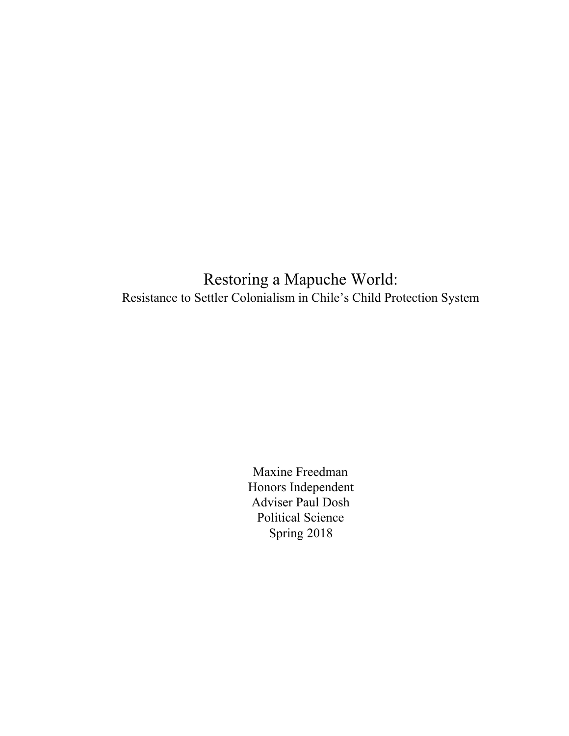# Restoring a Mapuche World:

## Resistance to Settler Colonialism in Chile's Child Protection System

Maxine Freedman
Honors Independent
Adviser Paul Dosh
Political Science
Spring 2018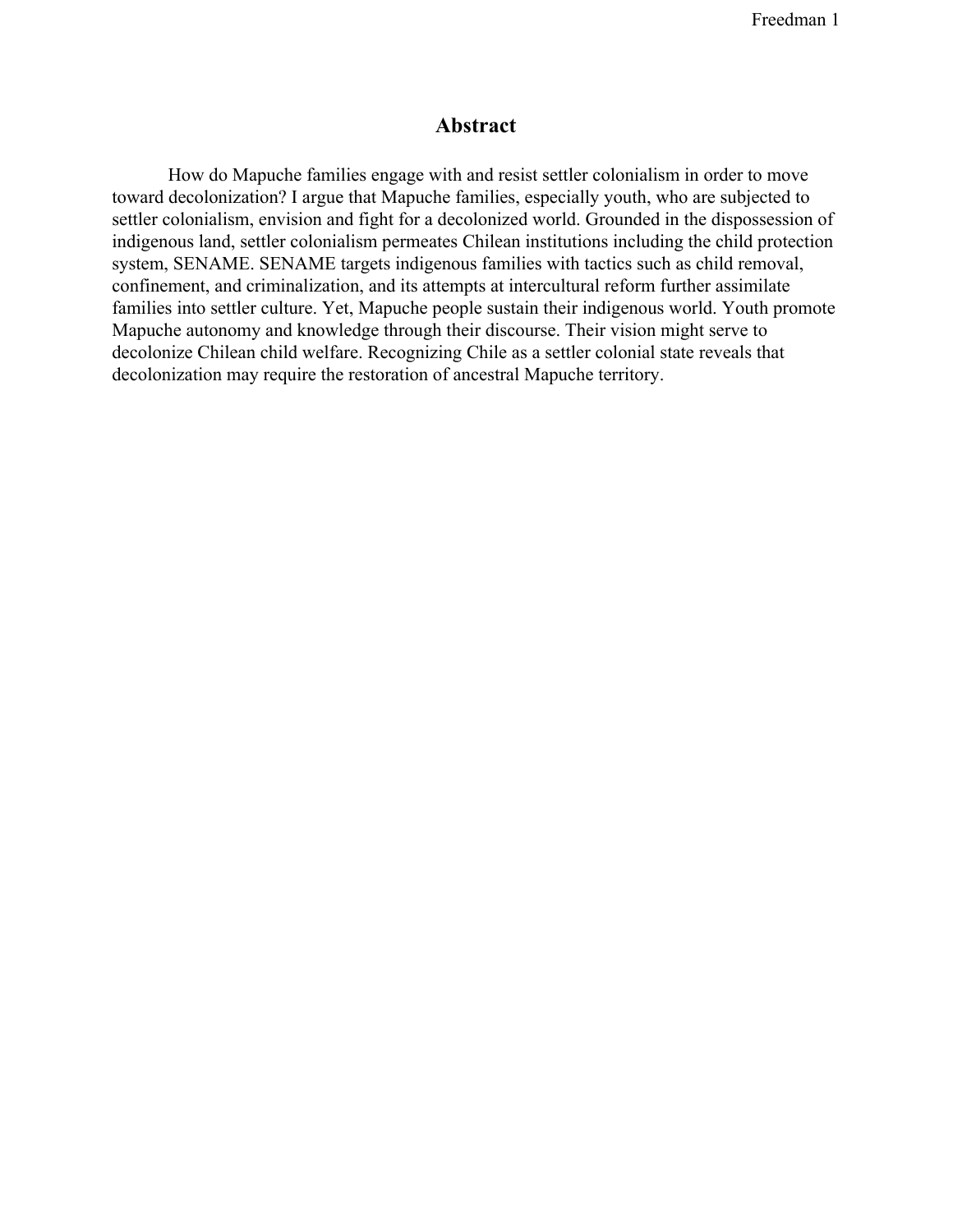## Abstract

How do Mapuche families engage with and resist settler colonialism in order to move toward decolonization? I argue that Mapuche families, especially youth, who are subjected to settler colonialism, envision and fight for a decolonized world. Grounded in the dispossession of indigenous land, settler colonialism permeates Chilean institutions including the child protection system, SENAME. SENAME targets indigenous families with tactics such as child removal, confinement, and criminalization, and its attempts at intercultural reform further assimilate families into settler culture. Yet, Mapuche people sustain their indigenous world. Youth promote Mapuche autonomy and knowledge through their discourse. Their vision might serve to decolonize Chilean child welfare. Recognizing Chile as a settler colonial state reveals that decolonization may require the restoration of ancestral Mapuche territory.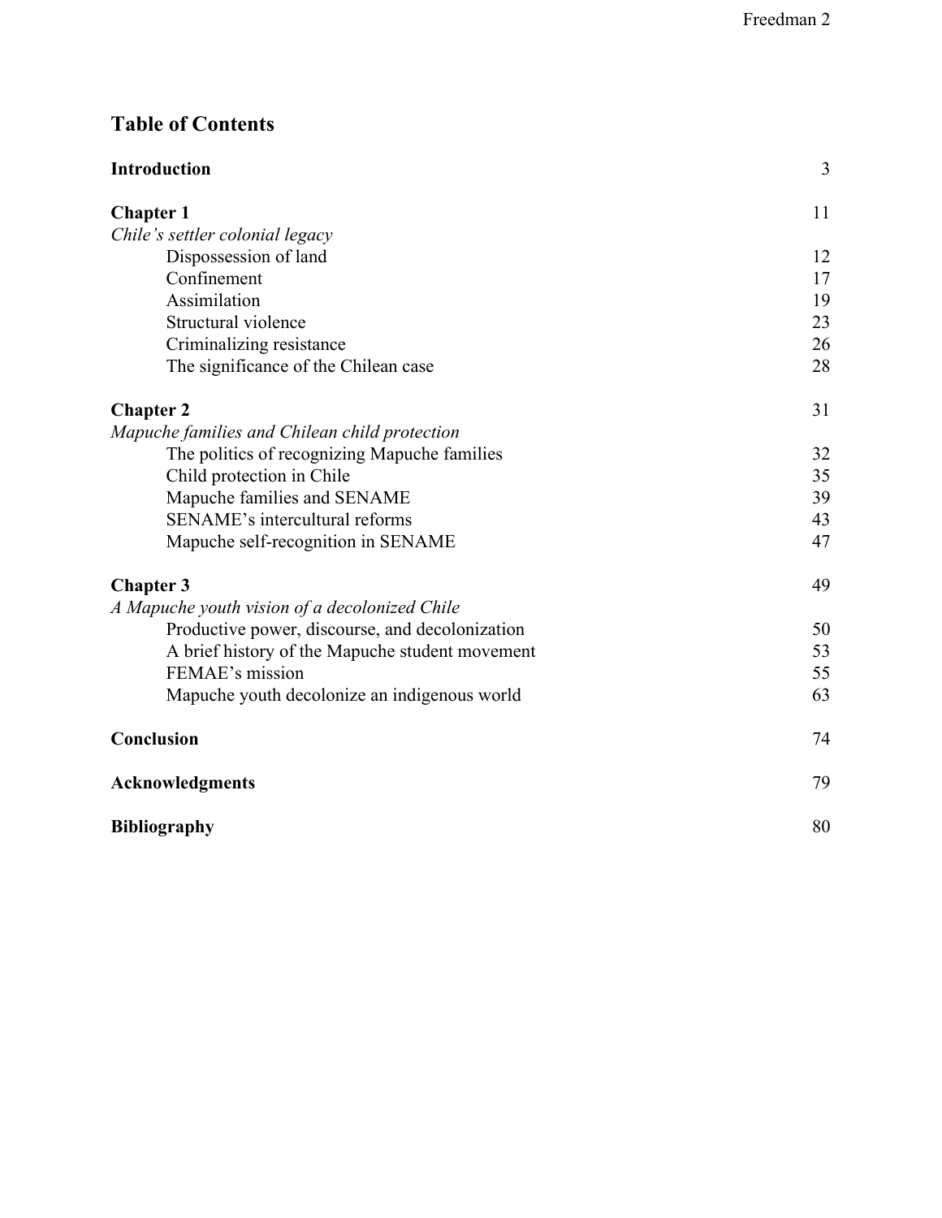## Table of Contents

| | |
|---|---|
| **Introduction** | 3 |
| **Chapter 1** | 11 |
| *Chile's settler colonial legacy* | |
| Dispossession of land | 12 |
| Confinement | 17 |
| Assimilation | 19 |
| Structural violence | 23 |
| Criminalizing resistance | 26 |
| The significance of the Chilean case | 28 |
| **Chapter 2** | 31 |
| *Mapuche families and Chilean child protection* | |
| The politics of recognizing Mapuche families | 32 |
| Child protection in Chile | 35 |
| Mapuche families and SENAME | 39 |
| SENAME's intercultural reforms | 43 |
| Mapuche self-recognition in SENAME | 47 |
| **Chapter 3** | 49 |
| *A Mapuche youth vision of a decolonized Chile* | |
| Productive power, discourse, and decolonization | 50 |
| A brief history of the Mapuche student movement | 53 |
| FEMAE's mission | 55 |
| Mapuche youth decolonize an indigenous world | 63 |
| **Conclusion** | 74 |
| **Acknowledgments** | 79 |
| **Bibliography** | 80 |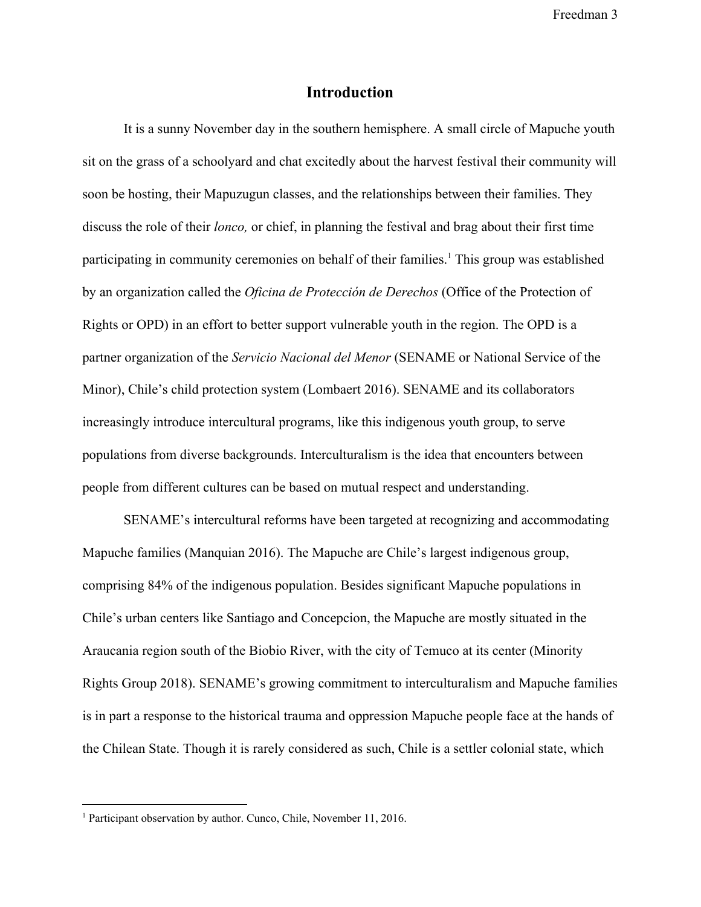# Introduction

It is a sunny November day in the southern hemisphere. A small circle of Mapuche youth sit on the grass of a schoolyard and chat excitedly about the harvest festival their community will soon be hosting, their Mapuzugun classes, and the relationships between their families. They discuss the role of their *lonco,* or chief, in planning the festival and brag about their first time participating in community ceremonies on behalf of their families.[1] This group was established by an organization called the *Oficina de Protección de Derechos* (Office of the Protection of Rights or OPD) in an effort to better support vulnerable youth in the region. The OPD is a partner organization of the *Servicio Nacional del Menor* (SENAME or National Service of the Minor), Chile's child protection system (Lombaert 2016). SENAME and its collaborators increasingly introduce intercultural programs, like this indigenous youth group, to serve populations from diverse backgrounds. Interculturalism is the idea that encounters between people from different cultures can be based on mutual respect and understanding.

SENAME's intercultural reforms have been targeted at recognizing and accommodating Mapuche families (Manquian 2016). The Mapuche are Chile's largest indigenous group, comprising 84% of the indigenous population. Besides significant Mapuche populations in Chile's urban centers like Santiago and Concepcion, the Mapuche are mostly situated in the Araucania region south of the Biobio River, with the city of Temuco at its center (Minority Rights Group 2018). SENAME's growing commitment to interculturalism and Mapuche families is in part a response to the historical trauma and oppression Mapuche people face at the hands of the Chilean State. Though it is rarely considered as such, Chile is a settler colonial state, which

---

[1] Participant observation by author. Cunco, Chile, November 11, 2016.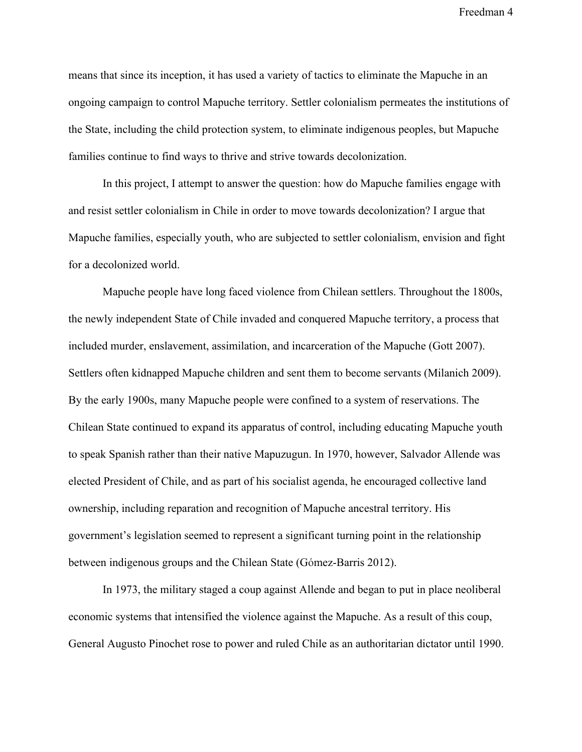means that since its inception, it has used a variety of tactics to eliminate the Mapuche in an ongoing campaign to control Mapuche territory. Settler colonialism permeates the institutions of the State, including the child protection system, to eliminate indigenous peoples, but Mapuche families continue to find ways to thrive and strive towards decolonization.

In this project, I attempt to answer the question: how do Mapuche families engage with and resist settler colonialism in Chile in order to move towards decolonization? I argue that Mapuche families, especially youth, who are subjected to settler colonialism, envision and fight for a decolonized world.

Mapuche people have long faced violence from Chilean settlers. Throughout the 1800s, the newly independent State of Chile invaded and conquered Mapuche territory, a process that included murder, enslavement, assimilation, and incarceration of the Mapuche (Gott 2007). Settlers often kidnapped Mapuche children and sent them to become servants (Milanich 2009). By the early 1900s, many Mapuche people were confined to a system of reservations. The Chilean State continued to expand its apparatus of control, including educating Mapuche youth to speak Spanish rather than their native Mapuzugun. In 1970, however, Salvador Allende was elected President of Chile, and as part of his socialist agenda, he encouraged collective land ownership, including reparation and recognition of Mapuche ancestral territory. His government's legislation seemed to represent a significant turning point in the relationship between indigenous groups and the Chilean State (Gómez-Barris 2012).

In 1973, the military staged a coup against Allende and began to put in place neoliberal economic systems that intensified the violence against the Mapuche. As a result of this coup, General Augusto Pinochet rose to power and ruled Chile as an authoritarian dictator until 1990.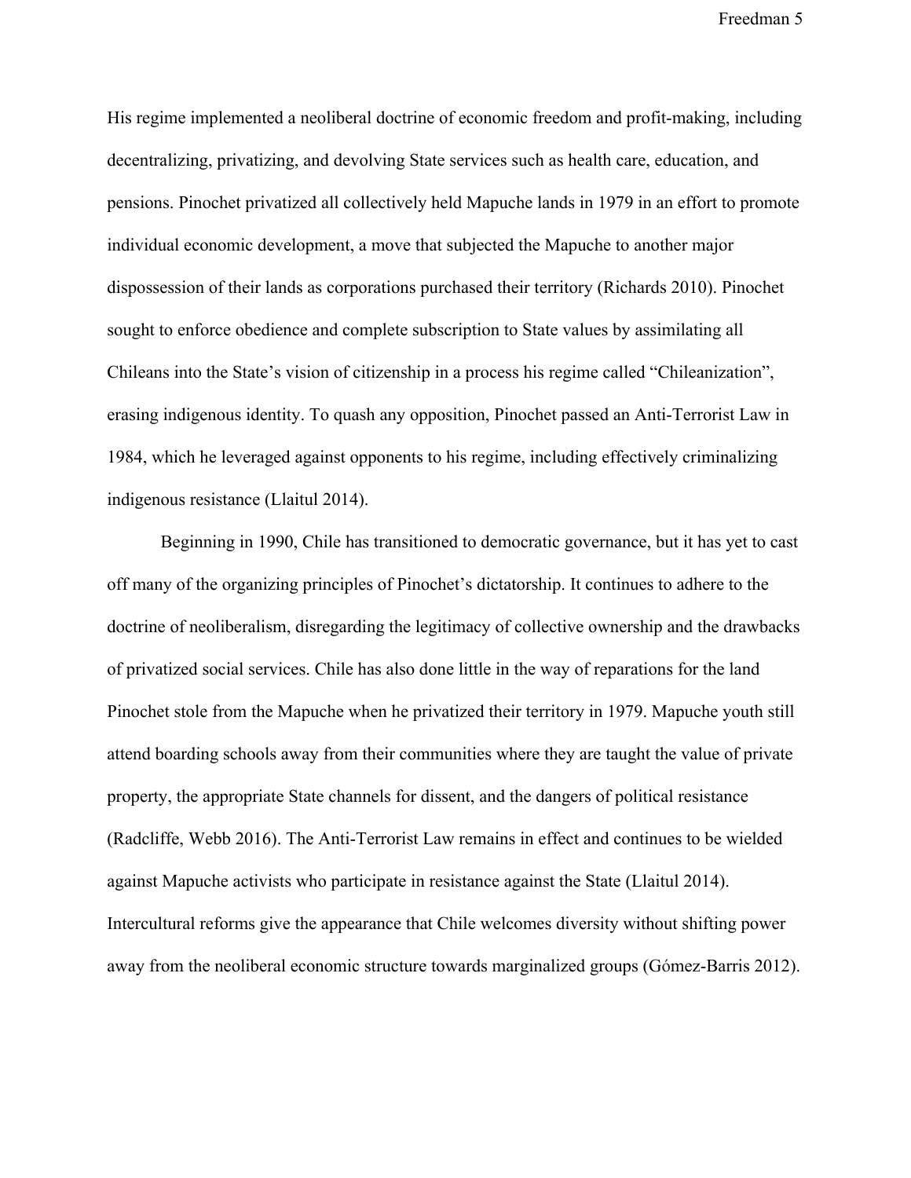His regime implemented a neoliberal doctrine of economic freedom and profit-making, including decentralizing, privatizing, and devolving State services such as health care, education, and pensions. Pinochet privatized all collectively held Mapuche lands in 1979 in an effort to promote individual economic development, a move that subjected the Mapuche to another major dispossession of their lands as corporations purchased their territory (Richards 2010). Pinochet sought to enforce obedience and complete subscription to State values by assimilating all Chileans into the State's vision of citizenship in a process his regime called "Chileanization", erasing indigenous identity. To quash any opposition, Pinochet passed an Anti-Terrorist Law in 1984, which he leveraged against opponents to his regime, including effectively criminalizing indigenous resistance (Llaitul 2014).

Beginning in 1990, Chile has transitioned to democratic governance, but it has yet to cast off many of the organizing principles of Pinochet's dictatorship. It continues to adhere to the doctrine of neoliberalism, disregarding the legitimacy of collective ownership and the drawbacks of privatized social services. Chile has also done little in the way of reparations for the land Pinochet stole from the Mapuche when he privatized their territory in 1979. Mapuche youth still attend boarding schools away from their communities where they are taught the value of private property, the appropriate State channels for dissent, and the dangers of political resistance (Radcliffe, Webb 2016). The Anti-Terrorist Law remains in effect and continues to be wielded against Mapuche activists who participate in resistance against the State (Llaitul 2014). Intercultural reforms give the appearance that Chile welcomes diversity without shifting power away from the neoliberal economic structure towards marginalized groups (Gómez-Barris 2012).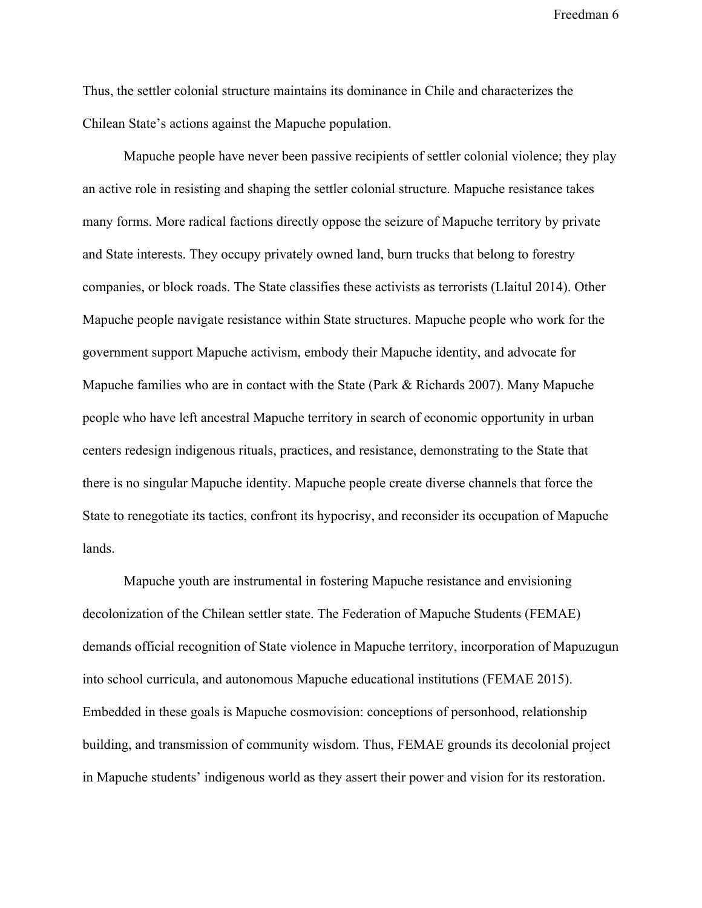Thus, the settler colonial structure maintains its dominance in Chile and characterizes the Chilean State's actions against the Mapuche population.

Mapuche people have never been passive recipients of settler colonial violence; they play an active role in resisting and shaping the settler colonial structure. Mapuche resistance takes many forms. More radical factions directly oppose the seizure of Mapuche territory by private and State interests. They occupy privately owned land, burn trucks that belong to forestry companies, or block roads. The State classifies these activists as terrorists (Llaitul 2014). Other Mapuche people navigate resistance within State structures. Mapuche people who work for the government support Mapuche activism, embody their Mapuche identity, and advocate for Mapuche families who are in contact with the State (Park & Richards 2007). Many Mapuche people who have left ancestral Mapuche territory in search of economic opportunity in urban centers redesign indigenous rituals, practices, and resistance, demonstrating to the State that there is no singular Mapuche identity. Mapuche people create diverse channels that force the State to renegotiate its tactics, confront its hypocrisy, and reconsider its occupation of Mapuche lands.

Mapuche youth are instrumental in fostering Mapuche resistance and envisioning decolonization of the Chilean settler state. The Federation of Mapuche Students (FEMAE) demands official recognition of State violence in Mapuche territory, incorporation of Mapuzugun into school curricula, and autonomous Mapuche educational institutions (FEMAE 2015). Embedded in these goals is Mapuche cosmovision: conceptions of personhood, relationship building, and transmission of community wisdom. Thus, FEMAE grounds its decolonial project in Mapuche students' indigenous world as they assert their power and vision for its restoration.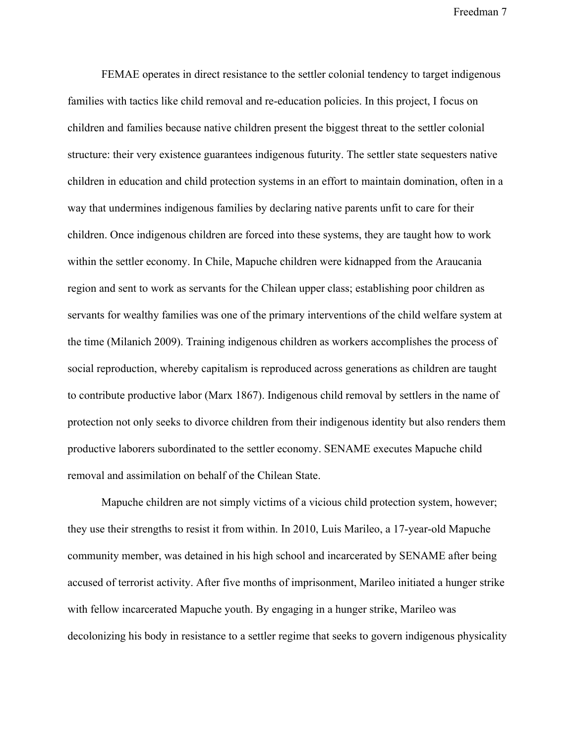FEMAE operates in direct resistance to the settler colonial tendency to target indigenous families with tactics like child removal and re-education policies. In this project, I focus on children and families because native children present the biggest threat to the settler colonial structure: their very existence guarantees indigenous futurity. The settler state sequesters native children in education and child protection systems in an effort to maintain domination, often in a way that undermines indigenous families by declaring native parents unfit to care for their children. Once indigenous children are forced into these systems, they are taught how to work within the settler economy. In Chile, Mapuche children were kidnapped from the Araucania region and sent to work as servants for the Chilean upper class; establishing poor children as servants for wealthy families was one of the primary interventions of the child welfare system at the time (Milanich 2009). Training indigenous children as workers accomplishes the process of social reproduction, whereby capitalism is reproduced across generations as children are taught to contribute productive labor (Marx 1867). Indigenous child removal by settlers in the name of protection not only seeks to divorce children from their indigenous identity but also renders them productive laborers subordinated to the settler economy. SENAME executes Mapuche child removal and assimilation on behalf of the Chilean State.

Mapuche children are not simply victims of a vicious child protection system, however; they use their strengths to resist it from within. In 2010, Luis Marileo, a 17-year-old Mapuche community member, was detained in his high school and incarcerated by SENAME after being accused of terrorist activity. After five months of imprisonment, Marileo initiated a hunger strike with fellow incarcerated Mapuche youth. By engaging in a hunger strike, Marileo was decolonizing his body in resistance to a settler regime that seeks to govern indigenous physicality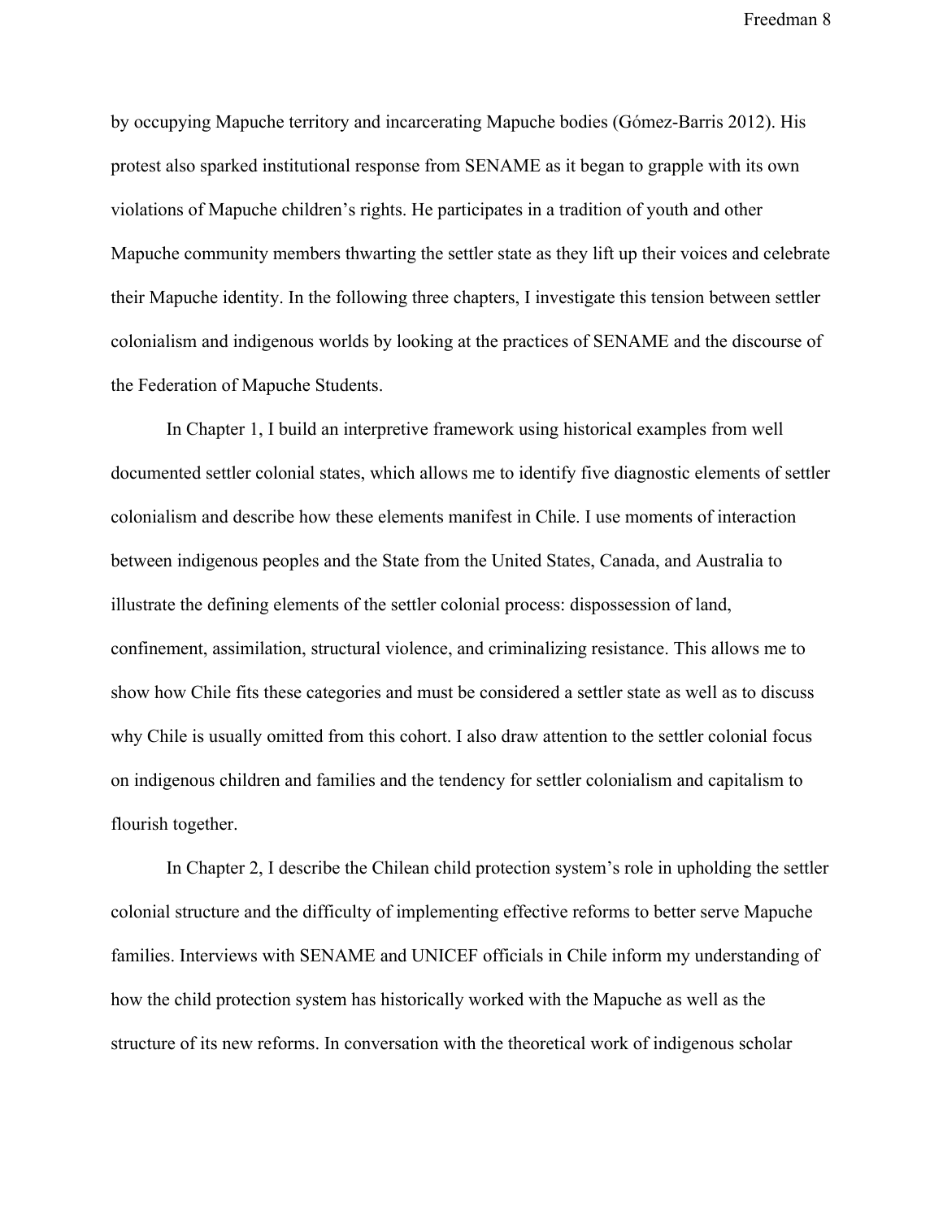by occupying Mapuche territory and incarcerating Mapuche bodies (Gómez-Barris 2012). His protest also sparked institutional response from SENAME as it began to grapple with its own violations of Mapuche children's rights. He participates in a tradition of youth and other Mapuche community members thwarting the settler state as they lift up their voices and celebrate their Mapuche identity. In the following three chapters, I investigate this tension between settler colonialism and indigenous worlds by looking at the practices of SENAME and the discourse of the Federation of Mapuche Students.

In Chapter 1, I build an interpretive framework using historical examples from well documented settler colonial states, which allows me to identify five diagnostic elements of settler colonialism and describe how these elements manifest in Chile. I use moments of interaction between indigenous peoples and the State from the United States, Canada, and Australia to illustrate the defining elements of the settler colonial process: dispossession of land, confinement, assimilation, structural violence, and criminalizing resistance. This allows me to show how Chile fits these categories and must be considered a settler state as well as to discuss why Chile is usually omitted from this cohort. I also draw attention to the settler colonial focus on indigenous children and families and the tendency for settler colonialism and capitalism to flourish together.

In Chapter 2, I describe the Chilean child protection system's role in upholding the settler colonial structure and the difficulty of implementing effective reforms to better serve Mapuche families. Interviews with SENAME and UNICEF officials in Chile inform my understanding of how the child protection system has historically worked with the Mapuche as well as the structure of its new reforms. In conversation with the theoretical work of indigenous scholar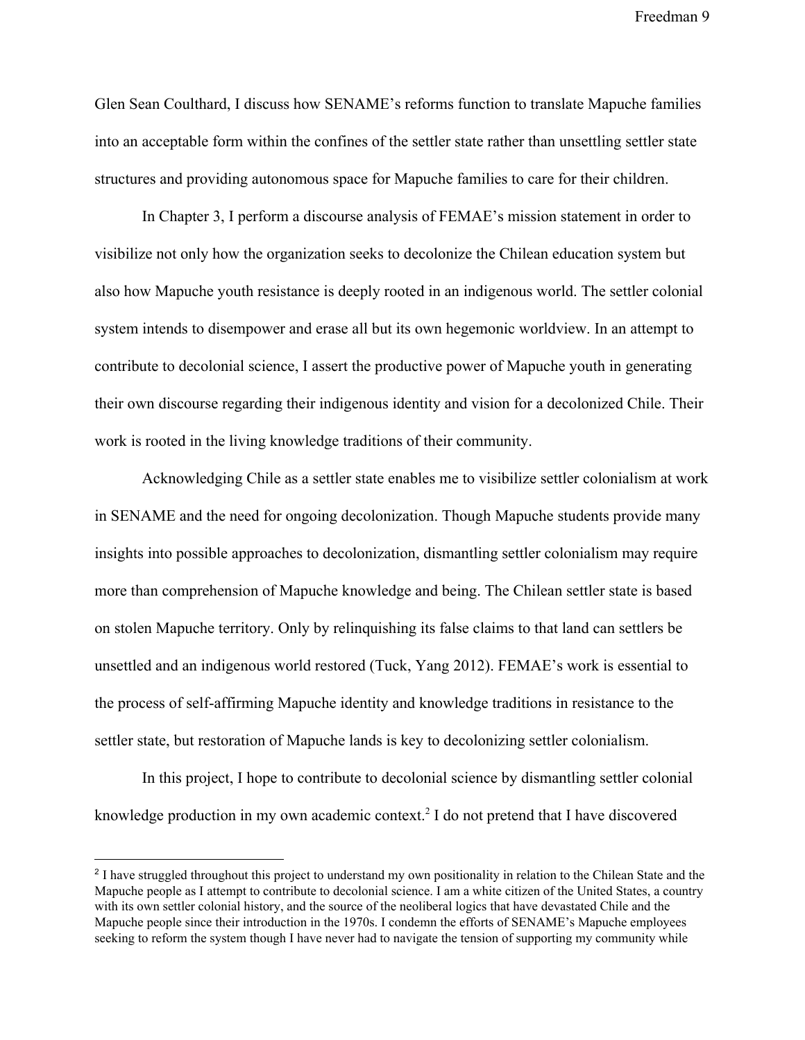Glen Sean Coulthard, I discuss how SENAME's reforms function to translate Mapuche families into an acceptable form within the confines of the settler state rather than unsettling settler state structures and providing autonomous space for Mapuche families to care for their children.

In Chapter 3, I perform a discourse analysis of FEMAE's mission statement in order to visibilize not only how the organization seeks to decolonize the Chilean education system but also how Mapuche youth resistance is deeply rooted in an indigenous world. The settler colonial system intends to disempower and erase all but its own hegemonic worldview. In an attempt to contribute to decolonial science, I assert the productive power of Mapuche youth in generating their own discourse regarding their indigenous identity and vision for a decolonized Chile. Their work is rooted in the living knowledge traditions of their community.

Acknowledging Chile as a settler state enables me to visibilize settler colonialism at work in SENAME and the need for ongoing decolonization. Though Mapuche students provide many insights into possible approaches to decolonization, dismantling settler colonialism may require more than comprehension of Mapuche knowledge and being. The Chilean settler state is based on stolen Mapuche territory. Only by relinquishing its false claims to that land can settlers be unsettled and an indigenous world restored (Tuck, Yang 2012). FEMAE's work is essential to the process of self-affirming Mapuche identity and knowledge traditions in resistance to the settler state, but restoration of Mapuche lands is key to decolonizing settler colonialism.

In this project, I hope to contribute to decolonial science by dismantling settler colonial knowledge production in my own academic context.[2] I do not pretend that I have discovered

[2] I have struggled throughout this project to understand my own positionality in relation to the Chilean State and the Mapuche people as I attempt to contribute to decolonial science. I am a white citizen of the United States, a country with its own settler colonial history, and the source of the neoliberal logics that have devastated Chile and the Mapuche people since their introduction in the 1970s. I condemn the efforts of SENAME's Mapuche employees seeking to reform the system though I have never had to navigate the tension of supporting my community while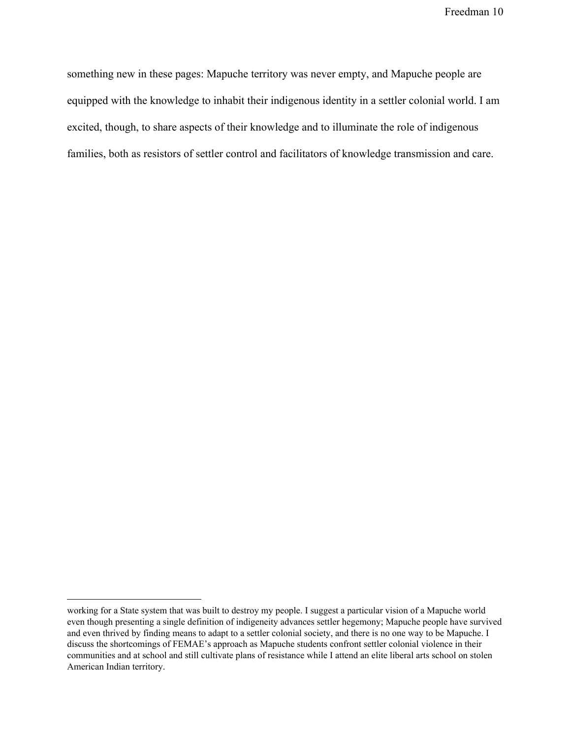something new in these pages: Mapuche territory was never empty, and Mapuche people are equipped with the knowledge to inhabit their indigenous identity in a settler colonial world. I am excited, though, to share aspects of their knowledge and to illuminate the role of indigenous families, both as resistors of settler control and facilitators of knowledge transmission and care.

---

working for a State system that was built to destroy my people. I suggest a particular vision of a Mapuche world even though presenting a single definition of indigeneity advances settler hegemony; Mapuche people have survived and even thrived by finding means to adapt to a settler colonial society, and there is no one way to be Mapuche. I discuss the shortcomings of FEMAE's approach as Mapuche students confront settler colonial violence in their communities and at school and still cultivate plans of resistance while I attend an elite liberal arts school on stolen American Indian territory.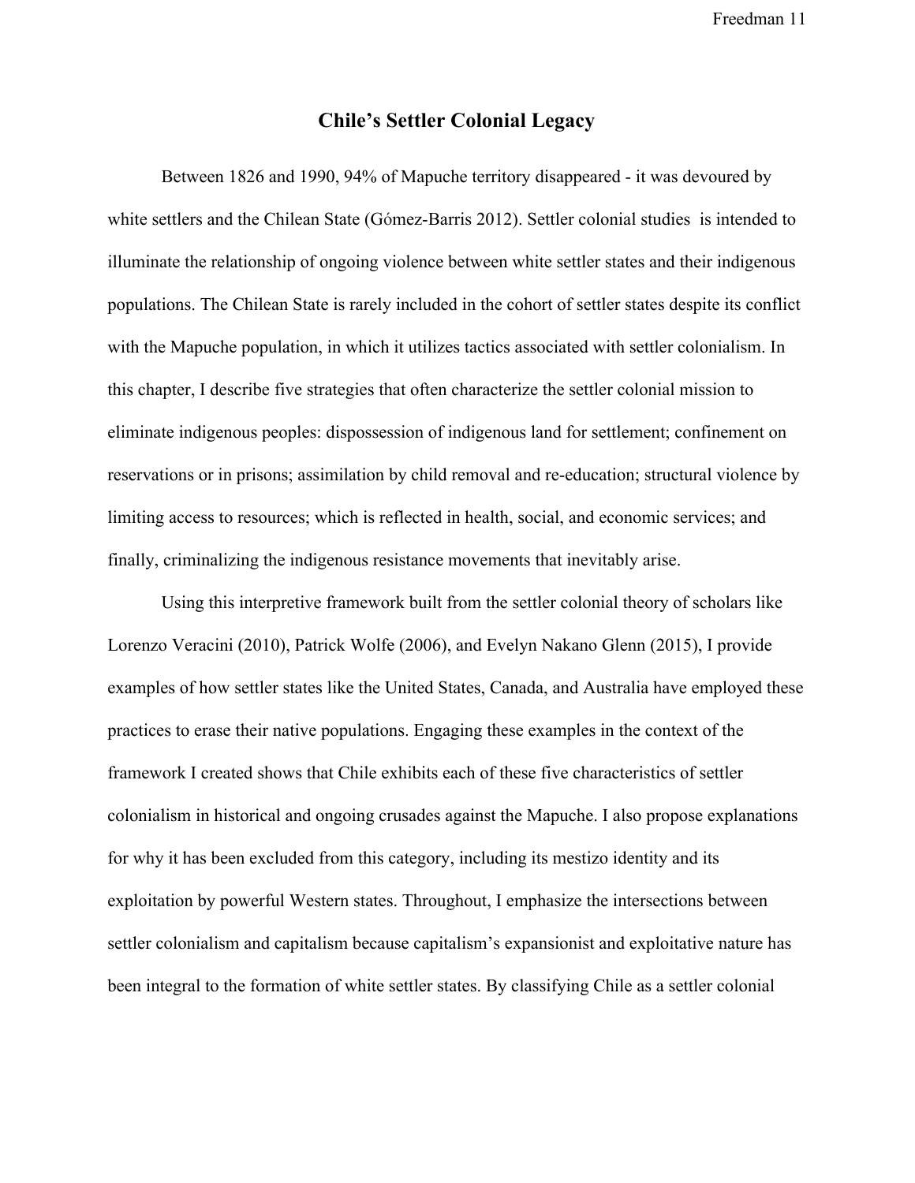# Chile's Settler Colonial Legacy

Between 1826 and 1990, 94% of Mapuche territory disappeared - it was devoured by white settlers and the Chilean State (Gómez-Barris 2012). Settler colonial studies is intended to illuminate the relationship of ongoing violence between white settler states and their indigenous populations. The Chilean State is rarely included in the cohort of settler states despite its conflict with the Mapuche population, in which it utilizes tactics associated with settler colonialism. In this chapter, I describe five strategies that often characterize the settler colonial mission to eliminate indigenous peoples: dispossession of indigenous land for settlement; confinement on reservations or in prisons; assimilation by child removal and re-education; structural violence by limiting access to resources; which is reflected in health, social, and economic services; and finally, criminalizing the indigenous resistance movements that inevitably arise.

Using this interpretive framework built from the settler colonial theory of scholars like Lorenzo Veracini (2010), Patrick Wolfe (2006), and Evelyn Nakano Glenn (2015), I provide examples of how settler states like the United States, Canada, and Australia have employed these practices to erase their native populations. Engaging these examples in the context of the framework I created shows that Chile exhibits each of these five characteristics of settler colonialism in historical and ongoing crusades against the Mapuche. I also propose explanations for why it has been excluded from this category, including its mestizo identity and its exploitation by powerful Western states. Throughout, I emphasize the intersections between settler colonialism and capitalism because capitalism's expansionist and exploitative nature has been integral to the formation of white settler states. By classifying Chile as a settler colonial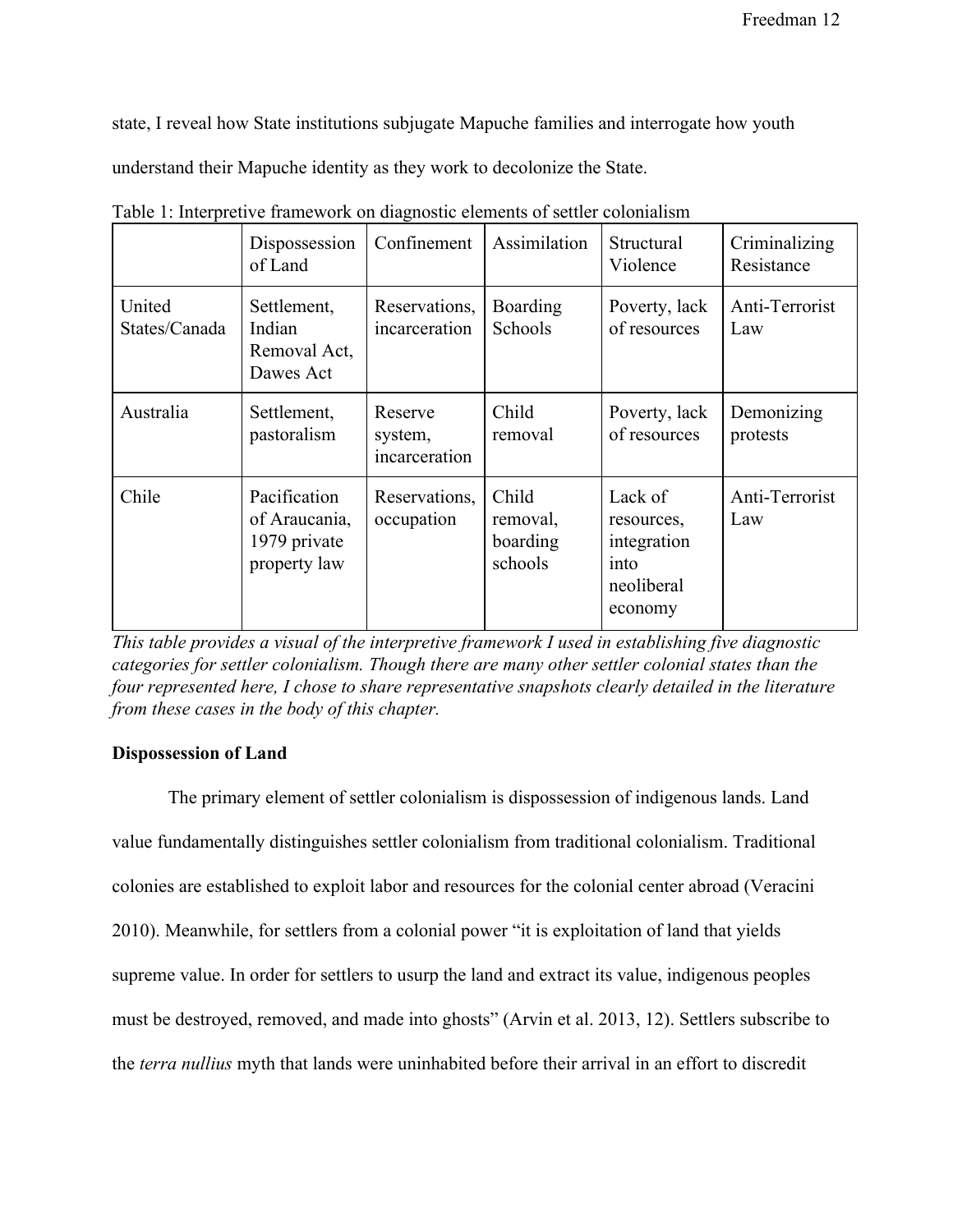state, I reveal how State institutions subjugate Mapuche families and interrogate how youth understand their Mapuche identity as they work to decolonize the State.

Table 1: Interpretive framework on diagnostic elements of settler colonialism

| | Dispossession of Land | Confinement | Assimilation | Structural Violence | Criminalizing Resistance |
|---|---|---|---|---|---|
| United States/Canada | Settlement, Indian Removal Act, Dawes Act | Reservations, incarceration | Boarding Schools | Poverty, lack of resources | Anti-Terrorist Law |
| Australia | Settlement, pastoralism | Reserve system, incarceration | Child removal | Poverty, lack of resources | Demonizing protests |
| Chile | Pacification of Araucania, 1979 private property law | Reservations, occupation | Child removal, boarding schools | Lack of resources, integration into neoliberal economy | Anti-Terrorist Law |

*This table provides a visual of the interpretive framework I used in establishing five diagnostic categories for settler colonialism. Though there are many other settler colonial states than the four represented here, I chose to share representative snapshots clearly detailed in the literature from these cases in the body of this chapter.*

**Dispossession of Land**

The primary element of settler colonialism is dispossession of indigenous lands. Land value fundamentally distinguishes settler colonialism from traditional colonialism. Traditional colonies are established to exploit labor and resources for the colonial center abroad (Veracini 2010). Meanwhile, for settlers from a colonial power "it is exploitation of land that yields supreme value. In order for settlers to usurp the land and extract its value, indigenous peoples must be destroyed, removed, and made into ghosts" (Arvin et al. 2013, 12). Settlers subscribe to the *terra nullius* myth that lands were uninhabited before their arrival in an effort to discredit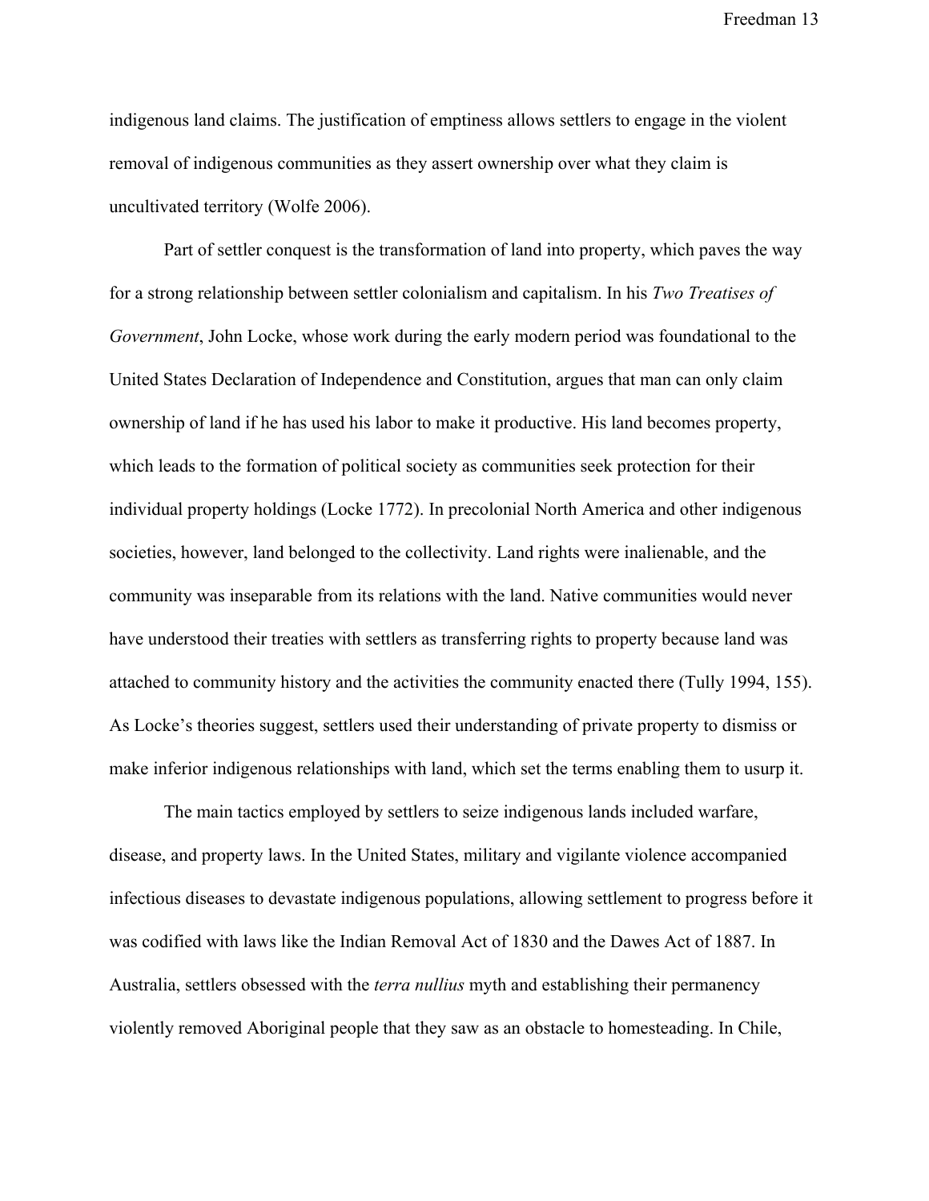indigenous land claims. The justification of emptiness allows settlers to engage in the violent removal of indigenous communities as they assert ownership over what they claim is uncultivated territory (Wolfe 2006).

Part of settler conquest is the transformation of land into property, which paves the way for a strong relationship between settler colonialism and capitalism. In his *Two Treatises of Government*, John Locke, whose work during the early modern period was foundational to the United States Declaration of Independence and Constitution, argues that man can only claim ownership of land if he has used his labor to make it productive. His land becomes property, which leads to the formation of political society as communities seek protection for their individual property holdings (Locke 1772). In precolonial North America and other indigenous societies, however, land belonged to the collectivity. Land rights were inalienable, and the community was inseparable from its relations with the land. Native communities would never have understood their treaties with settlers as transferring rights to property because land was attached to community history and the activities the community enacted there (Tully 1994, 155). As Locke's theories suggest, settlers used their understanding of private property to dismiss or make inferior indigenous relationships with land, which set the terms enabling them to usurp it.

The main tactics employed by settlers to seize indigenous lands included warfare, disease, and property laws. In the United States, military and vigilante violence accompanied infectious diseases to devastate indigenous populations, allowing settlement to progress before it was codified with laws like the Indian Removal Act of 1830 and the Dawes Act of 1887. In Australia, settlers obsessed with the *terra nullius* myth and establishing their permanency violently removed Aboriginal people that they saw as an obstacle to homesteading. In Chile,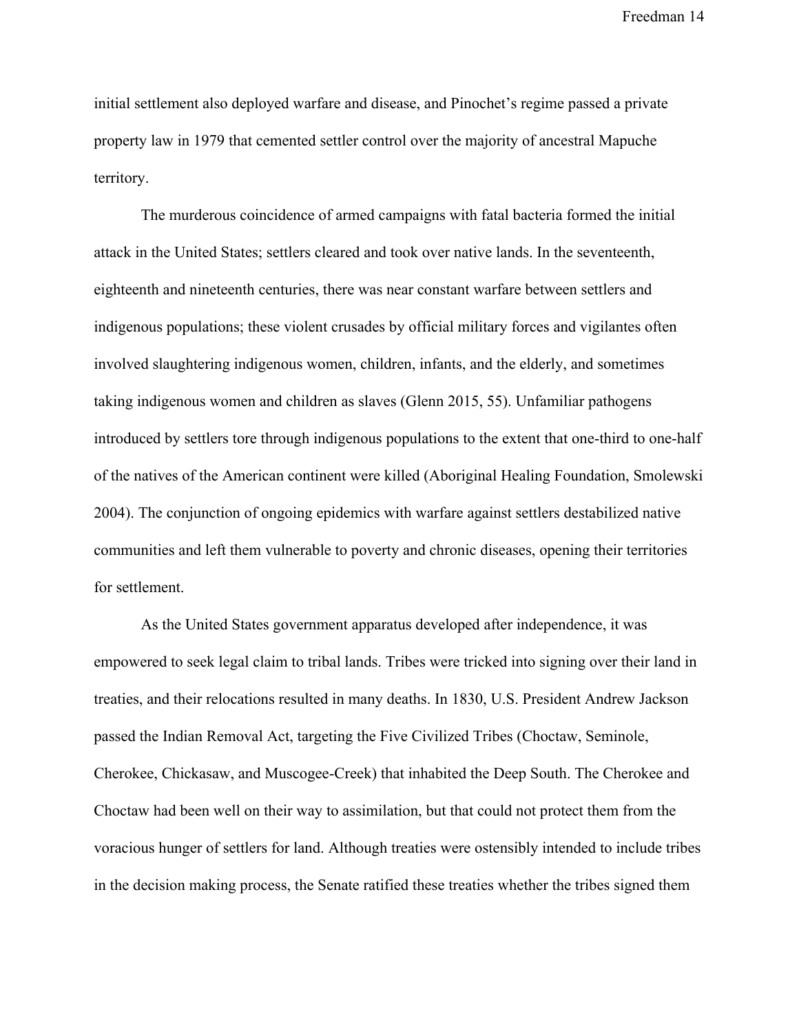initial settlement also deployed warfare and disease, and Pinochet's regime passed a private property law in 1979 that cemented settler control over the majority of ancestral Mapuche territory.

The murderous coincidence of armed campaigns with fatal bacteria formed the initial attack in the United States; settlers cleared and took over native lands. In the seventeenth, eighteenth and nineteenth centuries, there was near constant warfare between settlers and indigenous populations; these violent crusades by official military forces and vigilantes often involved slaughtering indigenous women, children, infants, and the elderly, and sometimes taking indigenous women and children as slaves (Glenn 2015, 55). Unfamiliar pathogens introduced by settlers tore through indigenous populations to the extent that one-third to one-half of the natives of the American continent were killed (Aboriginal Healing Foundation, Smolewski 2004). The conjunction of ongoing epidemics with warfare against settlers destabilized native communities and left them vulnerable to poverty and chronic diseases, opening their territories for settlement.

As the United States government apparatus developed after independence, it was empowered to seek legal claim to tribal lands. Tribes were tricked into signing over their land in treaties, and their relocations resulted in many deaths. In 1830, U.S. President Andrew Jackson passed the Indian Removal Act, targeting the Five Civilized Tribes (Choctaw, Seminole, Cherokee, Chickasaw, and Muscogee-Creek) that inhabited the Deep South. The Cherokee and Choctaw had been well on their way to assimilation, but that could not protect them from the voracious hunger of settlers for land. Although treaties were ostensibly intended to include tribes in the decision making process, the Senate ratified these treaties whether the tribes signed them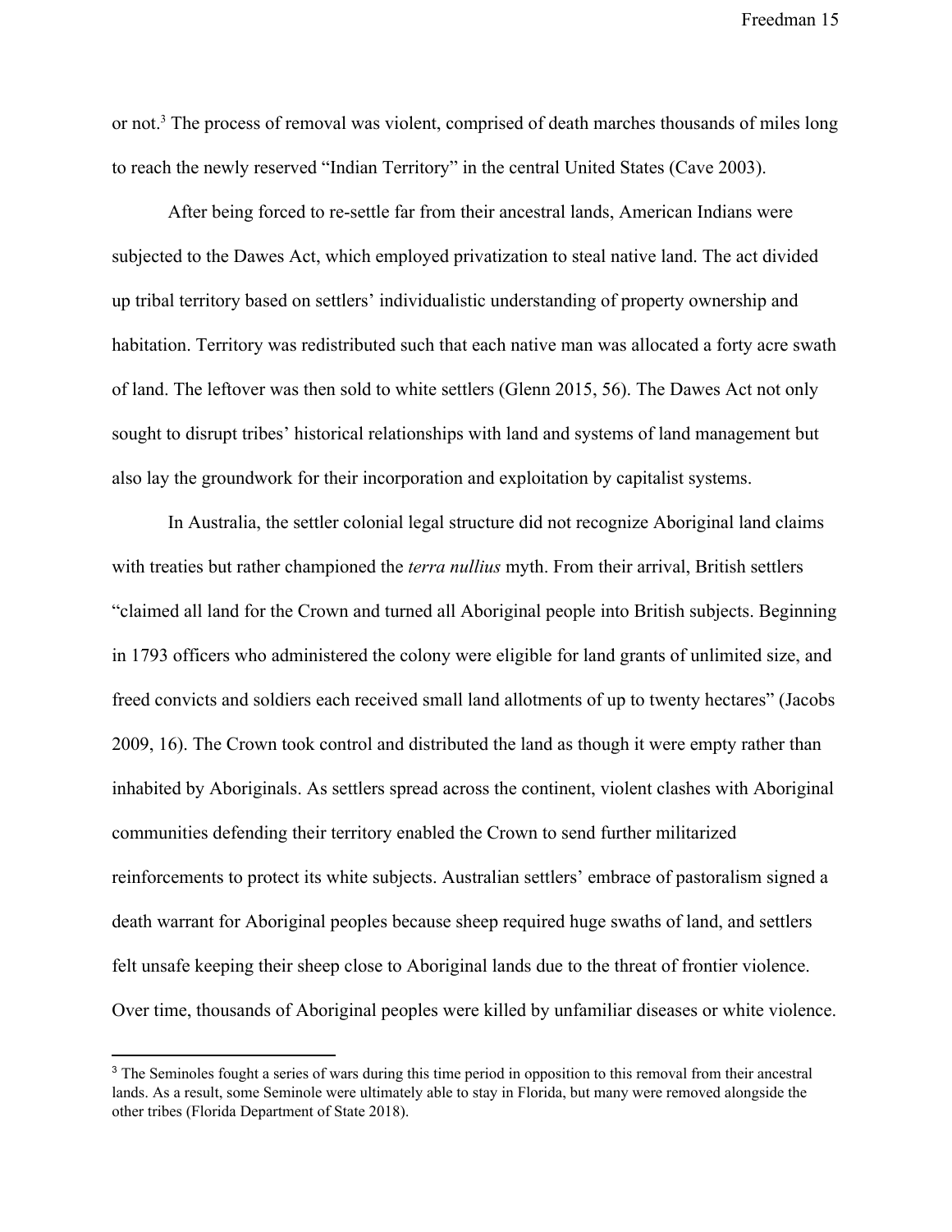or not.[3] The process of removal was violent, comprised of death marches thousands of miles long to reach the newly reserved "Indian Territory" in the central United States (Cave 2003).

After being forced to re-settle far from their ancestral lands, American Indians were subjected to the Dawes Act, which employed privatization to steal native land. The act divided up tribal territory based on settlers' individualistic understanding of property ownership and habitation. Territory was redistributed such that each native man was allocated a forty acre swath of land. The leftover was then sold to white settlers (Glenn 2015, 56). The Dawes Act not only sought to disrupt tribes' historical relationships with land and systems of land management but also lay the groundwork for their incorporation and exploitation by capitalist systems.

In Australia, the settler colonial legal structure did not recognize Aboriginal land claims with treaties but rather championed the *terra nullius* myth. From their arrival, British settlers "claimed all land for the Crown and turned all Aboriginal people into British subjects. Beginning in 1793 officers who administered the colony were eligible for land grants of unlimited size, and freed convicts and soldiers each received small land allotments of up to twenty hectares" (Jacobs 2009, 16). The Crown took control and distributed the land as though it were empty rather than inhabited by Aboriginals. As settlers spread across the continent, violent clashes with Aboriginal communities defending their territory enabled the Crown to send further militarized reinforcements to protect its white subjects. Australian settlers' embrace of pastoralism signed a death warrant for Aboriginal peoples because sheep required huge swaths of land, and settlers felt unsafe keeping their sheep close to Aboriginal lands due to the threat of frontier violence. Over time, thousands of Aboriginal peoples were killed by unfamiliar diseases or white violence.

---

[3] The Seminoles fought a series of wars during this time period in opposition to this removal from their ancestral lands. As a result, some Seminole were ultimately able to stay in Florida, but many were removed alongside the other tribes (Florida Department of State 2018).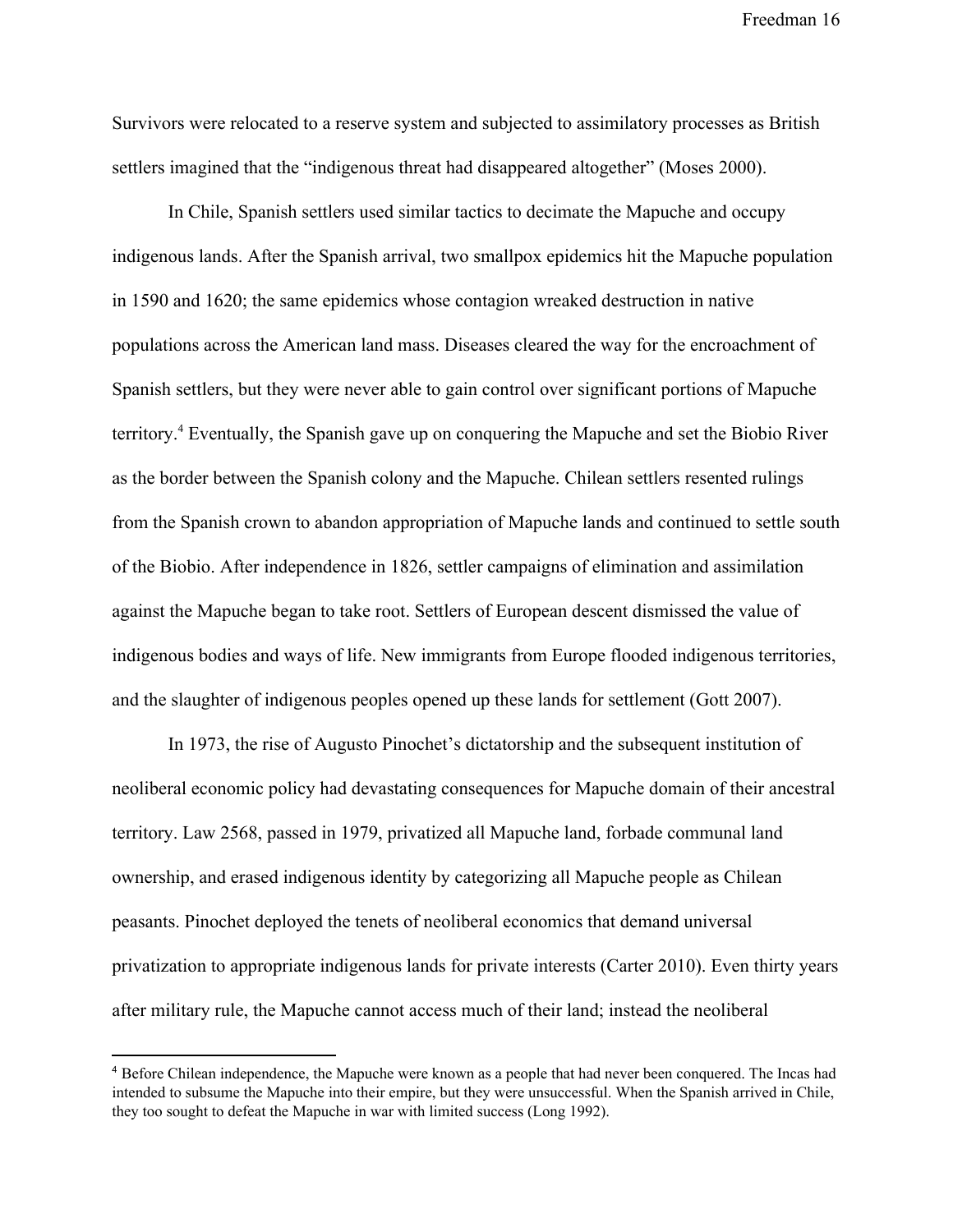Survivors were relocated to a reserve system and subjected to assimilatory processes as British settlers imagined that the "indigenous threat had disappeared altogether" (Moses 2000).

In Chile, Spanish settlers used similar tactics to decimate the Mapuche and occupy indigenous lands. After the Spanish arrival, two smallpox epidemics hit the Mapuche population in 1590 and 1620; the same epidemics whose contagion wreaked destruction in native populations across the American land mass. Diseases cleared the way for the encroachment of Spanish settlers, but they were never able to gain control over significant portions of Mapuche territory.[4] Eventually, the Spanish gave up on conquering the Mapuche and set the Biobio River as the border between the Spanish colony and the Mapuche. Chilean settlers resented rulings from the Spanish crown to abandon appropriation of Mapuche lands and continued to settle south of the Biobio. After independence in 1826, settler campaigns of elimination and assimilation against the Mapuche began to take root. Settlers of European descent dismissed the value of indigenous bodies and ways of life. New immigrants from Europe flooded indigenous territories, and the slaughter of indigenous peoples opened up these lands for settlement (Gott 2007).

In 1973, the rise of Augusto Pinochet's dictatorship and the subsequent institution of neoliberal economic policy had devastating consequences for Mapuche domain of their ancestral territory. Law 2568, passed in 1979, privatized all Mapuche land, forbade communal land ownership, and erased indigenous identity by categorizing all Mapuche people as Chilean peasants. Pinochet deployed the tenets of neoliberal economics that demand universal privatization to appropriate indigenous lands for private interests (Carter 2010). Even thirty years after military rule, the Mapuche cannot access much of their land; instead the neoliberal

---

[4] Before Chilean independence, the Mapuche were known as a people that had never been conquered. The Incas had intended to subsume the Mapuche into their empire, but they were unsuccessful. When the Spanish arrived in Chile, they too sought to defeat the Mapuche in war with limited success (Long 1992).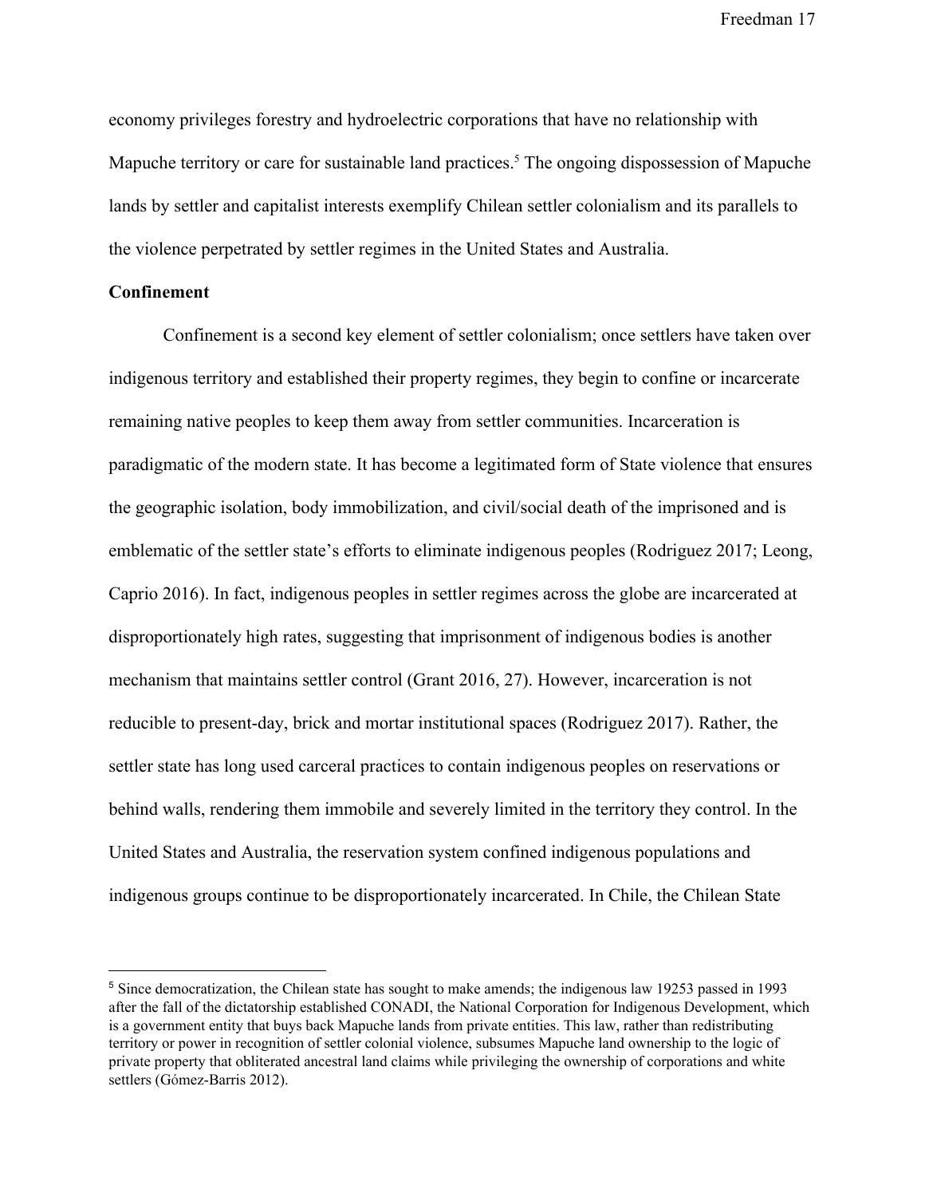economy privileges forestry and hydroelectric corporations that have no relationship with Mapuche territory or care for sustainable land practices.[5] The ongoing dispossession of Mapuche lands by settler and capitalist interests exemplify Chilean settler colonialism and its parallels to the violence perpetrated by settler regimes in the United States and Australia.

**Confinement**

Confinement is a second key element of settler colonialism; once settlers have taken over indigenous territory and established their property regimes, they begin to confine or incarcerate remaining native peoples to keep them away from settler communities. Incarceration is paradigmatic of the modern state. It has become a legitimated form of State violence that ensures the geographic isolation, body immobilization, and civil/social death of the imprisoned and is emblematic of the settler state's efforts to eliminate indigenous peoples (Rodriguez 2017; Leong, Caprio 2016). In fact, indigenous peoples in settler regimes across the globe are incarcerated at disproportionately high rates, suggesting that imprisonment of indigenous bodies is another mechanism that maintains settler control (Grant 2016, 27). However, incarceration is not reducible to present-day, brick and mortar institutional spaces (Rodriguez 2017). Rather, the settler state has long used carceral practices to contain indigenous peoples on reservations or behind walls, rendering them immobile and severely limited in the territory they control. In the United States and Australia, the reservation system confined indigenous populations and indigenous groups continue to be disproportionately incarcerated. In Chile, the Chilean State

[5] Since democratization, the Chilean state has sought to make amends; the indigenous law 19253 passed in 1993 after the fall of the dictatorship established CONADI, the National Corporation for Indigenous Development, which is a government entity that buys back Mapuche lands from private entities. This law, rather than redistributing territory or power in recognition of settler colonial violence, subsumes Mapuche land ownership to the logic of private property that obliterated ancestral land claims while privileging the ownership of corporations and white settlers (Gómez-Barris 2012).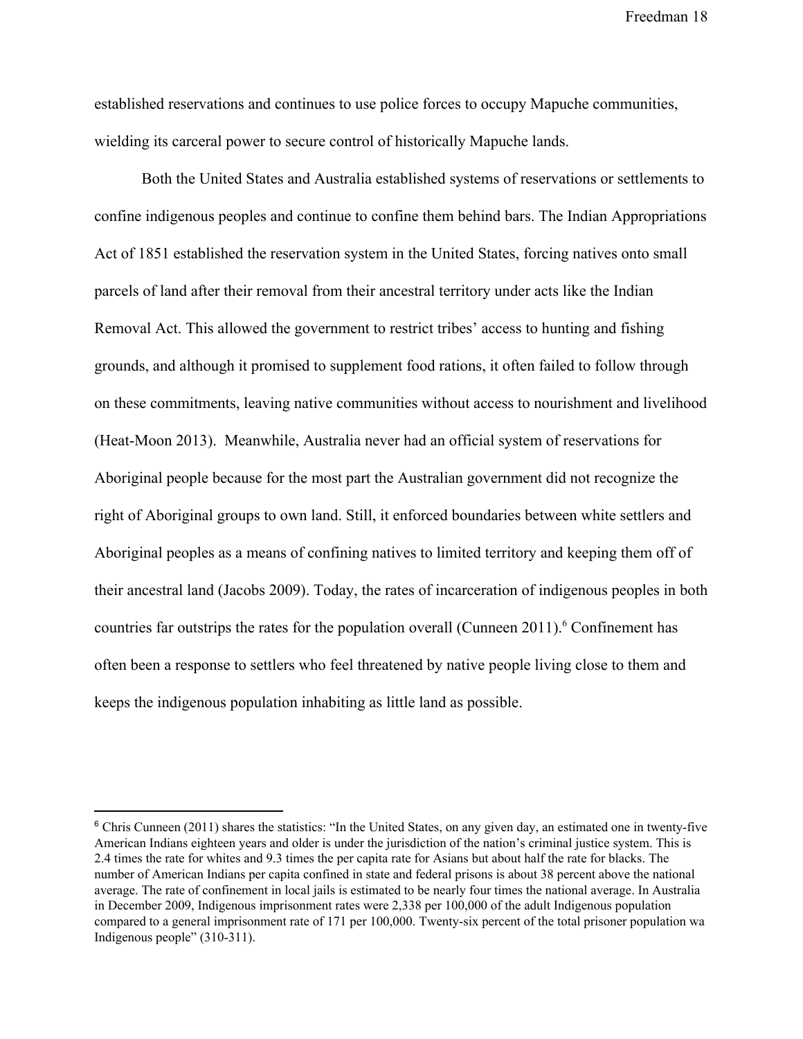established reservations and continues to use police forces to occupy Mapuche communities, wielding its carceral power to secure control of historically Mapuche lands.

Both the United States and Australia established systems of reservations or settlements to confine indigenous peoples and continue to confine them behind bars. The Indian Appropriations Act of 1851 established the reservation system in the United States, forcing natives onto small parcels of land after their removal from their ancestral territory under acts like the Indian Removal Act. This allowed the government to restrict tribes' access to hunting and fishing grounds, and although it promised to supplement food rations, it often failed to follow through on these commitments, leaving native communities without access to nourishment and livelihood (Heat-Moon 2013). Meanwhile, Australia never had an official system of reservations for Aboriginal people because for the most part the Australian government did not recognize the right of Aboriginal groups to own land. Still, it enforced boundaries between white settlers and Aboriginal peoples as a means of confining natives to limited territory and keeping them off of their ancestral land (Jacobs 2009). Today, the rates of incarceration of indigenous peoples in both countries far outstrips the rates for the population overall (Cunneen 2011).[6] Confinement has often been a response to settlers who feel threatened by native people living close to them and keeps the indigenous population inhabiting as little land as possible.

---

[6] Chris Cunneen (2011) shares the statistics: "In the United States, on any given day, an estimated one in twenty-five American Indians eighteen years and older is under the jurisdiction of the nation's criminal justice system. This is 2.4 times the rate for whites and 9.3 times the per capita rate for Asians but about half the rate for blacks. The number of American Indians per capita confined in state and federal prisons is about 38 percent above the national average. The rate of confinement in local jails is estimated to be nearly four times the national average. In Australia in December 2009, Indigenous imprisonment rates were 2,338 per 100,000 of the adult Indigenous population compared to a general imprisonment rate of 171 per 100,000. Twenty-six percent of the total prisoner population wa Indigenous people" (310-311).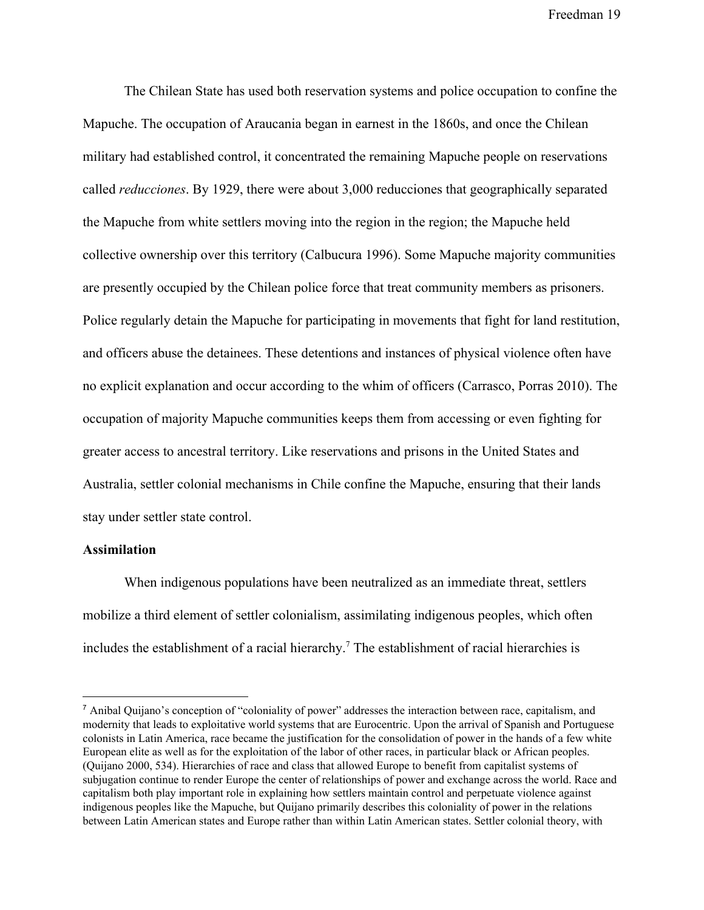The Chilean State has used both reservation systems and police occupation to confine the Mapuche. The occupation of Araucania began in earnest in the 1860s, and once the Chilean military had established control, it concentrated the remaining Mapuche people on reservations called *reducciones*. By 1929, there were about 3,000 reducciones that geographically separated the Mapuche from white settlers moving into the region in the region; the Mapuche held collective ownership over this territory (Calbucura 1996). Some Mapuche majority communities are presently occupied by the Chilean police force that treat community members as prisoners. Police regularly detain the Mapuche for participating in movements that fight for land restitution, and officers abuse the detainees. These detentions and instances of physical violence often have no explicit explanation and occur according to the whim of officers (Carrasco, Porras 2010). The occupation of majority Mapuche communities keeps them from accessing or even fighting for greater access to ancestral territory. Like reservations and prisons in the United States and Australia, settler colonial mechanisms in Chile confine the Mapuche, ensuring that their lands stay under settler state control.

**Assimilation**

When indigenous populations have been neutralized as an immediate threat, settlers mobilize a third element of settler colonialism, assimilating indigenous peoples, which often includes the establishment of a racial hierarchy.[7] The establishment of racial hierarchies is

[7] Anibal Quijano's conception of "coloniality of power" addresses the interaction between race, capitalism, and modernity that leads to exploitative world systems that are Eurocentric. Upon the arrival of Spanish and Portuguese colonists in Latin America, race became the justification for the consolidation of power in the hands of a few white European elite as well as for the exploitation of the labor of other races, in particular black or African peoples. (Quijano 2000, 534). Hierarchies of race and class that allowed Europe to benefit from capitalist systems of subjugation continue to render Europe the center of relationships of power and exchange across the world. Race and capitalism both play important role in explaining how settlers maintain control and perpetuate violence against indigenous peoples like the Mapuche, but Quijano primarily describes this coloniality of power in the relations between Latin American states and Europe rather than within Latin American states. Settler colonial theory, with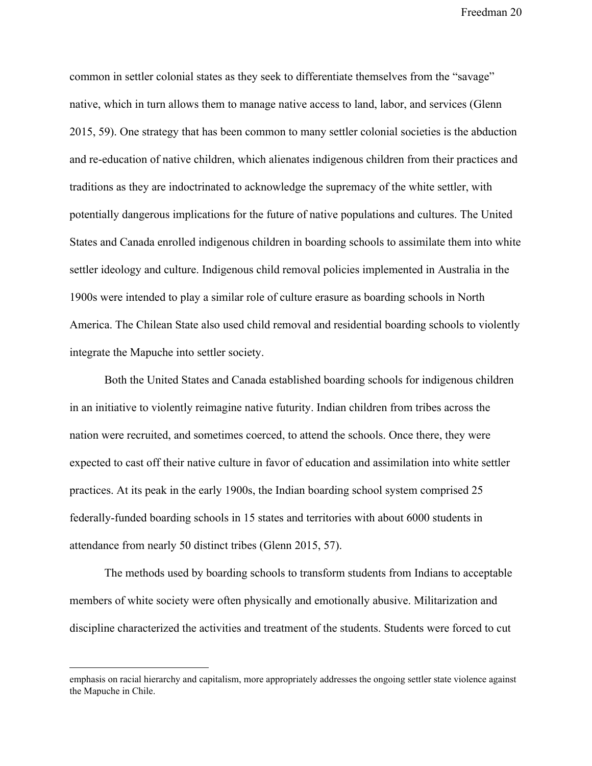common in settler colonial states as they seek to differentiate themselves from the "savage" native, which in turn allows them to manage native access to land, labor, and services (Glenn 2015, 59). One strategy that has been common to many settler colonial societies is the abduction and re-education of native children, which alienates indigenous children from their practices and traditions as they are indoctrinated to acknowledge the supremacy of the white settler, with potentially dangerous implications for the future of native populations and cultures. The United States and Canada enrolled indigenous children in boarding schools to assimilate them into white settler ideology and culture. Indigenous child removal policies implemented in Australia in the 1900s were intended to play a similar role of culture erasure as boarding schools in North America. The Chilean State also used child removal and residential boarding schools to violently integrate the Mapuche into settler society.

Both the United States and Canada established boarding schools for indigenous children in an initiative to violently reimagine native futurity. Indian children from tribes across the nation were recruited, and sometimes coerced, to attend the schools. Once there, they were expected to cast off their native culture in favor of education and assimilation into white settler practices. At its peak in the early 1900s, the Indian boarding school system comprised 25 federally-funded boarding schools in 15 states and territories with about 6000 students in attendance from nearly 50 distinct tribes (Glenn 2015, 57).

The methods used by boarding schools to transform students from Indians to acceptable members of white society were often physically and emotionally abusive. Militarization and discipline characterized the activities and treatment of the students. Students were forced to cut

---

emphasis on racial hierarchy and capitalism, more appropriately addresses the ongoing settler state violence against the Mapuche in Chile.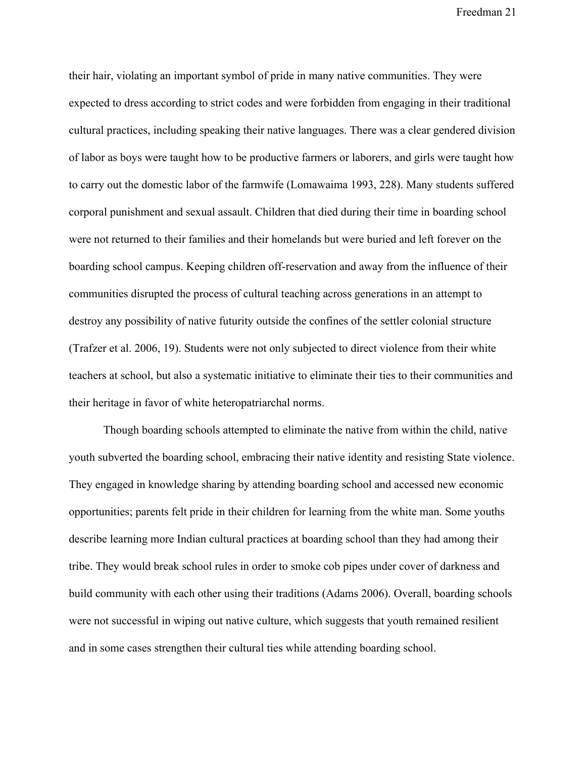their hair, violating an important symbol of pride in many native communities. They were expected to dress according to strict codes and were forbidden from engaging in their traditional cultural practices, including speaking their native languages. There was a clear gendered division of labor as boys were taught how to be productive farmers or laborers, and girls were taught how to carry out the domestic labor of the farmwife (Lomawaima 1993, 228). Many students suffered corporal punishment and sexual assault. Children that died during their time in boarding school were not returned to their families and their homelands but were buried and left forever on the boarding school campus. Keeping children off-reservation and away from the influence of their communities disrupted the process of cultural teaching across generations in an attempt to destroy any possibility of native futurity outside the confines of the settler colonial structure (Trafzer et al. 2006, 19). Students were not only subjected to direct violence from their white teachers at school, but also a systematic initiative to eliminate their ties to their communities and their heritage in favor of white heteropatriarchal norms.

Though boarding schools attempted to eliminate the native from within the child, native youth subverted the boarding school, embracing their native identity and resisting State violence. They engaged in knowledge sharing by attending boarding school and accessed new economic opportunities; parents felt pride in their children for learning from the white man. Some youths describe learning more Indian cultural practices at boarding school than they had among their tribe. They would break school rules in order to smoke cob pipes under cover of darkness and build community with each other using their traditions (Adams 2006). Overall, boarding schools were not successful in wiping out native culture, which suggests that youth remained resilient and in some cases strengthen their cultural ties while attending boarding school.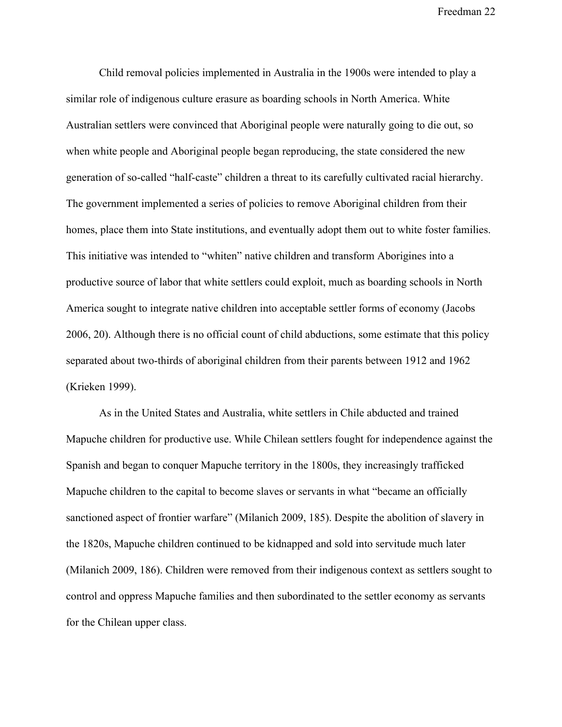Child removal policies implemented in Australia in the 1900s were intended to play a similar role of indigenous culture erasure as boarding schools in North America. White Australian settlers were convinced that Aboriginal people were naturally going to die out, so when white people and Aboriginal people began reproducing, the state considered the new generation of so-called "half-caste" children a threat to its carefully cultivated racial hierarchy. The government implemented a series of policies to remove Aboriginal children from their homes, place them into State institutions, and eventually adopt them out to white foster families. This initiative was intended to "whiten" native children and transform Aborigines into a productive source of labor that white settlers could exploit, much as boarding schools in North America sought to integrate native children into acceptable settler forms of economy (Jacobs 2006, 20). Although there is no official count of child abductions, some estimate that this policy separated about two-thirds of aboriginal children from their parents between 1912 and 1962 (Krieken 1999).

As in the United States and Australia, white settlers in Chile abducted and trained Mapuche children for productive use. While Chilean settlers fought for independence against the Spanish and began to conquer Mapuche territory in the 1800s, they increasingly trafficked Mapuche children to the capital to become slaves or servants in what "became an officially sanctioned aspect of frontier warfare" (Milanich 2009, 185). Despite the abolition of slavery in the 1820s, Mapuche children continued to be kidnapped and sold into servitude much later (Milanich 2009, 186). Children were removed from their indigenous context as settlers sought to control and oppress Mapuche families and then subordinated to the settler economy as servants for the Chilean upper class.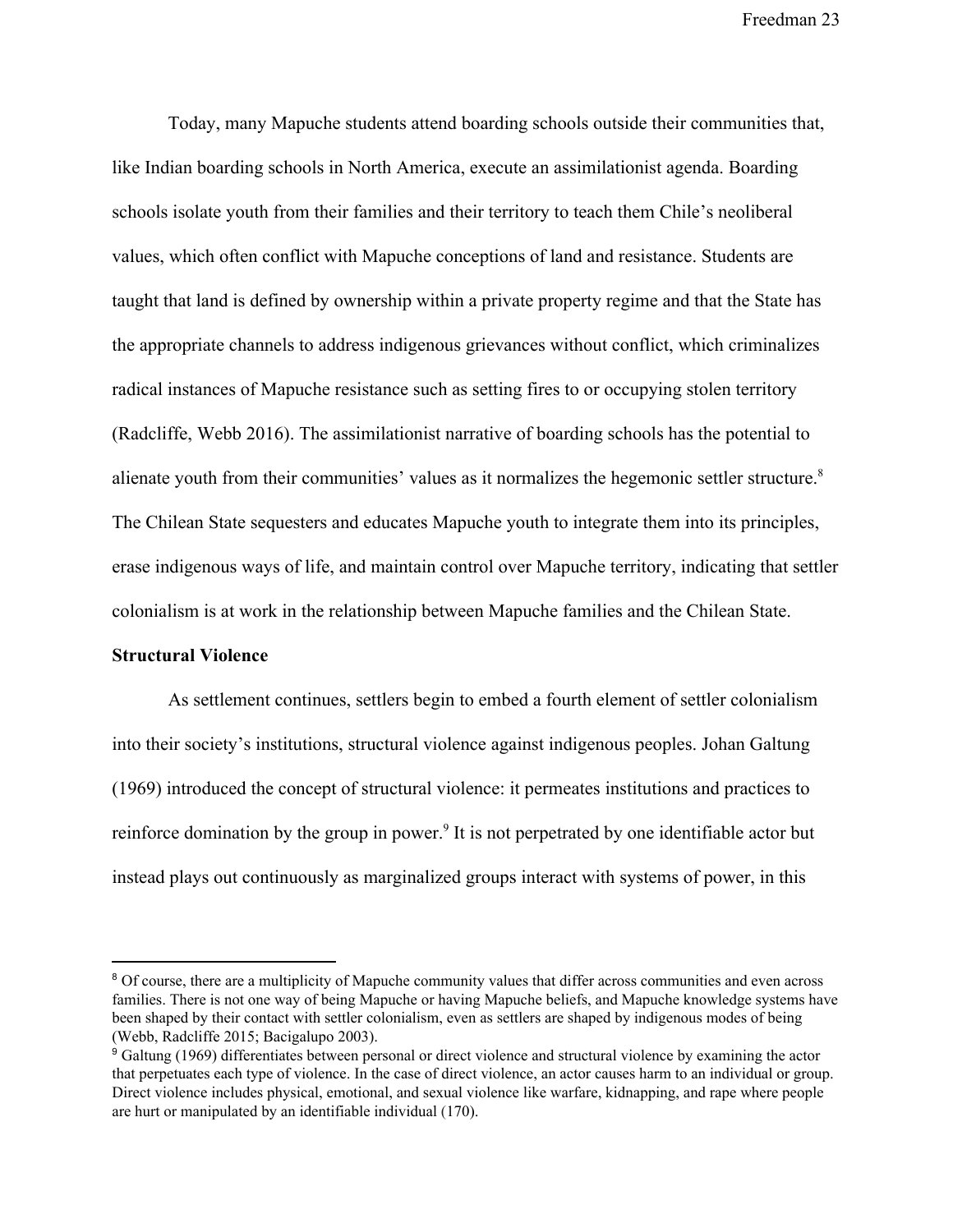Today, many Mapuche students attend boarding schools outside their communities that, like Indian boarding schools in North America, execute an assimilationist agenda. Boarding schools isolate youth from their families and their territory to teach them Chile's neoliberal values, which often conflict with Mapuche conceptions of land and resistance. Students are taught that land is defined by ownership within a private property regime and that the State has the appropriate channels to address indigenous grievances without conflict, which criminalizes radical instances of Mapuche resistance such as setting fires to or occupying stolen territory (Radcliffe, Webb 2016). The assimilationist narrative of boarding schools has the potential to alienate youth from their communities' values as it normalizes the hegemonic settler structure.[8] The Chilean State sequesters and educates Mapuche youth to integrate them into its principles, erase indigenous ways of life, and maintain control over Mapuche territory, indicating that settler colonialism is at work in the relationship between Mapuche families and the Chilean State.

**Structural Violence**

As settlement continues, settlers begin to embed a fourth element of settler colonialism into their society's institutions, structural violence against indigenous peoples. Johan Galtung (1969) introduced the concept of structural violence: it permeates institutions and practices to reinforce domination by the group in power.[9] It is not perpetrated by one identifiable actor but instead plays out continuously as marginalized groups interact with systems of power, in this

---

[8] Of course, there are a multiplicity of Mapuche community values that differ across communities and even across families. There is not one way of being Mapuche or having Mapuche beliefs, and Mapuche knowledge systems have been shaped by their contact with settler colonialism, even as settlers are shaped by indigenous modes of being (Webb, Radcliffe 2015; Bacigalupo 2003).

[9] Galtung (1969) differentiates between personal or direct violence and structural violence by examining the actor that perpetuates each type of violence. In the case of direct violence, an actor causes harm to an individual or group. Direct violence includes physical, emotional, and sexual violence like warfare, kidnapping, and rape where people are hurt or manipulated by an identifiable individual (170).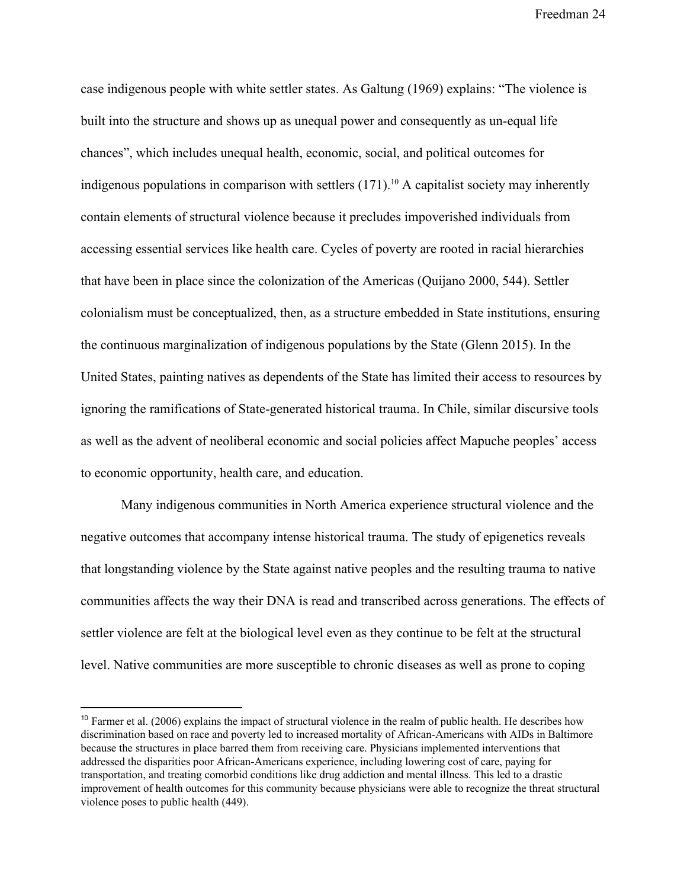case indigenous people with white settler states. As Galtung (1969) explains: "The violence is built into the structure and shows up as unequal power and consequently as un-equal life chances", which includes unequal health, economic, social, and political outcomes for indigenous populations in comparison with settlers (171).[10] A capitalist society may inherently contain elements of structural violence because it precludes impoverished individuals from accessing essential services like health care. Cycles of poverty are rooted in racial hierarchies that have been in place since the colonization of the Americas (Quijano 2000, 544). Settler colonialism must be conceptualized, then, as a structure embedded in State institutions, ensuring the continuous marginalization of indigenous populations by the State (Glenn 2015). In the United States, painting natives as dependents of the State has limited their access to resources by ignoring the ramifications of State-generated historical trauma. In Chile, similar discursive tools as well as the advent of neoliberal economic and social policies affect Mapuche peoples' access to economic opportunity, health care, and education.

Many indigenous communities in North America experience structural violence and the negative outcomes that accompany intense historical trauma. The study of epigenetics reveals that longstanding violence by the State against native peoples and the resulting trauma to native communities affects the way their DNA is read and transcribed across generations. The effects of settler violence are felt at the biological level even as they continue to be felt at the structural level. Native communities are more susceptible to chronic diseases as well as prone to coping

[10] Farmer et al. (2006) explains the impact of structural violence in the realm of public health. He describes how discrimination based on race and poverty led to increased mortality of African-Americans with AIDs in Baltimore because the structures in place barred them from receiving care. Physicians implemented interventions that addressed the disparities poor African-Americans experience, including lowering cost of care, paying for transportation, and treating comorbid conditions like drug addiction and mental illness. This led to a drastic improvement of health outcomes for this community because physicians were able to recognize the threat structural violence poses to public health (449).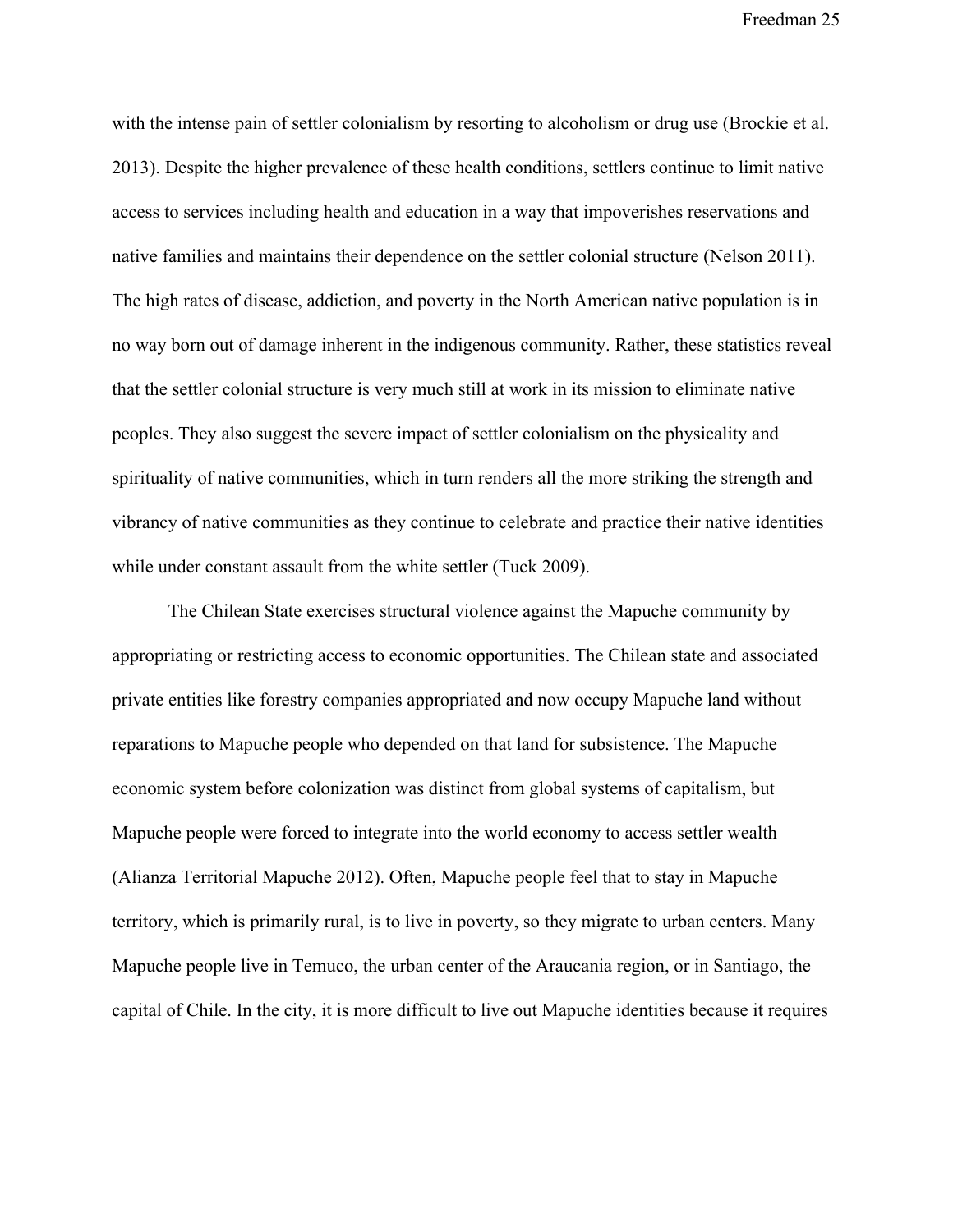with the intense pain of settler colonialism by resorting to alcoholism or drug use (Brockie et al. 2013). Despite the higher prevalence of these health conditions, settlers continue to limit native access to services including health and education in a way that impoverishes reservations and native families and maintains their dependence on the settler colonial structure (Nelson 2011). The high rates of disease, addiction, and poverty in the North American native population is in no way born out of damage inherent in the indigenous community. Rather, these statistics reveal that the settler colonial structure is very much still at work in its mission to eliminate native peoples. They also suggest the severe impact of settler colonialism on the physicality and spirituality of native communities, which in turn renders all the more striking the strength and vibrancy of native communities as they continue to celebrate and practice their native identities while under constant assault from the white settler (Tuck 2009).

The Chilean State exercises structural violence against the Mapuche community by appropriating or restricting access to economic opportunities. The Chilean state and associated private entities like forestry companies appropriated and now occupy Mapuche land without reparations to Mapuche people who depended on that land for subsistence. The Mapuche economic system before colonization was distinct from global systems of capitalism, but Mapuche people were forced to integrate into the world economy to access settler wealth (Alianza Territorial Mapuche 2012). Often, Mapuche people feel that to stay in Mapuche territory, which is primarily rural, is to live in poverty, so they migrate to urban centers. Many Mapuche people live in Temuco, the urban center of the Araucania region, or in Santiago, the capital of Chile. In the city, it is more difficult to live out Mapuche identities because it requires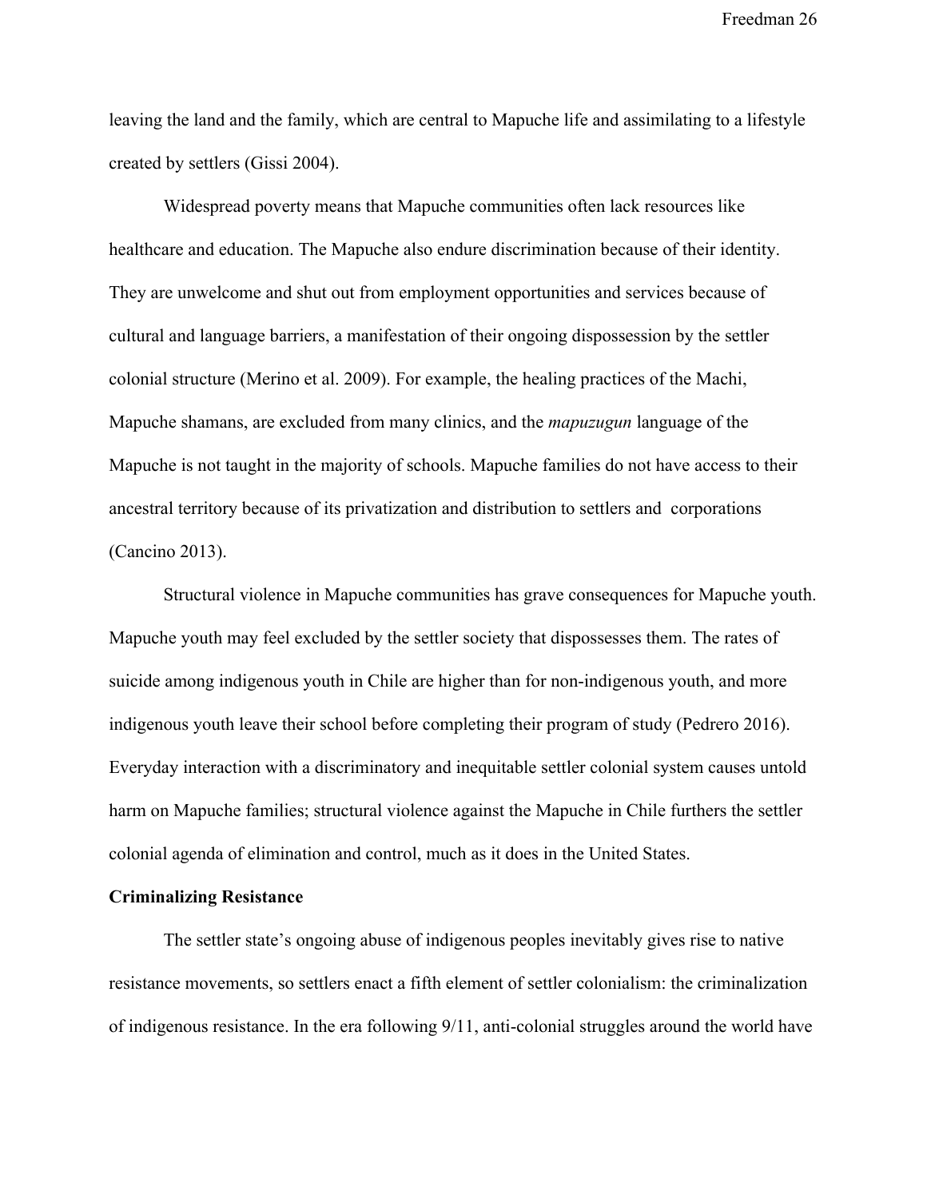leaving the land and the family, which are central to Mapuche life and assimilating to a lifestyle created by settlers (Gissi 2004).

Widespread poverty means that Mapuche communities often lack resources like healthcare and education. The Mapuche also endure discrimination because of their identity. They are unwelcome and shut out from employment opportunities and services because of cultural and language barriers, a manifestation of their ongoing dispossession by the settler colonial structure (Merino et al. 2009). For example, the healing practices of the Machi, Mapuche shamans, are excluded from many clinics, and the *mapuzugun* language of the Mapuche is not taught in the majority of schools. Mapuche families do not have access to their ancestral territory because of its privatization and distribution to settlers and corporations (Cancino 2013).

Structural violence in Mapuche communities has grave consequences for Mapuche youth. Mapuche youth may feel excluded by the settler society that dispossesses them. The rates of suicide among indigenous youth in Chile are higher than for non-indigenous youth, and more indigenous youth leave their school before completing their program of study (Pedrero 2016). Everyday interaction with a discriminatory and inequitable settler colonial system causes untold harm on Mapuche families; structural violence against the Mapuche in Chile furthers the settler colonial agenda of elimination and control, much as it does in the United States.

**Criminalizing Resistance**

The settler state's ongoing abuse of indigenous peoples inevitably gives rise to native resistance movements, so settlers enact a fifth element of settler colonialism: the criminalization of indigenous resistance. In the era following 9/11, anti-colonial struggles around the world have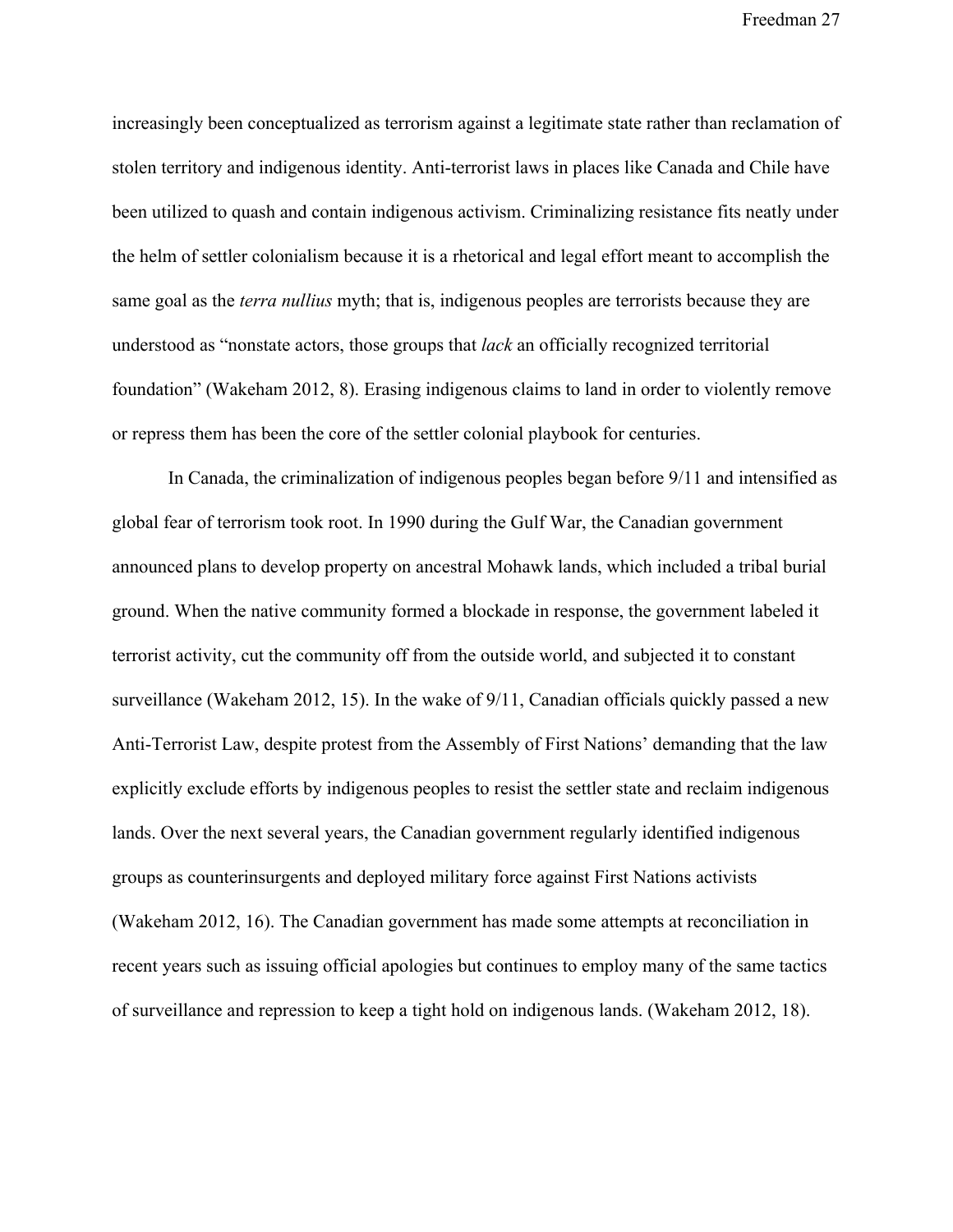increasingly been conceptualized as terrorism against a legitimate state rather than reclamation of stolen territory and indigenous identity. Anti-terrorist laws in places like Canada and Chile have been utilized to quash and contain indigenous activism. Criminalizing resistance fits neatly under the helm of settler colonialism because it is a rhetorical and legal effort meant to accomplish the same goal as the *terra nullius* myth; that is, indigenous peoples are terrorists because they are understood as "nonstate actors, those groups that *lack* an officially recognized territorial foundation" (Wakeham 2012, 8). Erasing indigenous claims to land in order to violently remove or repress them has been the core of the settler colonial playbook for centuries.

In Canada, the criminalization of indigenous peoples began before 9/11 and intensified as global fear of terrorism took root. In 1990 during the Gulf War, the Canadian government announced plans to develop property on ancestral Mohawk lands, which included a tribal burial ground. When the native community formed a blockade in response, the government labeled it terrorist activity, cut the community off from the outside world, and subjected it to constant surveillance (Wakeham 2012, 15). In the wake of 9/11, Canadian officials quickly passed a new Anti-Terrorist Law, despite protest from the Assembly of First Nations' demanding that the law explicitly exclude efforts by indigenous peoples to resist the settler state and reclaim indigenous lands. Over the next several years, the Canadian government regularly identified indigenous groups as counterinsurgents and deployed military force against First Nations activists (Wakeham 2012, 16). The Canadian government has made some attempts at reconciliation in recent years such as issuing official apologies but continues to employ many of the same tactics of surveillance and repression to keep a tight hold on indigenous lands. (Wakeham 2012, 18).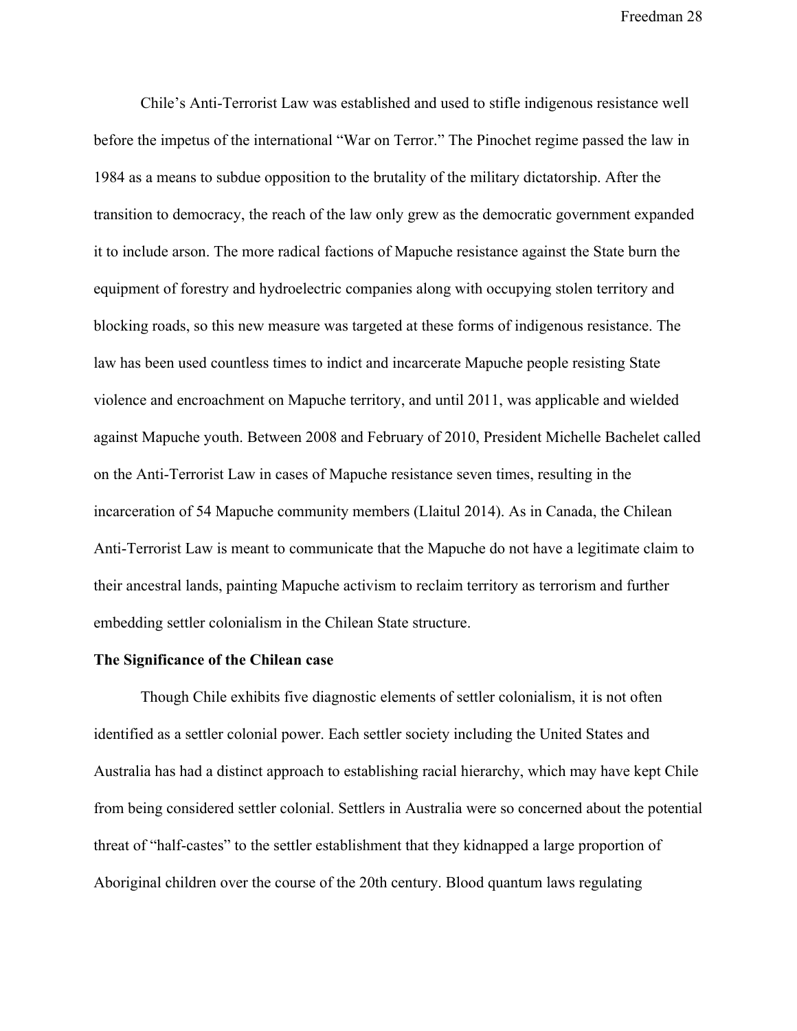Chile's Anti-Terrorist Law was established and used to stifle indigenous resistance well before the impetus of the international "War on Terror." The Pinochet regime passed the law in 1984 as a means to subdue opposition to the brutality of the military dictatorship. After the transition to democracy, the reach of the law only grew as the democratic government expanded it to include arson. The more radical factions of Mapuche resistance against the State burn the equipment of forestry and hydroelectric companies along with occupying stolen territory and blocking roads, so this new measure was targeted at these forms of indigenous resistance. The law has been used countless times to indict and incarcerate Mapuche people resisting State violence and encroachment on Mapuche territory, and until 2011, was applicable and wielded against Mapuche youth. Between 2008 and February of 2010, President Michelle Bachelet called on the Anti-Terrorist Law in cases of Mapuche resistance seven times, resulting in the incarceration of 54 Mapuche community members (Llaitul 2014). As in Canada, the Chilean Anti-Terrorist Law is meant to communicate that the Mapuche do not have a legitimate claim to their ancestral lands, painting Mapuche activism to reclaim territory as terrorism and further embedding settler colonialism in the Chilean State structure.

**The Significance of the Chilean case**

Though Chile exhibits five diagnostic elements of settler colonialism, it is not often identified as a settler colonial power. Each settler society including the United States and Australia has had a distinct approach to establishing racial hierarchy, which may have kept Chile from being considered settler colonial. Settlers in Australia were so concerned about the potential threat of "half-castes" to the settler establishment that they kidnapped a large proportion of Aboriginal children over the course of the 20th century. Blood quantum laws regulating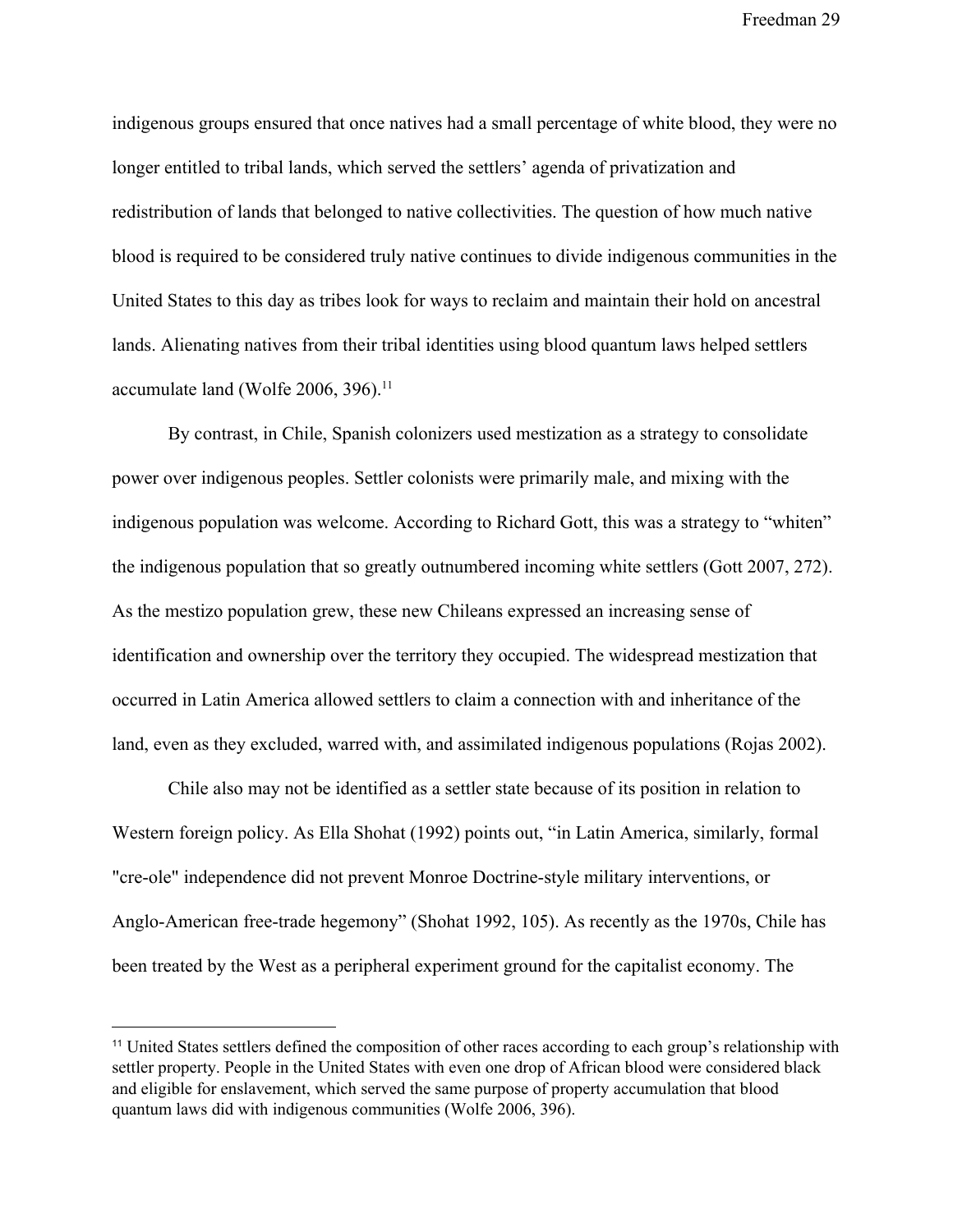indigenous groups ensured that once natives had a small percentage of white blood, they were no longer entitled to tribal lands, which served the settlers' agenda of privatization and redistribution of lands that belonged to native collectivities. The question of how much native blood is required to be considered truly native continues to divide indigenous communities in the United States to this day as tribes look for ways to reclaim and maintain their hold on ancestral lands. Alienating natives from their tribal identities using blood quantum laws helped settlers accumulate land (Wolfe 2006, 396).[11]

By contrast, in Chile, Spanish colonizers used mestization as a strategy to consolidate power over indigenous peoples. Settler colonists were primarily male, and mixing with the indigenous population was welcome. According to Richard Gott, this was a strategy to "whiten" the indigenous population that so greatly outnumbered incoming white settlers (Gott 2007, 272). As the mestizo population grew, these new Chileans expressed an increasing sense of identification and ownership over the territory they occupied. The widespread mestization that occurred in Latin America allowed settlers to claim a connection with and inheritance of the land, even as they excluded, warred with, and assimilated indigenous populations (Rojas 2002).

Chile also may not be identified as a settler state because of its position in relation to Western foreign policy. As Ella Shohat (1992) points out, "in Latin America, similarly, formal "cre-ole" independence did not prevent Monroe Doctrine-style military interventions, or Anglo-American free-trade hegemony" (Shohat 1992, 105). As recently as the 1970s, Chile has been treated by the West as a peripheral experiment ground for the capitalist economy. The

[11] United States settlers defined the composition of other races according to each group's relationship with settler property. People in the United States with even one drop of African blood were considered black and eligible for enslavement, which served the same purpose of property accumulation that blood quantum laws did with indigenous communities (Wolfe 2006, 396).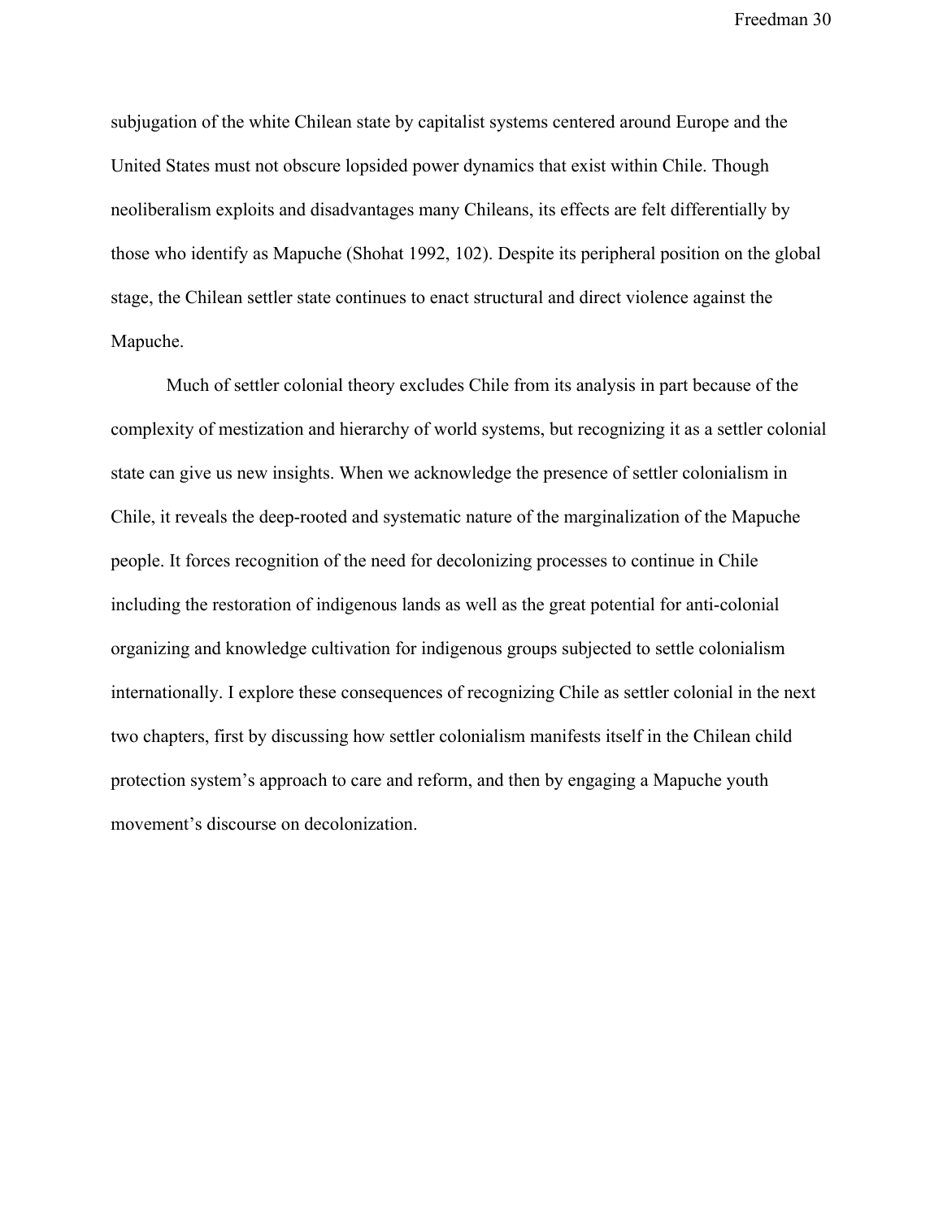subjugation of the white Chilean state by capitalist systems centered around Europe and the United States must not obscure lopsided power dynamics that exist within Chile. Though neoliberalism exploits and disadvantages many Chileans, its effects are felt differentially by those who identify as Mapuche (Shohat 1992, 102). Despite its peripheral position on the global stage, the Chilean settler state continues to enact structural and direct violence against the Mapuche.

Much of settler colonial theory excludes Chile from its analysis in part because of the complexity of mestization and hierarchy of world systems, but recognizing it as a settler colonial state can give us new insights. When we acknowledge the presence of settler colonialism in Chile, it reveals the deep-rooted and systematic nature of the marginalization of the Mapuche people. It forces recognition of the need for decolonizing processes to continue in Chile including the restoration of indigenous lands as well as the great potential for anti-colonial organizing and knowledge cultivation for indigenous groups subjected to settle colonialism internationally. I explore these consequences of recognizing Chile as settler colonial in the next two chapters, first by discussing how settler colonialism manifests itself in the Chilean child protection system's approach to care and reform, and then by engaging a Mapuche youth movement's discourse on decolonization.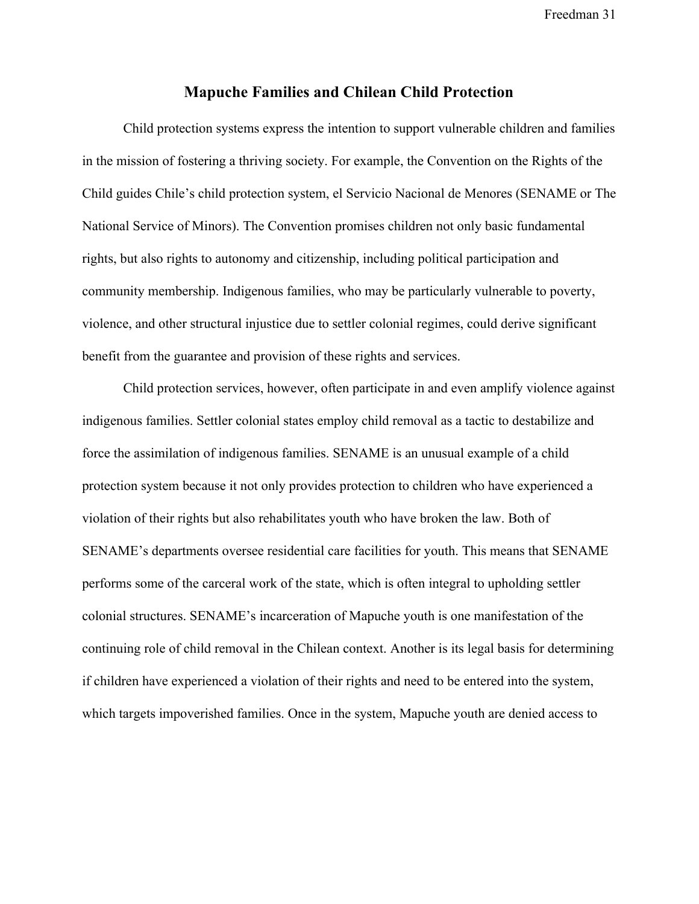## Mapuche Families and Chilean Child Protection

Child protection systems express the intention to support vulnerable children and families in the mission of fostering a thriving society. For example, the Convention on the Rights of the Child guides Chile's child protection system, el Servicio Nacional de Menores (SENAME or The National Service of Minors). The Convention promises children not only basic fundamental rights, but also rights to autonomy and citizenship, including political participation and community membership. Indigenous families, who may be particularly vulnerable to poverty, violence, and other structural injustice due to settler colonial regimes, could derive significant benefit from the guarantee and provision of these rights and services.

Child protection services, however, often participate in and even amplify violence against indigenous families. Settler colonial states employ child removal as a tactic to destabilize and force the assimilation of indigenous families. SENAME is an unusual example of a child protection system because it not only provides protection to children who have experienced a violation of their rights but also rehabilitates youth who have broken the law. Both of SENAME's departments oversee residential care facilities for youth. This means that SENAME performs some of the carceral work of the state, which is often integral to upholding settler colonial structures. SENAME's incarceration of Mapuche youth is one manifestation of the continuing role of child removal in the Chilean context. Another is its legal basis for determining if children have experienced a violation of their rights and need to be entered into the system, which targets impoverished families. Once in the system, Mapuche youth are denied access to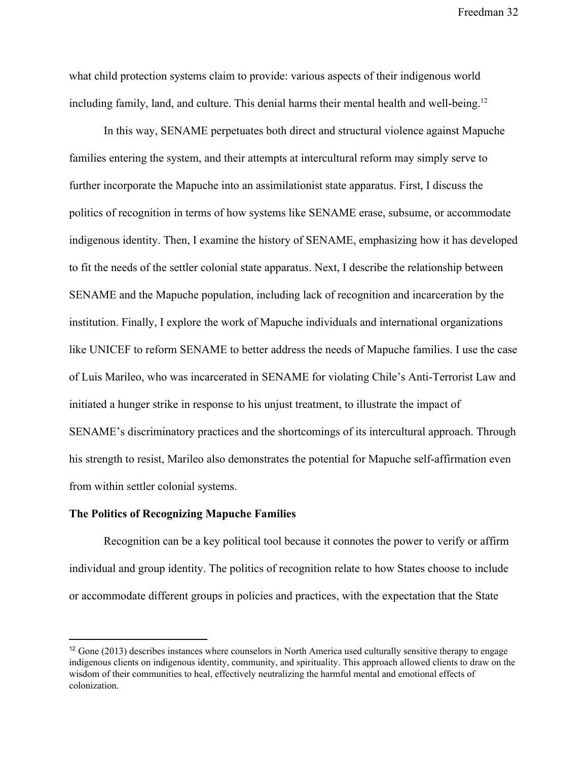what child protection systems claim to provide: various aspects of their indigenous world including family, land, and culture. This denial harms their mental health and well-being.[12]

In this way, SENAME perpetuates both direct and structural violence against Mapuche families entering the system, and their attempts at intercultural reform may simply serve to further incorporate the Mapuche into an assimilationist state apparatus. First, I discuss the politics of recognition in terms of how systems like SENAME erase, subsume, or accommodate indigenous identity. Then, I examine the history of SENAME, emphasizing how it has developed to fit the needs of the settler colonial state apparatus. Next, I describe the relationship between SENAME and the Mapuche population, including lack of recognition and incarceration by the institution. Finally, I explore the work of Mapuche individuals and international organizations like UNICEF to reform SENAME to better address the needs of Mapuche families. I use the case of Luis Marileo, who was incarcerated in SENAME for violating Chile's Anti-Terrorist Law and initiated a hunger strike in response to his unjust treatment, to illustrate the impact of SENAME's discriminatory practices and the shortcomings of its intercultural approach. Through his strength to resist, Marileo also demonstrates the potential for Mapuche self-affirmation even from within settler colonial systems.

**The Politics of Recognizing Mapuche Families**

Recognition can be a key political tool because it connotes the power to verify or affirm individual and group identity. The politics of recognition relate to how States choose to include or accommodate different groups in policies and practices, with the expectation that the State

[12] Gone (2013) describes instances where counselors in North America used culturally sensitive therapy to engage indigenous clients on indigenous identity, community, and spirituality. This approach allowed clients to draw on the wisdom of their communities to heal, effectively neutralizing the harmful mental and emotional effects of colonization.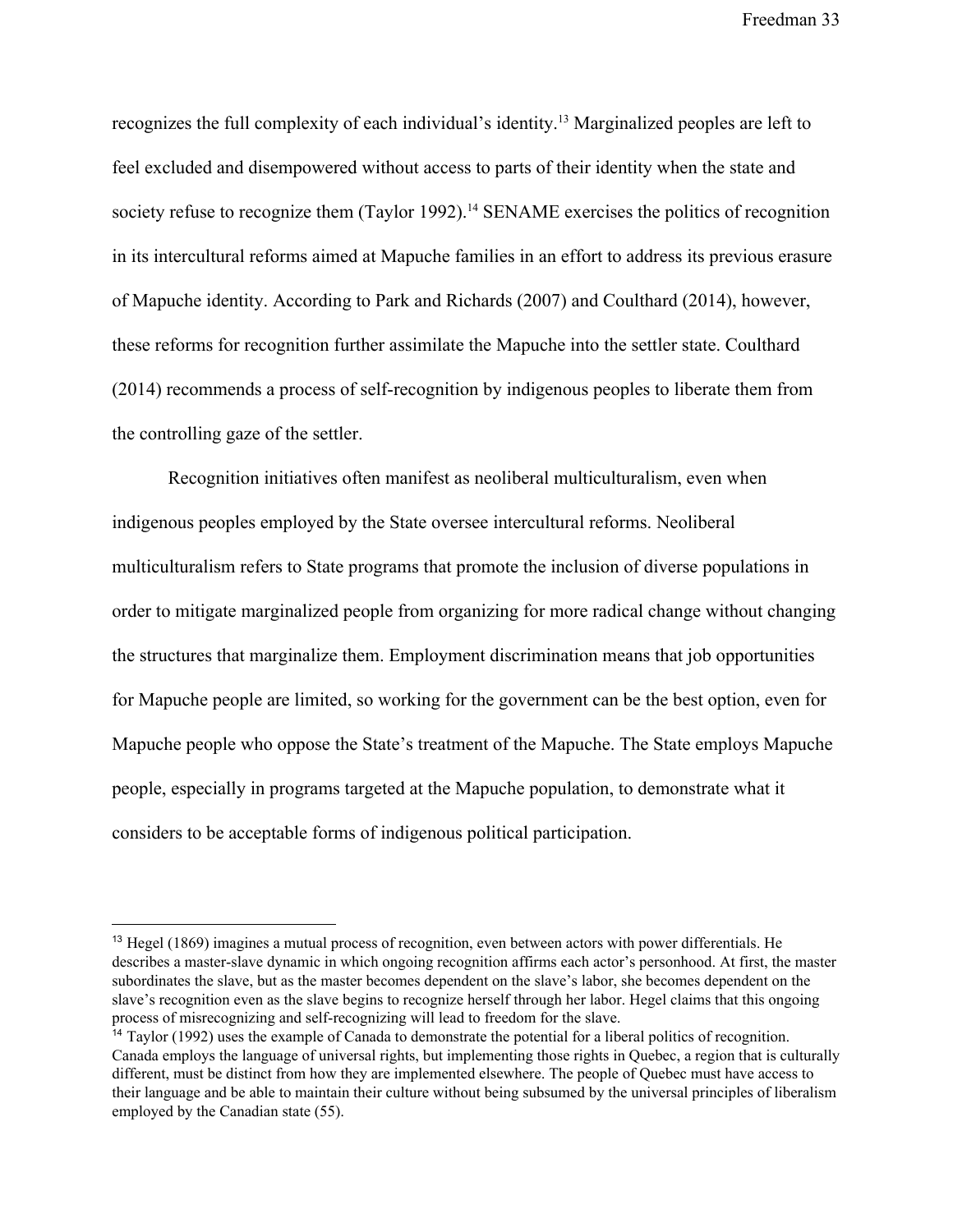recognizes the full complexity of each individual's identity.[13] Marginalized peoples are left to feel excluded and disempowered without access to parts of their identity when the state and society refuse to recognize them (Taylor 1992).[14] SENAME exercises the politics of recognition in its intercultural reforms aimed at Mapuche families in an effort to address its previous erasure of Mapuche identity. According to Park and Richards (2007) and Coulthard (2014), however, these reforms for recognition further assimilate the Mapuche into the settler state. Coulthard (2014) recommends a process of self-recognition by indigenous peoples to liberate them from the controlling gaze of the settler.

Recognition initiatives often manifest as neoliberal multiculturalism, even when indigenous peoples employed by the State oversee intercultural reforms. Neoliberal multiculturalism refers to State programs that promote the inclusion of diverse populations in order to mitigate marginalized people from organizing for more radical change without changing the structures that marginalize them. Employment discrimination means that job opportunities for Mapuche people are limited, so working for the government can be the best option, even for Mapuche people who oppose the State's treatment of the Mapuche. The State employs Mapuche people, especially in programs targeted at the Mapuche population, to demonstrate what it considers to be acceptable forms of indigenous political participation.

---

[13] Hegel (1869) imagines a mutual process of recognition, even between actors with power differentials. He describes a master-slave dynamic in which ongoing recognition affirms each actor's personhood. At first, the master subordinates the slave, but as the master becomes dependent on the slave's labor, she becomes dependent on the slave's recognition even as the slave begins to recognize herself through her labor. Hegel claims that this ongoing process of misrecognizing and self-recognizing will lead to freedom for the slave.

[14] Taylor (1992) uses the example of Canada to demonstrate the potential for a liberal politics of recognition. Canada employs the language of universal rights, but implementing those rights in Quebec, a region that is culturally different, must be distinct from how they are implemented elsewhere. The people of Quebec must have access to their language and be able to maintain their culture without being subsumed by the universal principles of liberalism employed by the Canadian state (55).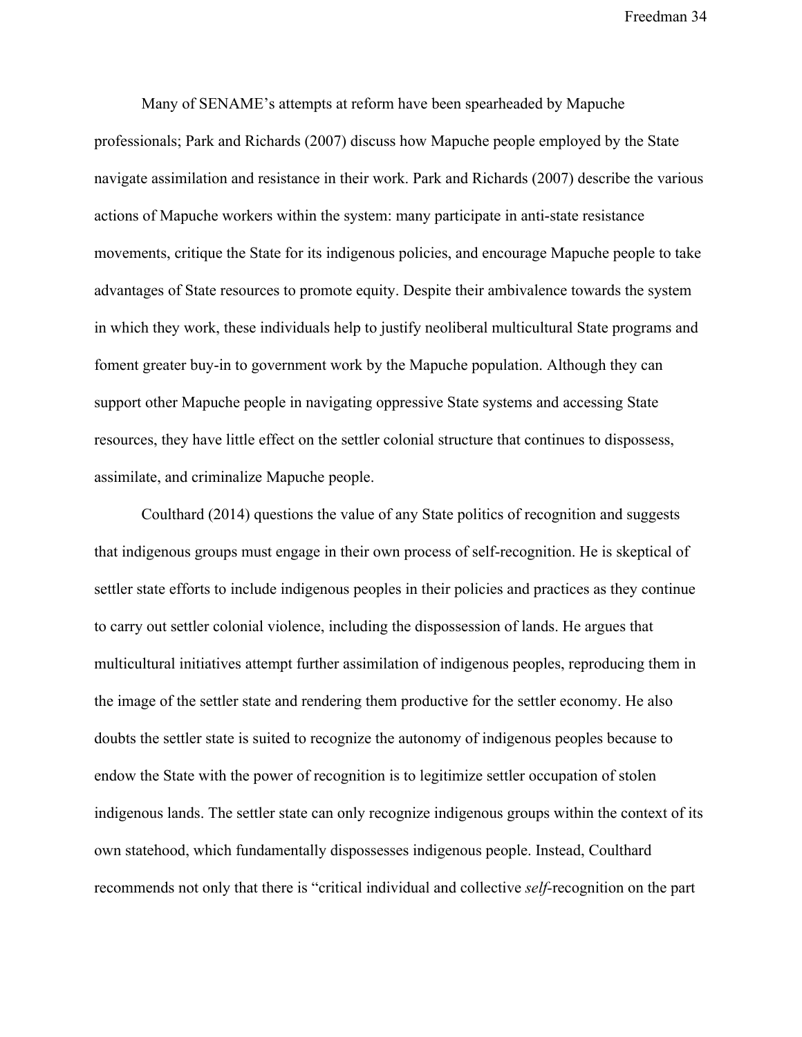Many of SENAME's attempts at reform have been spearheaded by Mapuche professionals; Park and Richards (2007) discuss how Mapuche people employed by the State navigate assimilation and resistance in their work. Park and Richards (2007) describe the various actions of Mapuche workers within the system: many participate in anti-state resistance movements, critique the State for its indigenous policies, and encourage Mapuche people to take advantages of State resources to promote equity. Despite their ambivalence towards the system in which they work, these individuals help to justify neoliberal multicultural State programs and foment greater buy-in to government work by the Mapuche population. Although they can support other Mapuche people in navigating oppressive State systems and accessing State resources, they have little effect on the settler colonial structure that continues to dispossess, assimilate, and criminalize Mapuche people.

Coulthard (2014) questions the value of any State politics of recognition and suggests that indigenous groups must engage in their own process of self-recognition. He is skeptical of settler state efforts to include indigenous peoples in their policies and practices as they continue to carry out settler colonial violence, including the dispossession of lands. He argues that multicultural initiatives attempt further assimilation of indigenous peoples, reproducing them in the image of the settler state and rendering them productive for the settler economy. He also doubts the settler state is suited to recognize the autonomy of indigenous peoples because to endow the State with the power of recognition is to legitimize settler occupation of stolen indigenous lands. The settler state can only recognize indigenous groups within the context of its own statehood, which fundamentally dispossesses indigenous people. Instead, Coulthard recommends not only that there is "critical individual and collective *self*-recognition on the part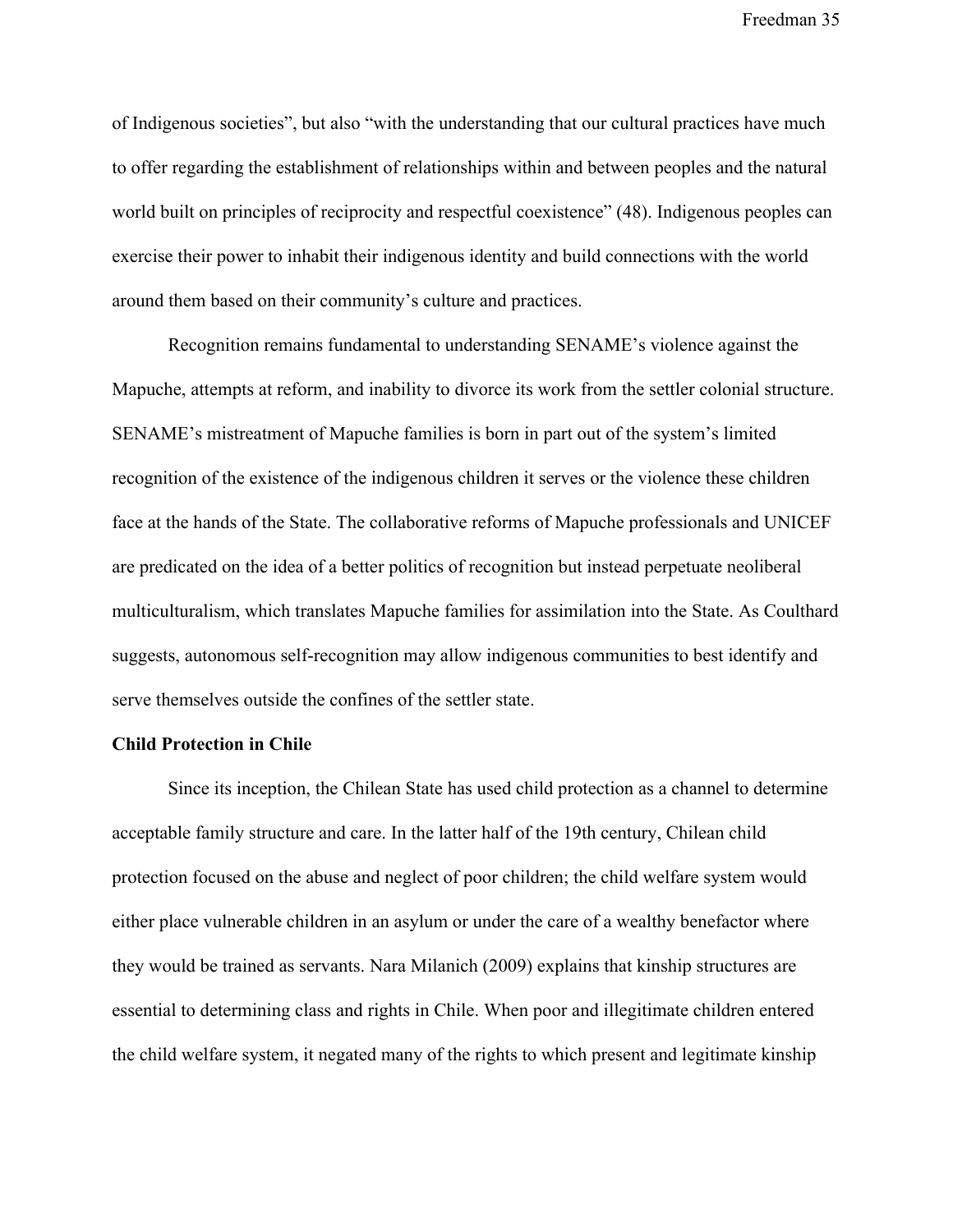of Indigenous societies", but also "with the understanding that our cultural practices have much to offer regarding the establishment of relationships within and between peoples and the natural world built on principles of reciprocity and respectful coexistence" (48). Indigenous peoples can exercise their power to inhabit their indigenous identity and build connections with the world around them based on their community's culture and practices.

Recognition remains fundamental to understanding SENAME's violence against the Mapuche, attempts at reform, and inability to divorce its work from the settler colonial structure. SENAME's mistreatment of Mapuche families is born in part out of the system's limited recognition of the existence of the indigenous children it serves or the violence these children face at the hands of the State. The collaborative reforms of Mapuche professionals and UNICEF are predicated on the idea of a better politics of recognition but instead perpetuate neoliberal multiculturalism, which translates Mapuche families for assimilation into the State. As Coulthard suggests, autonomous self-recognition may allow indigenous communities to best identify and serve themselves outside the confines of the settler state.

**Child Protection in Chile**

Since its inception, the Chilean State has used child protection as a channel to determine acceptable family structure and care. In the latter half of the 19th century, Chilean child protection focused on the abuse and neglect of poor children; the child welfare system would either place vulnerable children in an asylum or under the care of a wealthy benefactor where they would be trained as servants. Nara Milanich (2009) explains that kinship structures are essential to determining class and rights in Chile. When poor and illegitimate children entered the child welfare system, it negated many of the rights to which present and legitimate kinship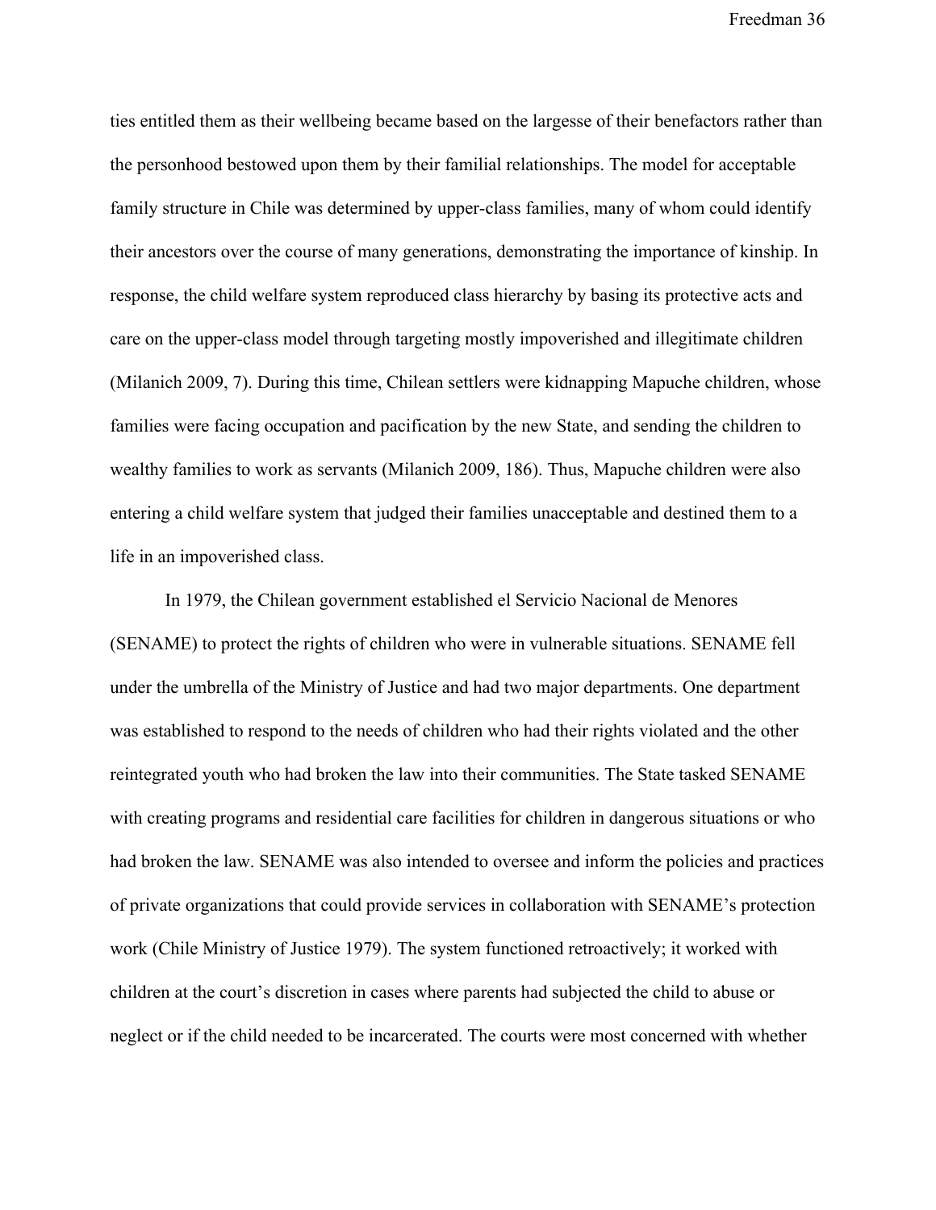ties entitled them as their wellbeing became based on the largesse of their benefactors rather than the personhood bestowed upon them by their familial relationships. The model for acceptable family structure in Chile was determined by upper-class families, many of whom could identify their ancestors over the course of many generations, demonstrating the importance of kinship. In response, the child welfare system reproduced class hierarchy by basing its protective acts and care on the upper-class model through targeting mostly impoverished and illegitimate children (Milanich 2009, 7). During this time, Chilean settlers were kidnapping Mapuche children, whose families were facing occupation and pacification by the new State, and sending the children to wealthy families to work as servants (Milanich 2009, 186). Thus, Mapuche children were also entering a child welfare system that judged their families unacceptable and destined them to a life in an impoverished class.

In 1979, the Chilean government established el Servicio Nacional de Menores (SENAME) to protect the rights of children who were in vulnerable situations. SENAME fell under the umbrella of the Ministry of Justice and had two major departments. One department was established to respond to the needs of children who had their rights violated and the other reintegrated youth who had broken the law into their communities. The State tasked SENAME with creating programs and residential care facilities for children in dangerous situations or who had broken the law. SENAME was also intended to oversee and inform the policies and practices of private organizations that could provide services in collaboration with SENAME's protection work (Chile Ministry of Justice 1979). The system functioned retroactively; it worked with children at the court's discretion in cases where parents had subjected the child to abuse or neglect or if the child needed to be incarcerated. The courts were most concerned with whether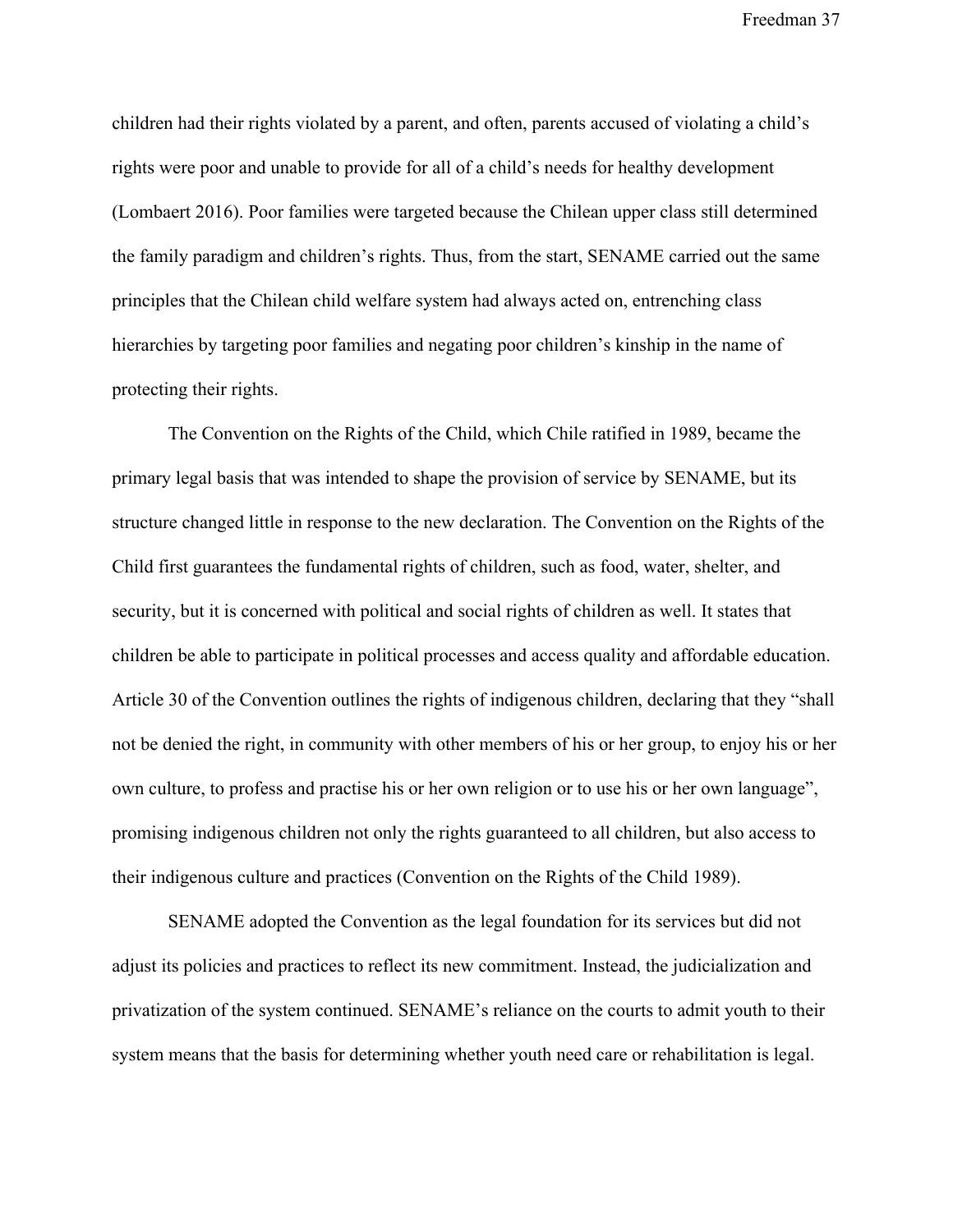children had their rights violated by a parent, and often, parents accused of violating a child's rights were poor and unable to provide for all of a child's needs for healthy development (Lombaert 2016). Poor families were targeted because the Chilean upper class still determined the family paradigm and children's rights. Thus, from the start, SENAME carried out the same principles that the Chilean child welfare system had always acted on, entrenching class hierarchies by targeting poor families and negating poor children's kinship in the name of protecting their rights.

The Convention on the Rights of the Child, which Chile ratified in 1989, became the primary legal basis that was intended to shape the provision of service by SENAME, but its structure changed little in response to the new declaration. The Convention on the Rights of the Child first guarantees the fundamental rights of children, such as food, water, shelter, and security, but it is concerned with political and social rights of children as well. It states that children be able to participate in political processes and access quality and affordable education. Article 30 of the Convention outlines the rights of indigenous children, declaring that they "shall not be denied the right, in community with other members of his or her group, to enjoy his or her own culture, to profess and practise his or her own religion or to use his or her own language", promising indigenous children not only the rights guaranteed to all children, but also access to their indigenous culture and practices (Convention on the Rights of the Child 1989).

SENAME adopted the Convention as the legal foundation for its services but did not adjust its policies and practices to reflect its new commitment. Instead, the judicialization and privatization of the system continued. SENAME's reliance on the courts to admit youth to their system means that the basis for determining whether youth need care or rehabilitation is legal.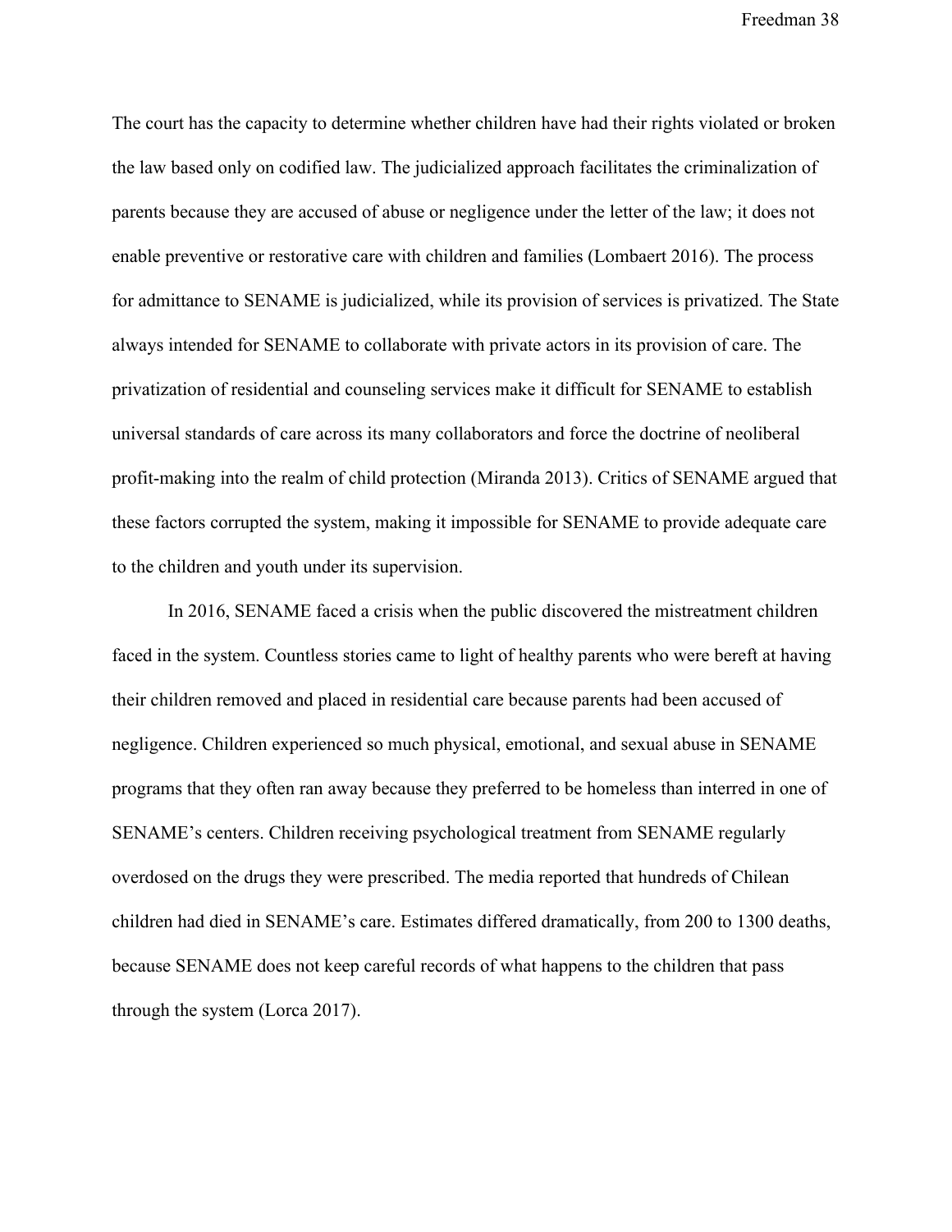The court has the capacity to determine whether children have had their rights violated or broken the law based only on codified law. The judicialized approach facilitates the criminalization of parents because they are accused of abuse or negligence under the letter of the law; it does not enable preventive or restorative care with children and families (Lombaert 2016). The process for admittance to SENAME is judicialized, while its provision of services is privatized. The State always intended for SENAME to collaborate with private actors in its provision of care. The privatization of residential and counseling services make it difficult for SENAME to establish universal standards of care across its many collaborators and force the doctrine of neoliberal profit-making into the realm of child protection (Miranda 2013). Critics of SENAME argued that these factors corrupted the system, making it impossible for SENAME to provide adequate care to the children and youth under its supervision.

In 2016, SENAME faced a crisis when the public discovered the mistreatment children faced in the system. Countless stories came to light of healthy parents who were bereft at having their children removed and placed in residential care because parents had been accused of negligence. Children experienced so much physical, emotional, and sexual abuse in SENAME programs that they often ran away because they preferred to be homeless than interred in one of SENAME's centers. Children receiving psychological treatment from SENAME regularly overdosed on the drugs they were prescribed. The media reported that hundreds of Chilean children had died in SENAME's care. Estimates differed dramatically, from 200 to 1300 deaths, because SENAME does not keep careful records of what happens to the children that pass through the system (Lorca 2017).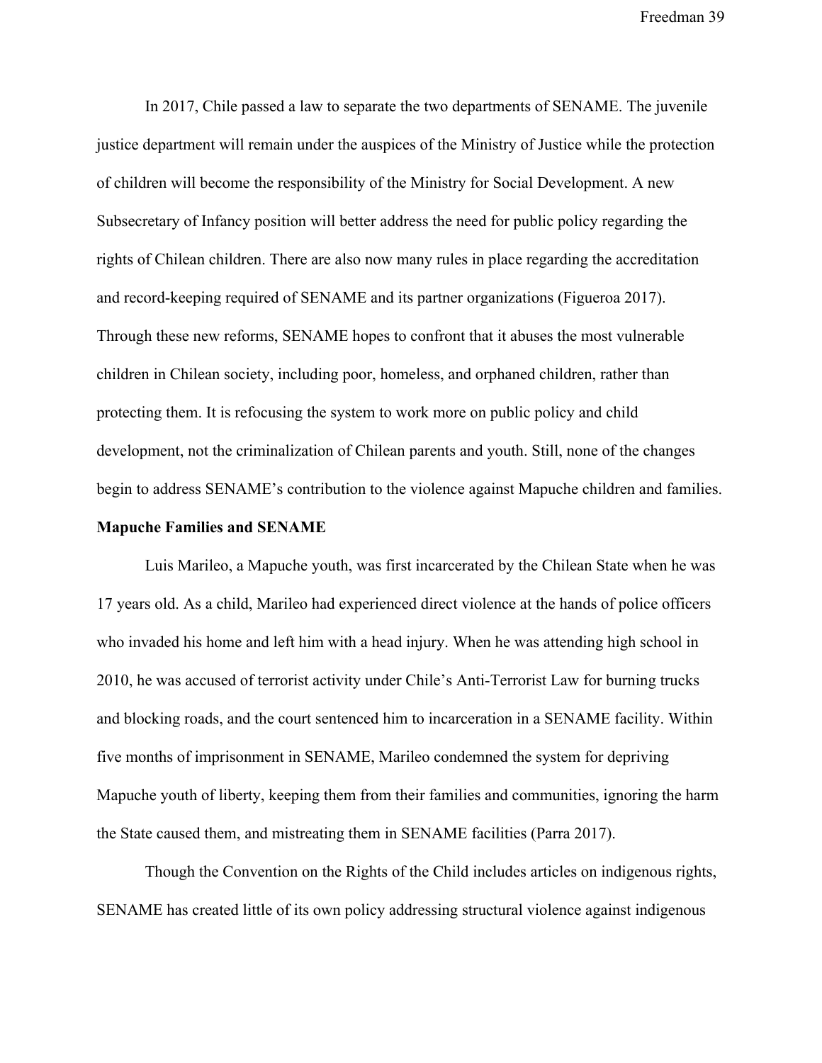In 2017, Chile passed a law to separate the two departments of SENAME. The juvenile justice department will remain under the auspices of the Ministry of Justice while the protection of children will become the responsibility of the Ministry for Social Development. A new Subsecretary of Infancy position will better address the need for public policy regarding the rights of Chilean children. There are also now many rules in place regarding the accreditation and record-keeping required of SENAME and its partner organizations (Figueroa 2017). Through these new reforms, SENAME hopes to confront that it abuses the most vulnerable children in Chilean society, including poor, homeless, and orphaned children, rather than protecting them. It is refocusing the system to work more on public policy and child development, not the criminalization of Chilean parents and youth. Still, none of the changes begin to address SENAME's contribution to the violence against Mapuche children and families.

**Mapuche Families and SENAME**

Luis Marileo, a Mapuche youth, was first incarcerated by the Chilean State when he was 17 years old. As a child, Marileo had experienced direct violence at the hands of police officers who invaded his home and left him with a head injury. When he was attending high school in 2010, he was accused of terrorist activity under Chile's Anti-Terrorist Law for burning trucks and blocking roads, and the court sentenced him to incarceration in a SENAME facility. Within five months of imprisonment in SENAME, Marileo condemned the system for depriving Mapuche youth of liberty, keeping them from their families and communities, ignoring the harm the State caused them, and mistreating them in SENAME facilities (Parra 2017).

Though the Convention on the Rights of the Child includes articles on indigenous rights, SENAME has created little of its own policy addressing structural violence against indigenous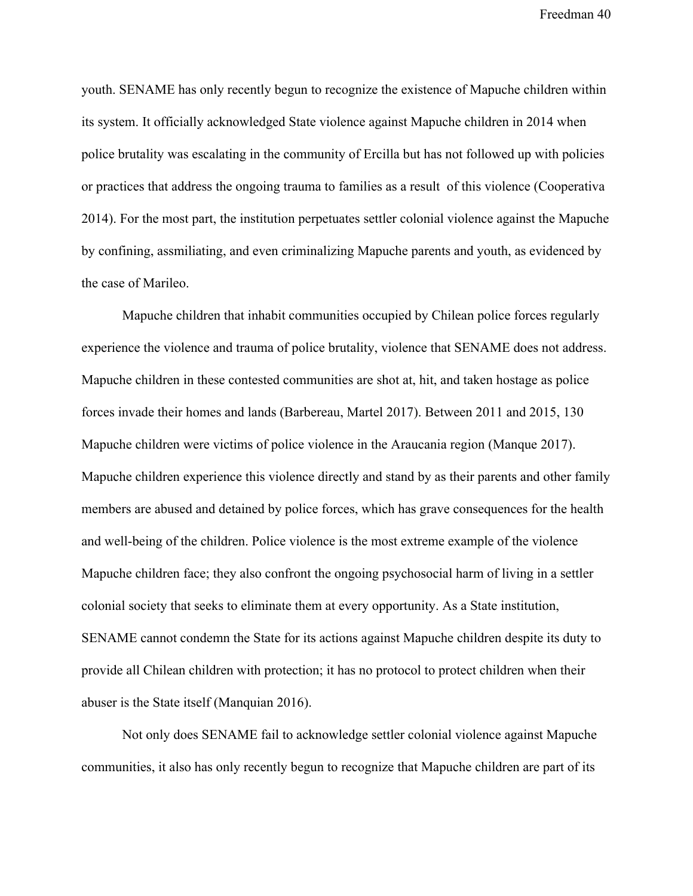youth. SENAME has only recently begun to recognize the existence of Mapuche children within its system. It officially acknowledged State violence against Mapuche children in 2014 when police brutality was escalating in the community of Ercilla but has not followed up with policies or practices that address the ongoing trauma to families as a result of this violence (Cooperativa 2014). For the most part, the institution perpetuates settler colonial violence against the Mapuche by confining, assmiliating, and even criminalizing Mapuche parents and youth, as evidenced by the case of Marileo.

Mapuche children that inhabit communities occupied by Chilean police forces regularly experience the violence and trauma of police brutality, violence that SENAME does not address. Mapuche children in these contested communities are shot at, hit, and taken hostage as police forces invade their homes and lands (Barbereau, Martel 2017). Between 2011 and 2015, 130 Mapuche children were victims of police violence in the Araucania region (Manque 2017). Mapuche children experience this violence directly and stand by as their parents and other family members are abused and detained by police forces, which has grave consequences for the health and well-being of the children. Police violence is the most extreme example of the violence Mapuche children face; they also confront the ongoing psychosocial harm of living in a settler colonial society that seeks to eliminate them at every opportunity. As a State institution, SENAME cannot condemn the State for its actions against Mapuche children despite its duty to provide all Chilean children with protection; it has no protocol to protect children when their abuser is the State itself (Manquian 2016).

Not only does SENAME fail to acknowledge settler colonial violence against Mapuche communities, it also has only recently begun to recognize that Mapuche children are part of its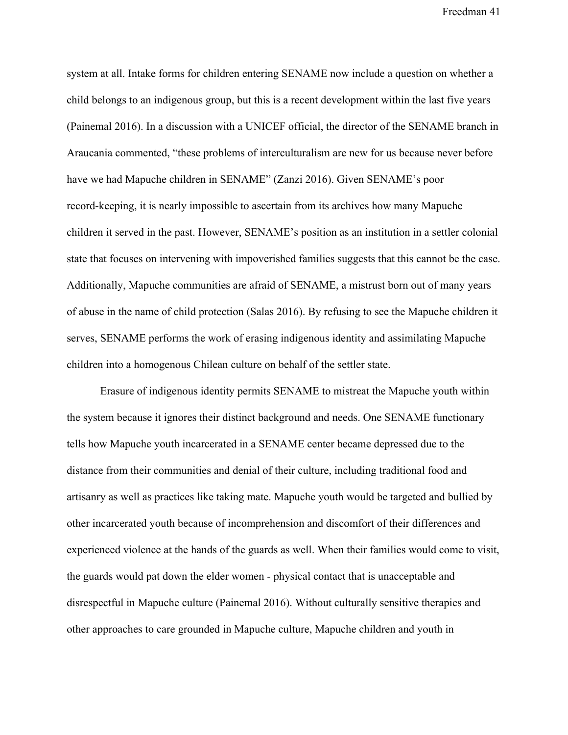system at all. Intake forms for children entering SENAME now include a question on whether a child belongs to an indigenous group, but this is a recent development within the last five years (Painemal 2016). In a discussion with a UNICEF official, the director of the SENAME branch in Araucania commented, "these problems of interculturalism are new for us because never before have we had Mapuche children in SENAME" (Zanzi 2016). Given SENAME's poor record-keeping, it is nearly impossible to ascertain from its archives how many Mapuche children it served in the past. However, SENAME's position as an institution in a settler colonial state that focuses on intervening with impoverished families suggests that this cannot be the case. Additionally, Mapuche communities are afraid of SENAME, a mistrust born out of many years of abuse in the name of child protection (Salas 2016). By refusing to see the Mapuche children it serves, SENAME performs the work of erasing indigenous identity and assimilating Mapuche children into a homogenous Chilean culture on behalf of the settler state.

Erasure of indigenous identity permits SENAME to mistreat the Mapuche youth within the system because it ignores their distinct background and needs. One SENAME functionary tells how Mapuche youth incarcerated in a SENAME center became depressed due to the distance from their communities and denial of their culture, including traditional food and artisanry as well as practices like taking mate. Mapuche youth would be targeted and bullied by other incarcerated youth because of incomprehension and discomfort of their differences and experienced violence at the hands of the guards as well. When their families would come to visit, the guards would pat down the elder women - physical contact that is unacceptable and disrespectful in Mapuche culture (Painemal 2016). Without culturally sensitive therapies and other approaches to care grounded in Mapuche culture, Mapuche children and youth in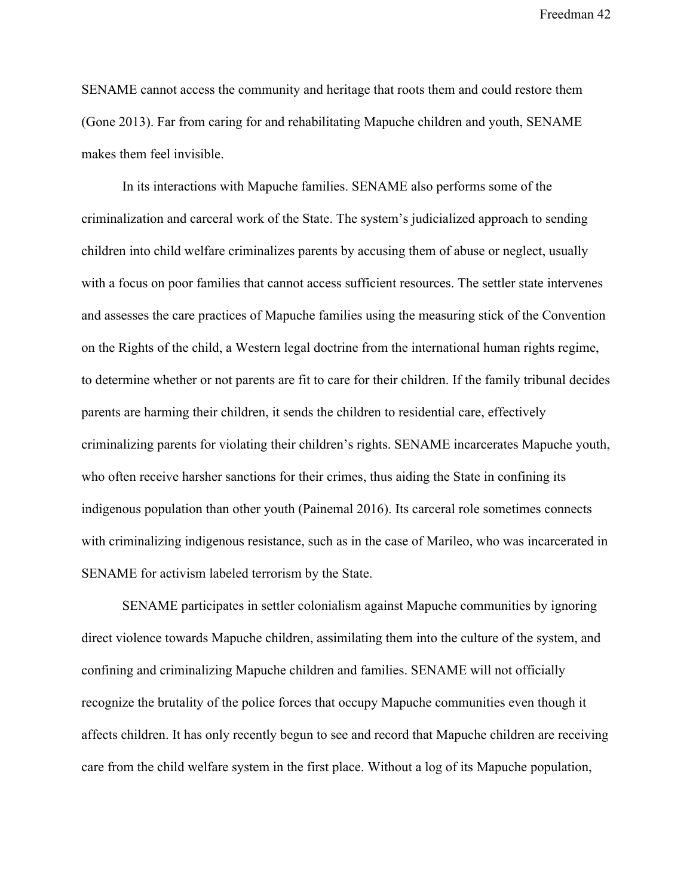SENAME cannot access the community and heritage that roots them and could restore them (Gone 2013). Far from caring for and rehabilitating Mapuche children and youth, SENAME makes them feel invisible.

In its interactions with Mapuche families. SENAME also performs some of the criminalization and carceral work of the State. The system's judicialized approach to sending children into child welfare criminalizes parents by accusing them of abuse or neglect, usually with a focus on poor families that cannot access sufficient resources. The settler state intervenes and assesses the care practices of Mapuche families using the measuring stick of the Convention on the Rights of the child, a Western legal doctrine from the international human rights regime, to determine whether or not parents are fit to care for their children. If the family tribunal decides parents are harming their children, it sends the children to residential care, effectively criminalizing parents for violating their children's rights. SENAME incarcerates Mapuche youth, who often receive harsher sanctions for their crimes, thus aiding the State in confining its indigenous population than other youth (Painemal 2016). Its carceral role sometimes connects with criminalizing indigenous resistance, such as in the case of Marileo, who was incarcerated in SENAME for activism labeled terrorism by the State.

SENAME participates in settler colonialism against Mapuche communities by ignoring direct violence towards Mapuche children, assimilating them into the culture of the system, and confining and criminalizing Mapuche children and families. SENAME will not officially recognize the brutality of the police forces that occupy Mapuche communities even though it affects children. It has only recently begun to see and record that Mapuche children are receiving care from the child welfare system in the first place. Without a log of its Mapuche population,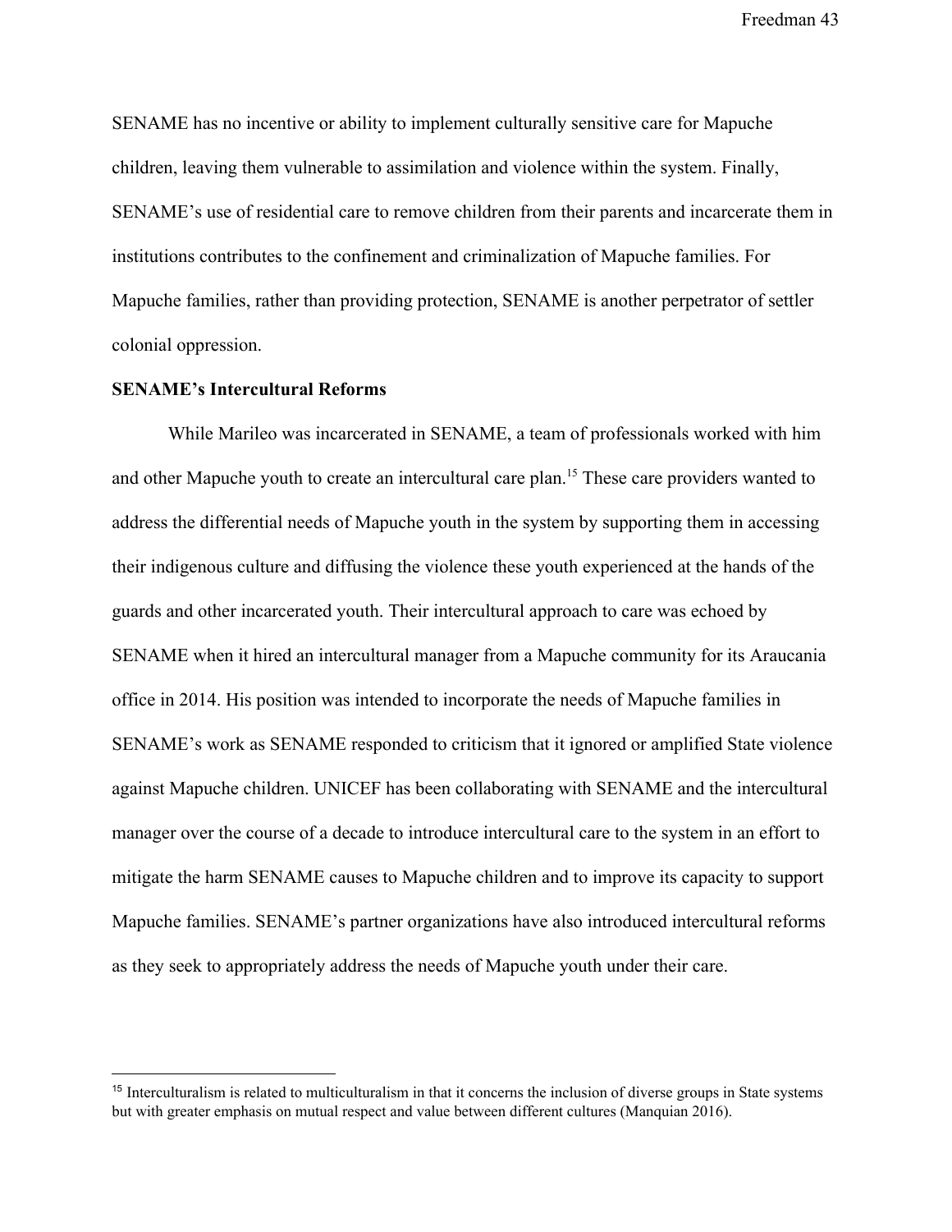SENAME has no incentive or ability to implement culturally sensitive care for Mapuche children, leaving them vulnerable to assimilation and violence within the system. Finally, SENAME's use of residential care to remove children from their parents and incarcerate them in institutions contributes to the confinement and criminalization of Mapuche families. For Mapuche families, rather than providing protection, SENAME is another perpetrator of settler colonial oppression.

**SENAME's Intercultural Reforms**

While Marileo was incarcerated in SENAME, a team of professionals worked with him and other Mapuche youth to create an intercultural care plan.[15] These care providers wanted to address the differential needs of Mapuche youth in the system by supporting them in accessing their indigenous culture and diffusing the violence these youth experienced at the hands of the guards and other incarcerated youth. Their intercultural approach to care was echoed by SENAME when it hired an intercultural manager from a Mapuche community for its Araucania office in 2014. His position was intended to incorporate the needs of Mapuche families in SENAME's work as SENAME responded to criticism that it ignored or amplified State violence against Mapuche children. UNICEF has been collaborating with SENAME and the intercultural manager over the course of a decade to introduce intercultural care to the system in an effort to mitigate the harm SENAME causes to Mapuche children and to improve its capacity to support Mapuche families. SENAME's partner organizations have also introduced intercultural reforms as they seek to appropriately address the needs of Mapuche youth under their care.

[15] Interculturalism is related to multiculturalism in that it concerns the inclusion of diverse groups in State systems but with greater emphasis on mutual respect and value between different cultures (Manquian 2016).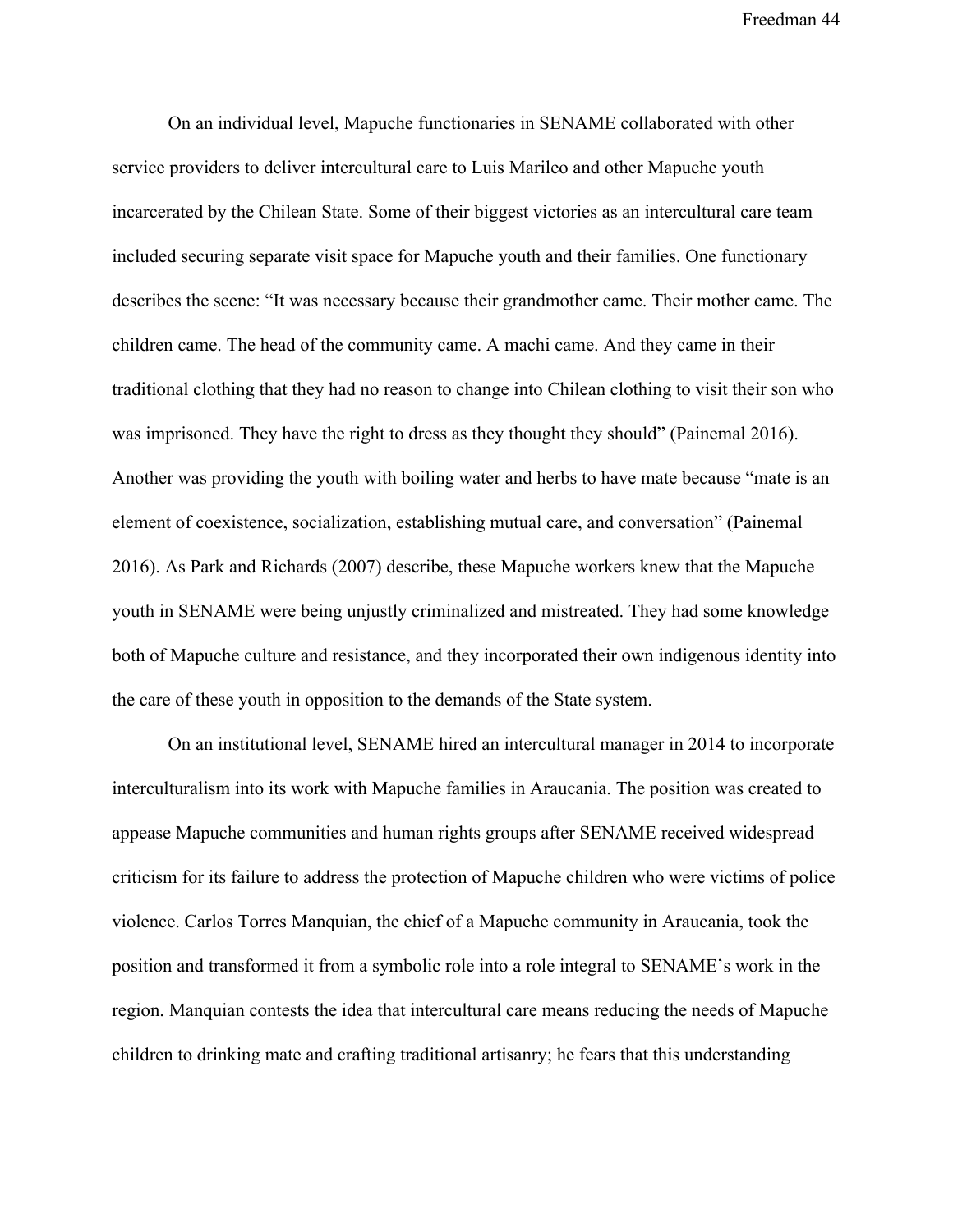On an individual level, Mapuche functionaries in SENAME collaborated with other service providers to deliver intercultural care to Luis Marileo and other Mapuche youth incarcerated by the Chilean State. Some of their biggest victories as an intercultural care team included securing separate visit space for Mapuche youth and their families. One functionary describes the scene: "It was necessary because their grandmother came. Their mother came. The children came. The head of the community came. A machi came. And they came in their traditional clothing that they had no reason to change into Chilean clothing to visit their son who was imprisoned. They have the right to dress as they thought they should" (Painemal 2016). Another was providing the youth with boiling water and herbs to have mate because "mate is an element of coexistence, socialization, establishing mutual care, and conversation" (Painemal 2016). As Park and Richards (2007) describe, these Mapuche workers knew that the Mapuche youth in SENAME were being unjustly criminalized and mistreated. They had some knowledge both of Mapuche culture and resistance, and they incorporated their own indigenous identity into the care of these youth in opposition to the demands of the State system.

On an institutional level, SENAME hired an intercultural manager in 2014 to incorporate interculturalism into its work with Mapuche families in Araucania. The position was created to appease Mapuche communities and human rights groups after SENAME received widespread criticism for its failure to address the protection of Mapuche children who were victims of police violence. Carlos Torres Manquian, the chief of a Mapuche community in Araucania, took the position and transformed it from a symbolic role into a role integral to SENAME's work in the region. Manquian contests the idea that intercultural care means reducing the needs of Mapuche children to drinking mate and crafting traditional artisanry; he fears that this understanding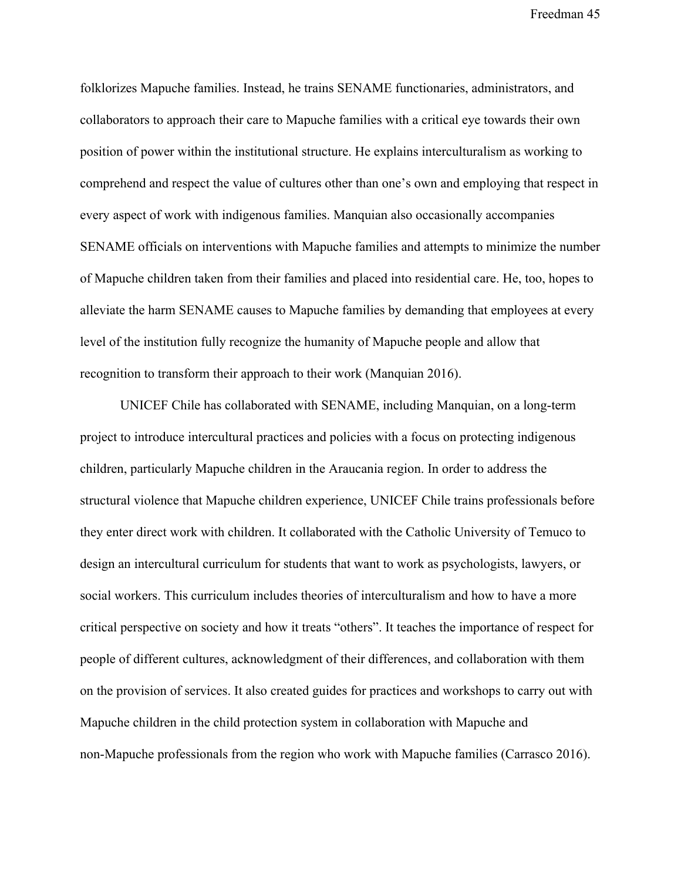folklorizes Mapuche families. Instead, he trains SENAME functionaries, administrators, and collaborators to approach their care to Mapuche families with a critical eye towards their own position of power within the institutional structure. He explains interculturalism as working to comprehend and respect the value of cultures other than one's own and employing that respect in every aspect of work with indigenous families. Manquian also occasionally accompanies SENAME officials on interventions with Mapuche families and attempts to minimize the number of Mapuche children taken from their families and placed into residential care. He, too, hopes to alleviate the harm SENAME causes to Mapuche families by demanding that employees at every level of the institution fully recognize the humanity of Mapuche people and allow that recognition to transform their approach to their work (Manquian 2016).

UNICEF Chile has collaborated with SENAME, including Manquian, on a long-term project to introduce intercultural practices and policies with a focus on protecting indigenous children, particularly Mapuche children in the Araucania region. In order to address the structural violence that Mapuche children experience, UNICEF Chile trains professionals before they enter direct work with children. It collaborated with the Catholic University of Temuco to design an intercultural curriculum for students that want to work as psychologists, lawyers, or social workers. This curriculum includes theories of interculturalism and how to have a more critical perspective on society and how it treats "others". It teaches the importance of respect for people of different cultures, acknowledgment of their differences, and collaboration with them on the provision of services. It also created guides for practices and workshops to carry out with Mapuche children in the child protection system in collaboration with Mapuche and non-Mapuche professionals from the region who work with Mapuche families (Carrasco 2016).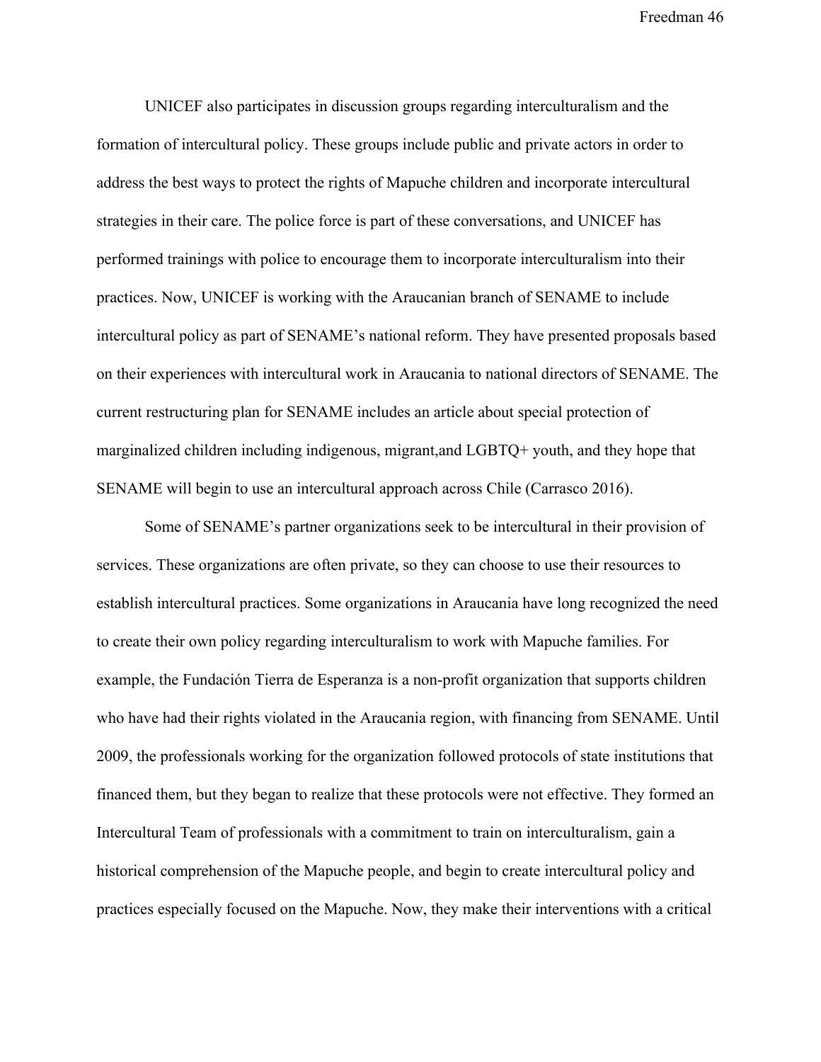UNICEF also participates in discussion groups regarding interculturalism and the formation of intercultural policy. These groups include public and private actors in order to address the best ways to protect the rights of Mapuche children and incorporate intercultural strategies in their care. The police force is part of these conversations, and UNICEF has performed trainings with police to encourage them to incorporate interculturalism into their practices. Now, UNICEF is working with the Araucanian branch of SENAME to include intercultural policy as part of SENAME's national reform. They have presented proposals based on their experiences with intercultural work in Araucania to national directors of SENAME. The current restructuring plan for SENAME includes an article about special protection of marginalized children including indigenous, migrant,and LGBTQ+ youth, and they hope that SENAME will begin to use an intercultural approach across Chile (Carrasco 2016).

Some of SENAME's partner organizations seek to be intercultural in their provision of services. These organizations are often private, so they can choose to use their resources to establish intercultural practices. Some organizations in Araucania have long recognized the need to create their own policy regarding interculturalism to work with Mapuche families. For example, the Fundación Tierra de Esperanza is a non-profit organization that supports children who have had their rights violated in the Araucania region, with financing from SENAME. Until 2009, the professionals working for the organization followed protocols of state institutions that financed them, but they began to realize that these protocols were not effective. They formed an Intercultural Team of professionals with a commitment to train on interculturalism, gain a historical comprehension of the Mapuche people, and begin to create intercultural policy and practices especially focused on the Mapuche. Now, they make their interventions with a critical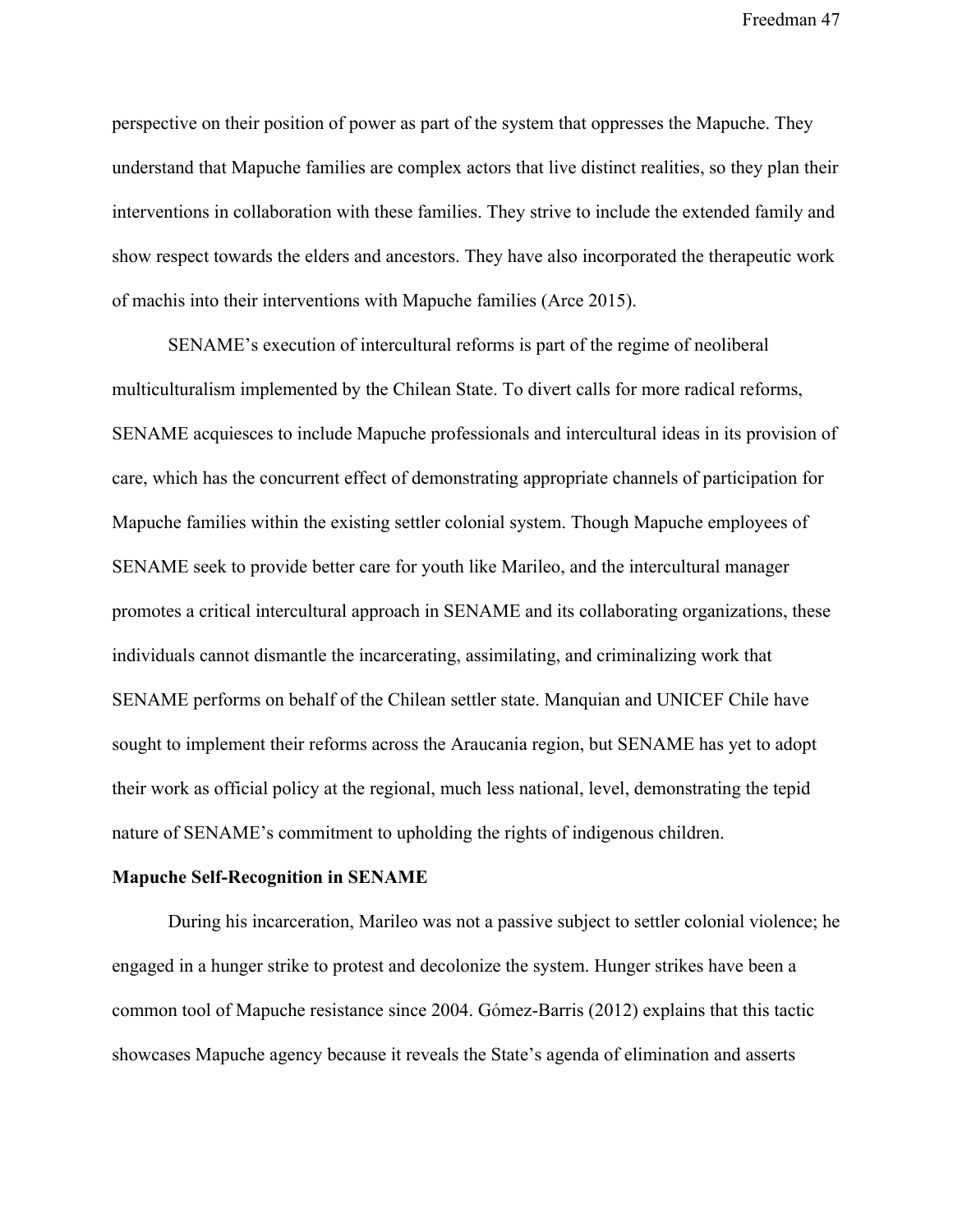perspective on their position of power as part of the system that oppresses the Mapuche. They understand that Mapuche families are complex actors that live distinct realities, so they plan their interventions in collaboration with these families. They strive to include the extended family and show respect towards the elders and ancestors. They have also incorporated the therapeutic work of machis into their interventions with Mapuche families (Arce 2015).

SENAME's execution of intercultural reforms is part of the regime of neoliberal multiculturalism implemented by the Chilean State. To divert calls for more radical reforms, SENAME acquiesces to include Mapuche professionals and intercultural ideas in its provision of care, which has the concurrent effect of demonstrating appropriate channels of participation for Mapuche families within the existing settler colonial system. Though Mapuche employees of SENAME seek to provide better care for youth like Marileo, and the intercultural manager promotes a critical intercultural approach in SENAME and its collaborating organizations, these individuals cannot dismantle the incarcerating, assimilating, and criminalizing work that SENAME performs on behalf of the Chilean settler state. Manquian and UNICEF Chile have sought to implement their reforms across the Araucania region, but SENAME has yet to adopt their work as official policy at the regional, much less national, level, demonstrating the tepid nature of SENAME's commitment to upholding the rights of indigenous children.

**Mapuche Self-Recognition in SENAME**

During his incarceration, Marileo was not a passive subject to settler colonial violence; he engaged in a hunger strike to protest and decolonize the system. Hunger strikes have been a common tool of Mapuche resistance since 2004. Gómez-Barris (2012) explains that this tactic showcases Mapuche agency because it reveals the State's agenda of elimination and asserts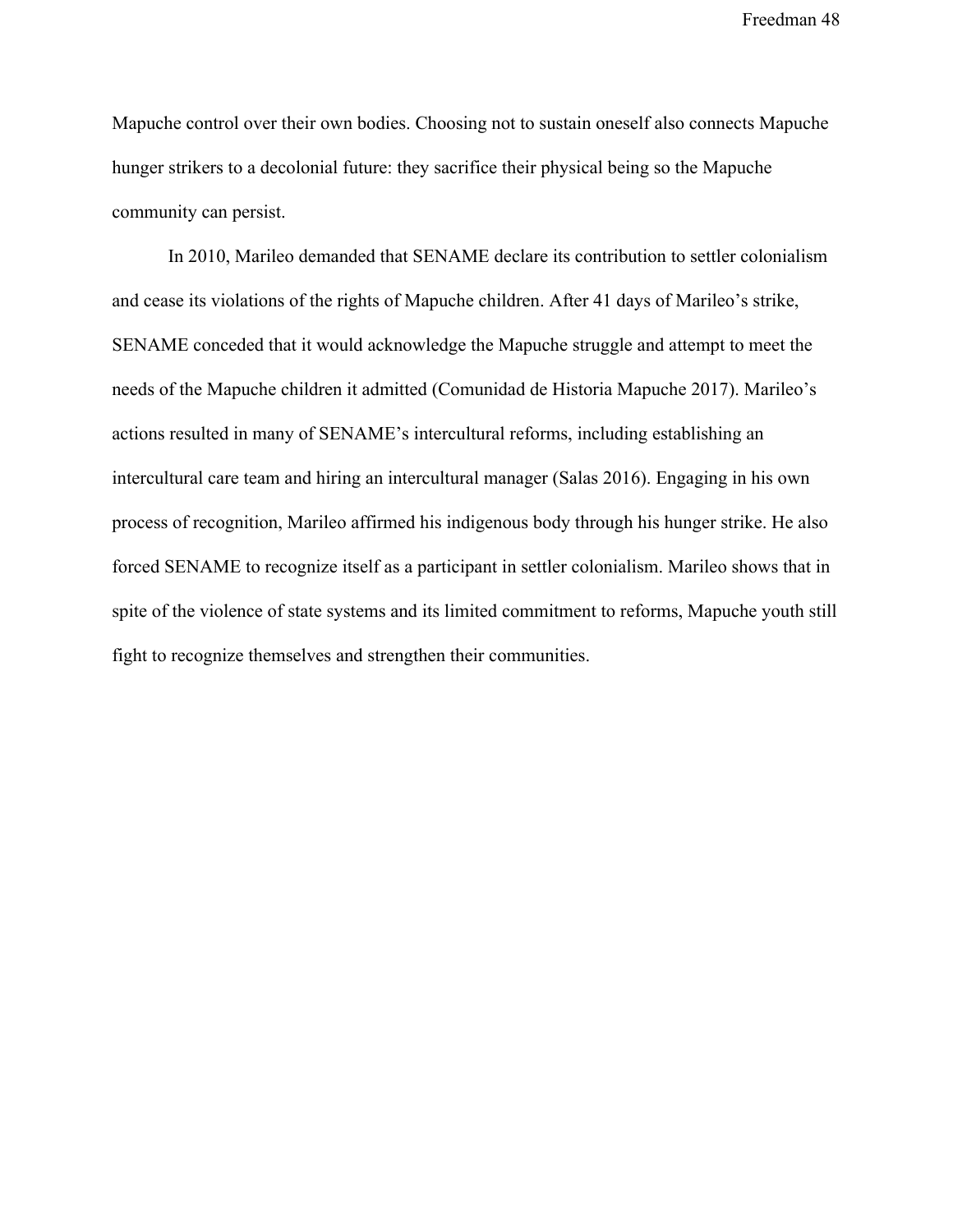Mapuche control over their own bodies. Choosing not to sustain oneself also connects Mapuche hunger strikers to a decolonial future: they sacrifice their physical being so the Mapuche community can persist.

In 2010, Marileo demanded that SENAME declare its contribution to settler colonialism and cease its violations of the rights of Mapuche children. After 41 days of Marileo's strike, SENAME conceded that it would acknowledge the Mapuche struggle and attempt to meet the needs of the Mapuche children it admitted (Comunidad de Historia Mapuche 2017). Marileo's actions resulted in many of SENAME's intercultural reforms, including establishing an intercultural care team and hiring an intercultural manager (Salas 2016). Engaging in his own process of recognition, Marileo affirmed his indigenous body through his hunger strike. He also forced SENAME to recognize itself as a participant in settler colonialism. Marileo shows that in spite of the violence of state systems and its limited commitment to reforms, Mapuche youth still fight to recognize themselves and strengthen their communities.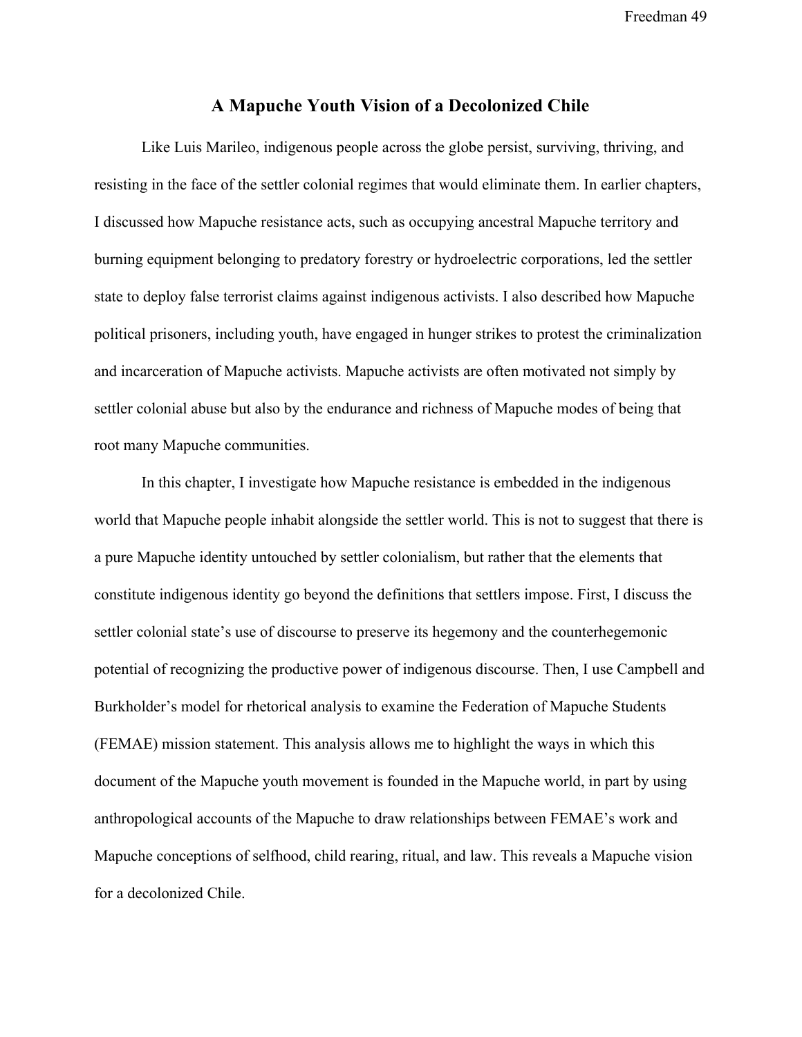# A Mapuche Youth Vision of a Decolonized Chile

Like Luis Marileo, indigenous people across the globe persist, surviving, thriving, and resisting in the face of the settler colonial regimes that would eliminate them. In earlier chapters, I discussed how Mapuche resistance acts, such as occupying ancestral Mapuche territory and burning equipment belonging to predatory forestry or hydroelectric corporations, led the settler state to deploy false terrorist claims against indigenous activists. I also described how Mapuche political prisoners, including youth, have engaged in hunger strikes to protest the criminalization and incarceration of Mapuche activists. Mapuche activists are often motivated not simply by settler colonial abuse but also by the endurance and richness of Mapuche modes of being that root many Mapuche communities.

In this chapter, I investigate how Mapuche resistance is embedded in the indigenous world that Mapuche people inhabit alongside the settler world. This is not to suggest that there is a pure Mapuche identity untouched by settler colonialism, but rather that the elements that constitute indigenous identity go beyond the definitions that settlers impose. First, I discuss the settler colonial state's use of discourse to preserve its hegemony and the counterhegemonic potential of recognizing the productive power of indigenous discourse. Then, I use Campbell and Burkholder's model for rhetorical analysis to examine the Federation of Mapuche Students (FEMAE) mission statement. This analysis allows me to highlight the ways in which this document of the Mapuche youth movement is founded in the Mapuche world, in part by using anthropological accounts of the Mapuche to draw relationships between FEMAE's work and Mapuche conceptions of selfhood, child rearing, ritual, and law. This reveals a Mapuche vision for a decolonized Chile.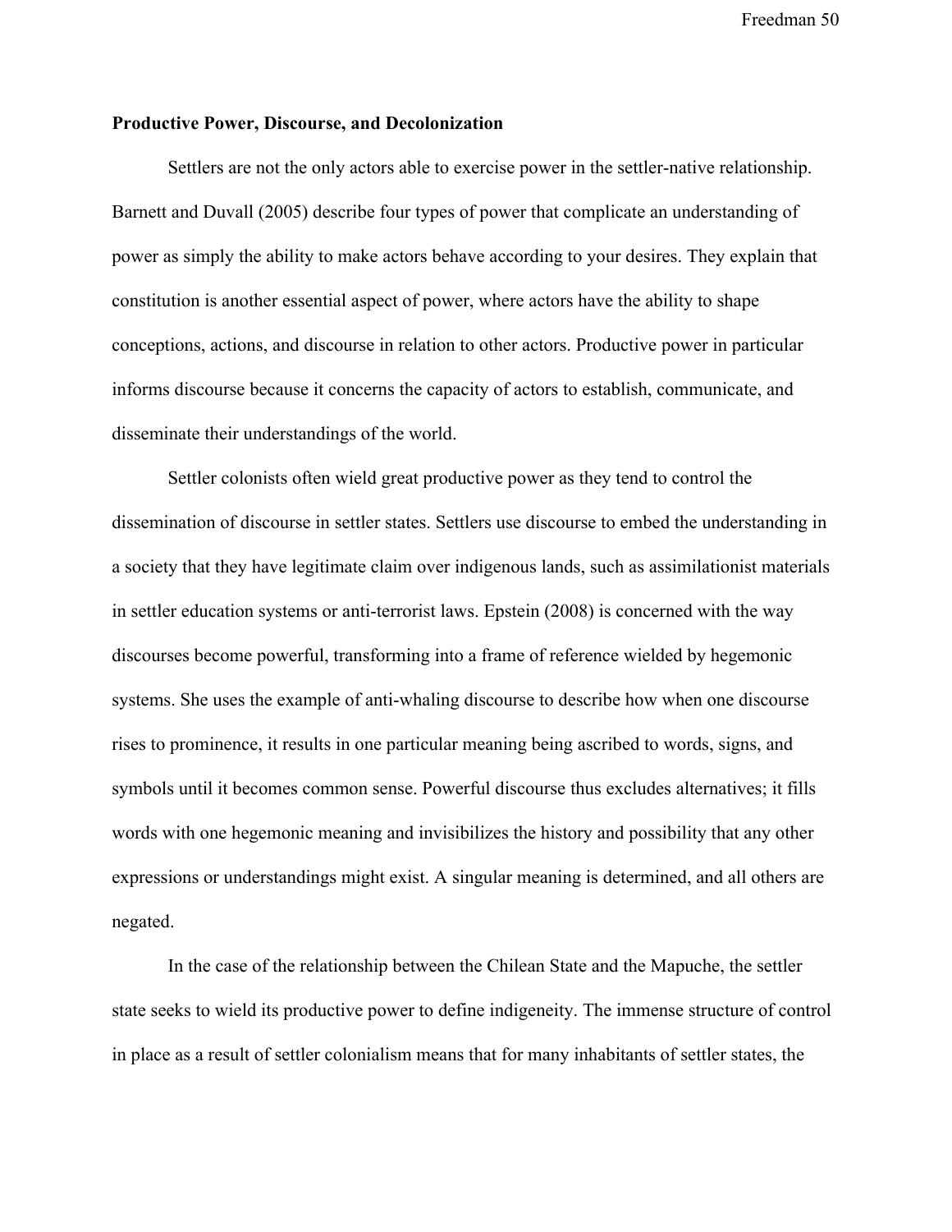**Productive Power, Discourse, and Decolonization**

Settlers are not the only actors able to exercise power in the settler-native relationship. Barnett and Duvall (2005) describe four types of power that complicate an understanding of power as simply the ability to make actors behave according to your desires. They explain that constitution is another essential aspect of power, where actors have the ability to shape conceptions, actions, and discourse in relation to other actors. Productive power in particular informs discourse because it concerns the capacity of actors to establish, communicate, and disseminate their understandings of the world.

Settler colonists often wield great productive power as they tend to control the dissemination of discourse in settler states. Settlers use discourse to embed the understanding in a society that they have legitimate claim over indigenous lands, such as assimilationist materials in settler education systems or anti-terrorist laws. Epstein (2008) is concerned with the way discourses become powerful, transforming into a frame of reference wielded by hegemonic systems. She uses the example of anti-whaling discourse to describe how when one discourse rises to prominence, it results in one particular meaning being ascribed to words, signs, and symbols until it becomes common sense. Powerful discourse thus excludes alternatives; it fills words with one hegemonic meaning and invisibilizes the history and possibility that any other expressions or understandings might exist. A singular meaning is determined, and all others are negated.

In the case of the relationship between the Chilean State and the Mapuche, the settler state seeks to wield its productive power to define indigeneity. The immense structure of control in place as a result of settler colonialism means that for many inhabitants of settler states, the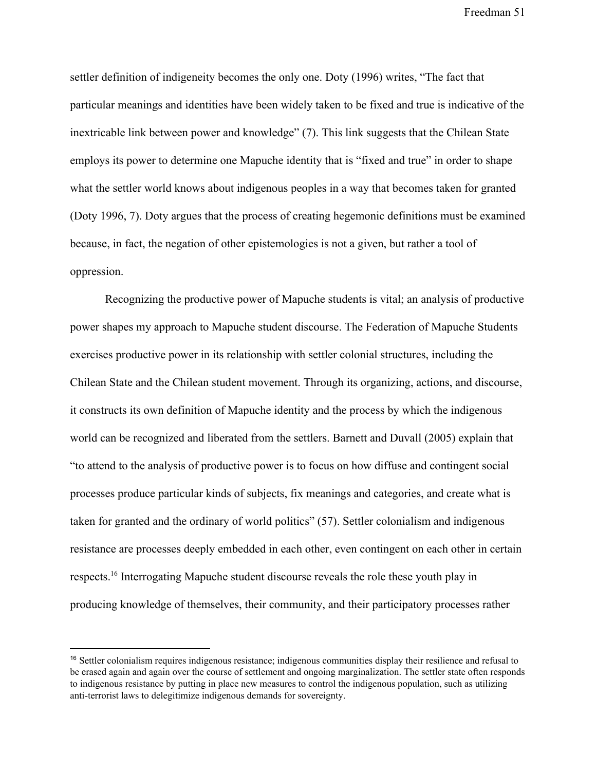settler definition of indigeneity becomes the only one. Doty (1996) writes, "The fact that particular meanings and identities have been widely taken to be fixed and true is indicative of the inextricable link between power and knowledge" (7). This link suggests that the Chilean State employs its power to determine one Mapuche identity that is "fixed and true" in order to shape what the settler world knows about indigenous peoples in a way that becomes taken for granted (Doty 1996, 7). Doty argues that the process of creating hegemonic definitions must be examined because, in fact, the negation of other epistemologies is not a given, but rather a tool of oppression.

Recognizing the productive power of Mapuche students is vital; an analysis of productive power shapes my approach to Mapuche student discourse. The Federation of Mapuche Students exercises productive power in its relationship with settler colonial structures, including the Chilean State and the Chilean student movement. Through its organizing, actions, and discourse, it constructs its own definition of Mapuche identity and the process by which the indigenous world can be recognized and liberated from the settlers. Barnett and Duvall (2005) explain that "to attend to the analysis of productive power is to focus on how diffuse and contingent social processes produce particular kinds of subjects, fix meanings and categories, and create what is taken for granted and the ordinary of world politics" (57). Settler colonialism and indigenous resistance are processes deeply embedded in each other, even contingent on each other in certain respects.[16] Interrogating Mapuche student discourse reveals the role these youth play in producing knowledge of themselves, their community, and their participatory processes rather

[16] Settler colonialism requires indigenous resistance; indigenous communities display their resilience and refusal to be erased again and again over the course of settlement and ongoing marginalization. The settler state often responds to indigenous resistance by putting in place new measures to control the indigenous population, such as utilizing anti-terrorist laws to delegitimize indigenous demands for sovereignty.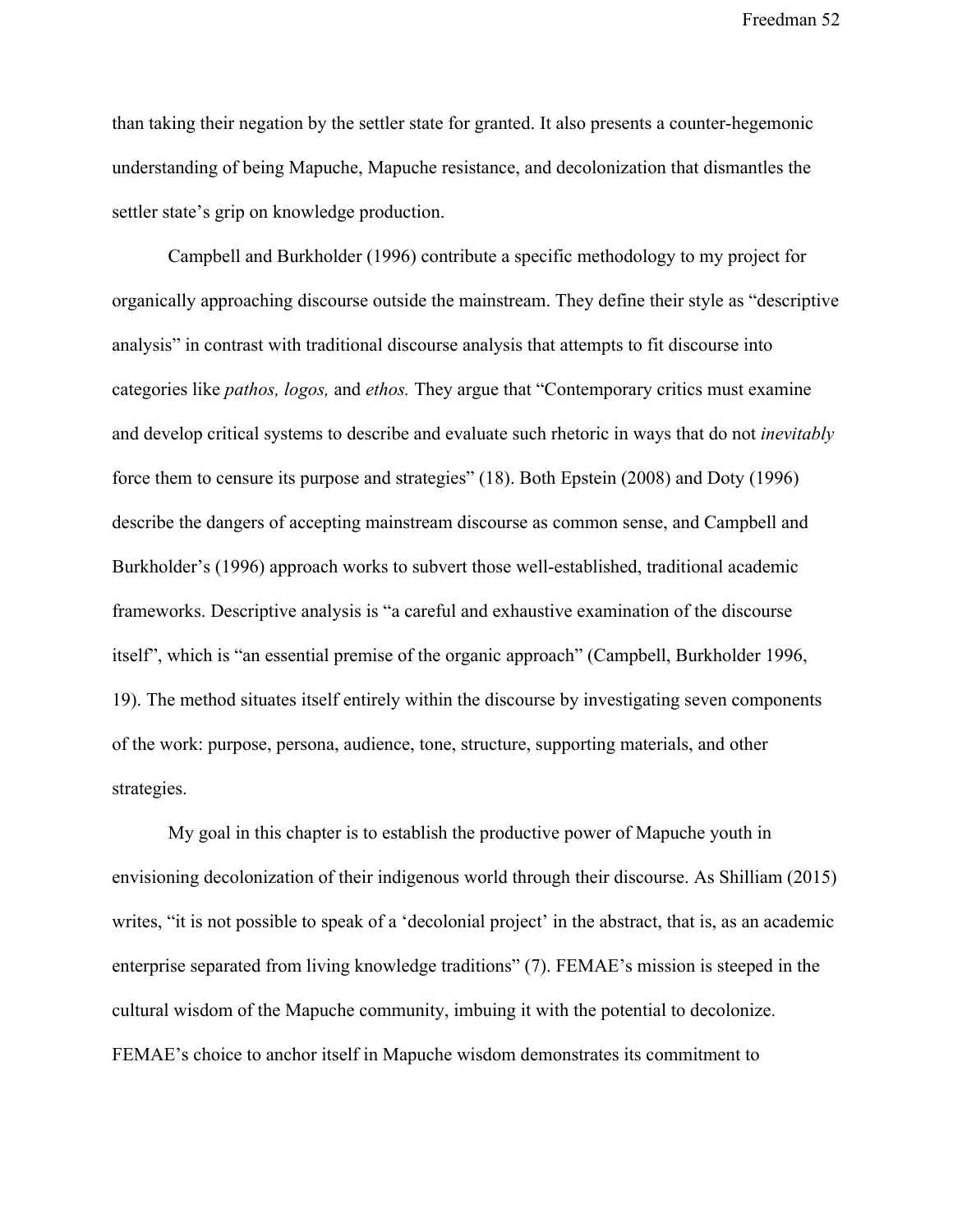than taking their negation by the settler state for granted. It also presents a counter-hegemonic understanding of being Mapuche, Mapuche resistance, and decolonization that dismantles the settler state's grip on knowledge production.

Campbell and Burkholder (1996) contribute a specific methodology to my project for organically approaching discourse outside the mainstream. They define their style as "descriptive analysis" in contrast with traditional discourse analysis that attempts to fit discourse into categories like *pathos, logos,* and *ethos.* They argue that "Contemporary critics must examine and develop critical systems to describe and evaluate such rhetoric in ways that do not *inevitably* force them to censure its purpose and strategies" (18). Both Epstein (2008) and Doty (1996) describe the dangers of accepting mainstream discourse as common sense, and Campbell and Burkholder's (1996) approach works to subvert those well-established, traditional academic frameworks. Descriptive analysis is "a careful and exhaustive examination of the discourse itself", which is "an essential premise of the organic approach" (Campbell, Burkholder 1996, 19). The method situates itself entirely within the discourse by investigating seven components of the work: purpose, persona, audience, tone, structure, supporting materials, and other strategies.

My goal in this chapter is to establish the productive power of Mapuche youth in envisioning decolonization of their indigenous world through their discourse. As Shilliam (2015) writes, "it is not possible to speak of a 'decolonial project' in the abstract, that is, as an academic enterprise separated from living knowledge traditions" (7). FEMAE's mission is steeped in the cultural wisdom of the Mapuche community, imbuing it with the potential to decolonize. FEMAE's choice to anchor itself in Mapuche wisdom demonstrates its commitment to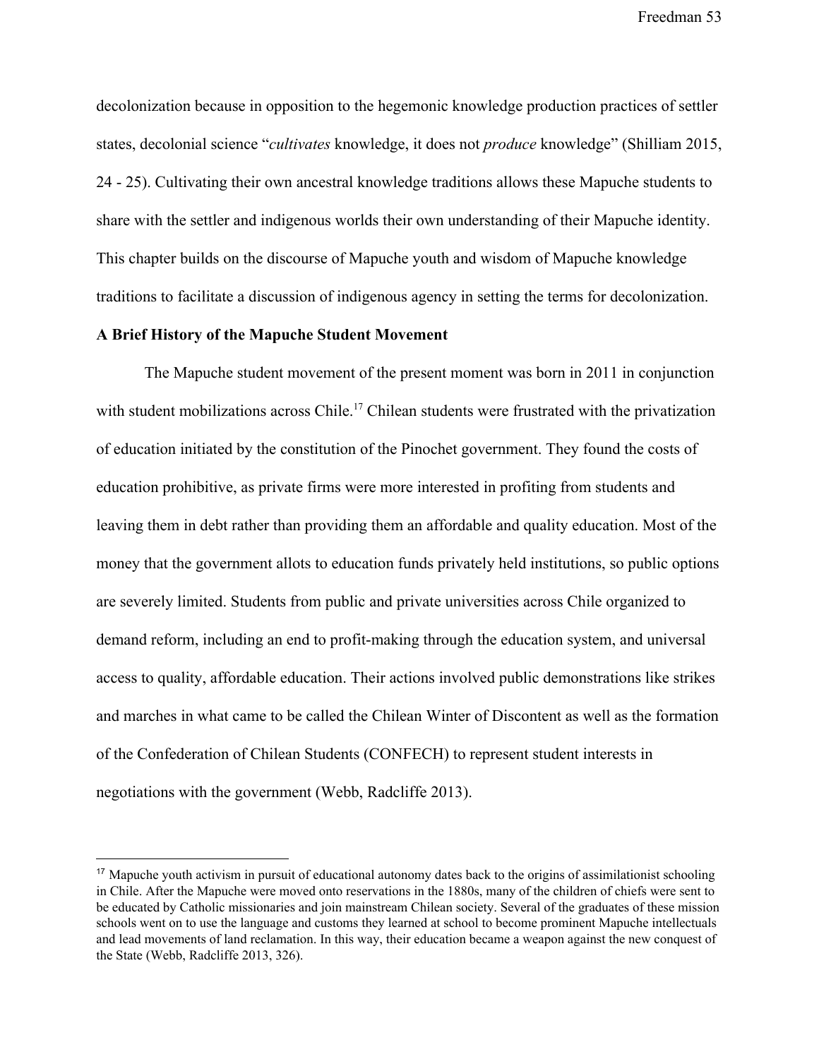decolonization because in opposition to the hegemonic knowledge production practices of settler states, decolonial science "*cultivates* knowledge, it does not *produce* knowledge" (Shilliam 2015, 24 - 25). Cultivating their own ancestral knowledge traditions allows these Mapuche students to share with the settler and indigenous worlds their own understanding of their Mapuche identity. This chapter builds on the discourse of Mapuche youth and wisdom of Mapuche knowledge traditions to facilitate a discussion of indigenous agency in setting the terms for decolonization.

**A Brief History of the Mapuche Student Movement**

The Mapuche student movement of the present moment was born in 2011 in conjunction with student mobilizations across Chile.[17] Chilean students were frustrated with the privatization of education initiated by the constitution of the Pinochet government. They found the costs of education prohibitive, as private firms were more interested in profiting from students and leaving them in debt rather than providing them an affordable and quality education. Most of the money that the government allots to education funds privately held institutions, so public options are severely limited. Students from public and private universities across Chile organized to demand reform, including an end to profit-making through the education system, and universal access to quality, affordable education. Their actions involved public demonstrations like strikes and marches in what came to be called the Chilean Winter of Discontent as well as the formation of the Confederation of Chilean Students (CONFECH) to represent student interests in negotiations with the government (Webb, Radcliffe 2013).

---

[17] Mapuche youth activism in pursuit of educational autonomy dates back to the origins of assimilationist schooling in Chile. After the Mapuche were moved onto reservations in the 1880s, many of the children of chiefs were sent to be educated by Catholic missionaries and join mainstream Chilean society. Several of the graduates of these mission schools went on to use the language and customs they learned at school to become prominent Mapuche intellectuals and lead movements of land reclamation. In this way, their education became a weapon against the new conquest of the State (Webb, Radcliffe 2013, 326).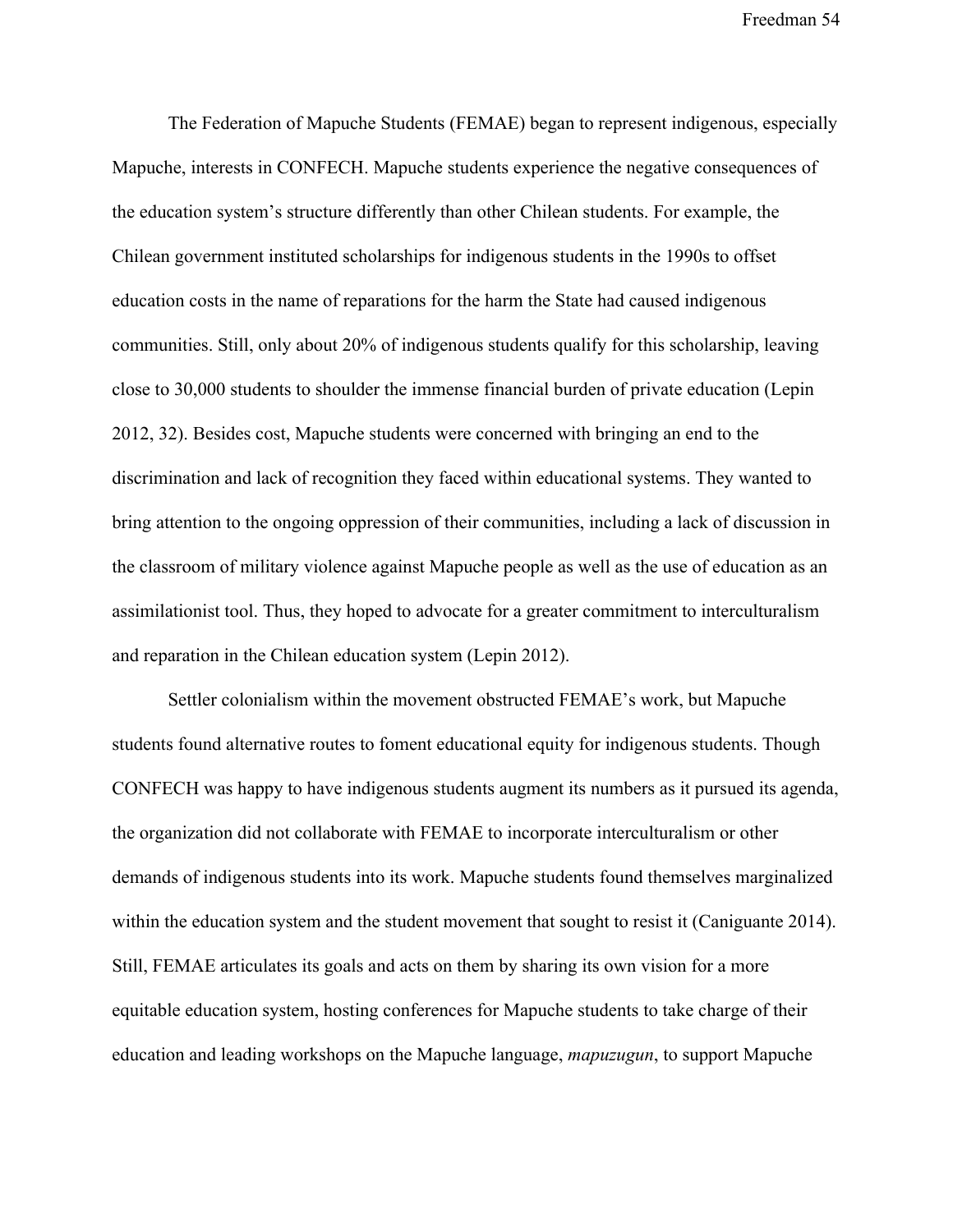The Federation of Mapuche Students (FEMAE) began to represent indigenous, especially Mapuche, interests in CONFECH. Mapuche students experience the negative consequences of the education system's structure differently than other Chilean students. For example, the Chilean government instituted scholarships for indigenous students in the 1990s to offset education costs in the name of reparations for the harm the State had caused indigenous communities. Still, only about 20% of indigenous students qualify for this scholarship, leaving close to 30,000 students to shoulder the immense financial burden of private education (Lepin 2012, 32). Besides cost, Mapuche students were concerned with bringing an end to the discrimination and lack of recognition they faced within educational systems. They wanted to bring attention to the ongoing oppression of their communities, including a lack of discussion in the classroom of military violence against Mapuche people as well as the use of education as an assimilationist tool. Thus, they hoped to advocate for a greater commitment to interculturalism and reparation in the Chilean education system (Lepin 2012).

Settler colonialism within the movement obstructed FEMAE's work, but Mapuche students found alternative routes to foment educational equity for indigenous students. Though CONFECH was happy to have indigenous students augment its numbers as it pursued its agenda, the organization did not collaborate with FEMAE to incorporate interculturalism or other demands of indigenous students into its work. Mapuche students found themselves marginalized within the education system and the student movement that sought to resist it (Caniguante 2014). Still, FEMAE articulates its goals and acts on them by sharing its own vision for a more equitable education system, hosting conferences for Mapuche students to take charge of their education and leading workshops on the Mapuche language, *mapuzugun*, to support Mapuche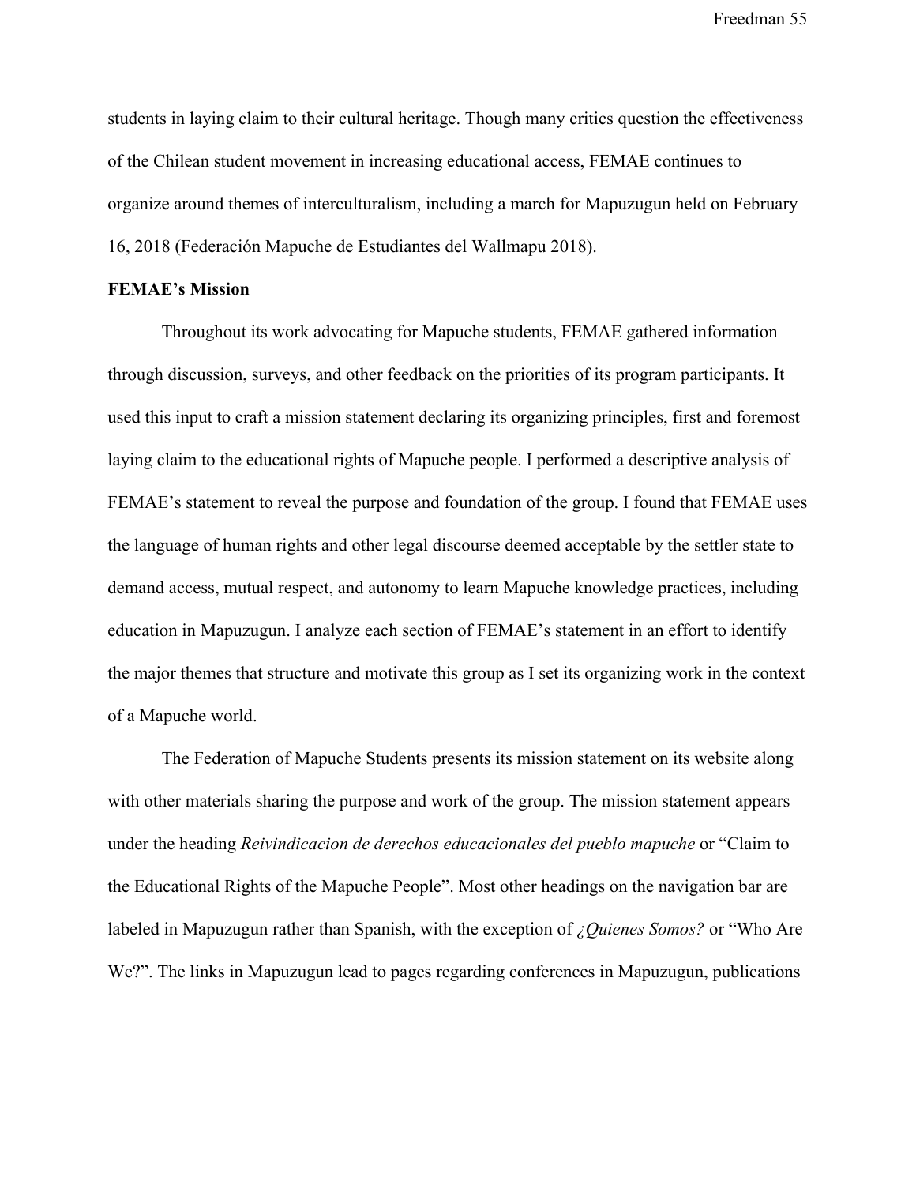students in laying claim to their cultural heritage. Though many critics question the effectiveness of the Chilean student movement in increasing educational access, FEMAE continues to organize around themes of interculturalism, including a march for Mapuzugun held on February 16, 2018 (Federación Mapuche de Estudiantes del Wallmapu 2018).

**FEMAE's Mission**

Throughout its work advocating for Mapuche students, FEMAE gathered information through discussion, surveys, and other feedback on the priorities of its program participants. It used this input to craft a mission statement declaring its organizing principles, first and foremost laying claim to the educational rights of Mapuche people. I performed a descriptive analysis of FEMAE's statement to reveal the purpose and foundation of the group. I found that FEMAE uses the language of human rights and other legal discourse deemed acceptable by the settler state to demand access, mutual respect, and autonomy to learn Mapuche knowledge practices, including education in Mapuzugun. I analyze each section of FEMAE's statement in an effort to identify the major themes that structure and motivate this group as I set its organizing work in the context of a Mapuche world.

The Federation of Mapuche Students presents its mission statement on its website along with other materials sharing the purpose and work of the group. The mission statement appears under the heading *Reivindicacion de derechos educacionales del pueblo mapuche* or "Claim to the Educational Rights of the Mapuche People". Most other headings on the navigation bar are labeled in Mapuzugun rather than Spanish, with the exception of *¿Quienes Somos?* or "Who Are We?". The links in Mapuzugun lead to pages regarding conferences in Mapuzugun, publications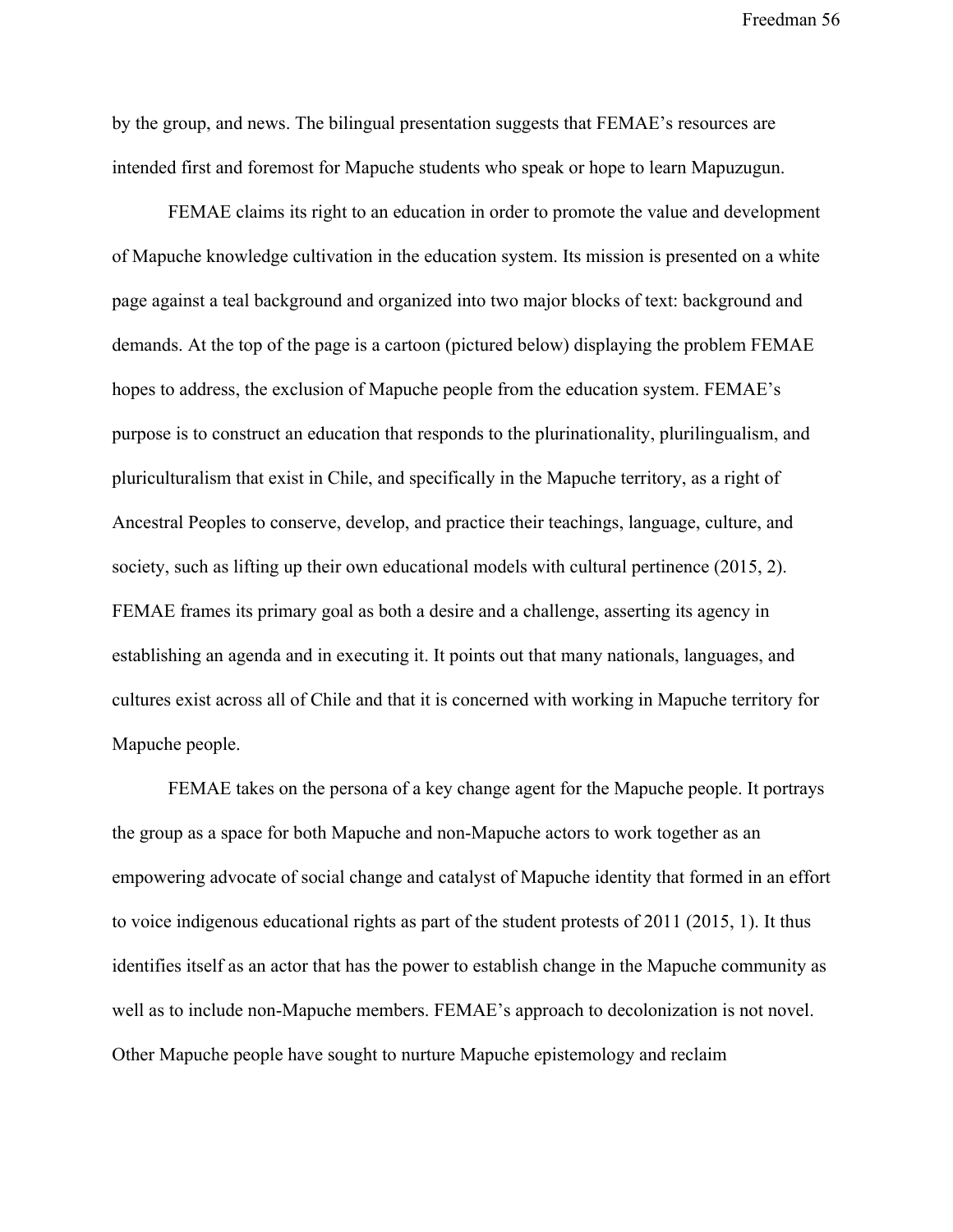by the group, and news. The bilingual presentation suggests that FEMAE's resources are intended first and foremost for Mapuche students who speak or hope to learn Mapuzugun.

FEMAE claims its right to an education in order to promote the value and development of Mapuche knowledge cultivation in the education system. Its mission is presented on a white page against a teal background and organized into two major blocks of text: background and demands. At the top of the page is a cartoon (pictured below) displaying the problem FEMAE hopes to address, the exclusion of Mapuche people from the education system. FEMAE's purpose is to construct an education that responds to the plurinationality, plurilingualism, and pluriculturalism that exist in Chile, and specifically in the Mapuche territory, as a right of Ancestral Peoples to conserve, develop, and practice their teachings, language, culture, and society, such as lifting up their own educational models with cultural pertinence (2015, 2). FEMAE frames its primary goal as both a desire and a challenge, asserting its agency in establishing an agenda and in executing it. It points out that many nationals, languages, and cultures exist across all of Chile and that it is concerned with working in Mapuche territory for Mapuche people.

FEMAE takes on the persona of a key change agent for the Mapuche people. It portrays the group as a space for both Mapuche and non-Mapuche actors to work together as an empowering advocate of social change and catalyst of Mapuche identity that formed in an effort to voice indigenous educational rights as part of the student protests of 2011 (2015, 1). It thus identifies itself as an actor that has the power to establish change in the Mapuche community as well as to include non-Mapuche members. FEMAE's approach to decolonization is not novel. Other Mapuche people have sought to nurture Mapuche epistemology and reclaim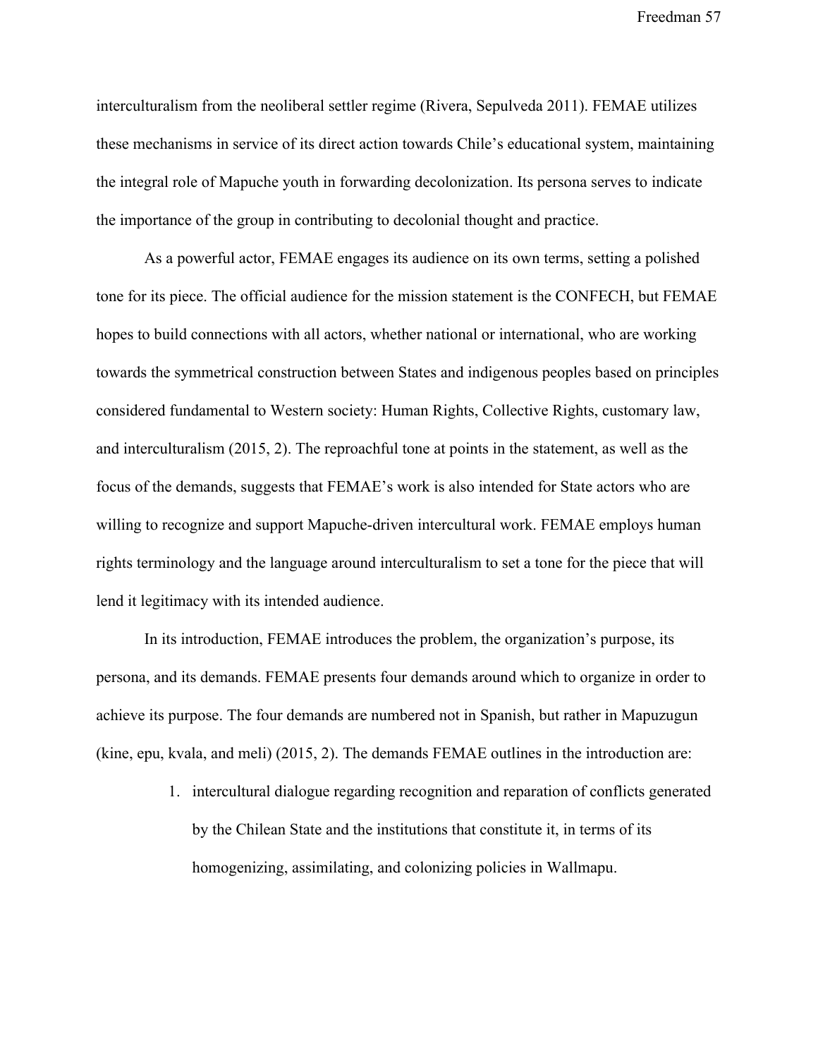interculturalism from the neoliberal settler regime (Rivera, Sepulveda 2011). FEMAE utilizes these mechanisms in service of its direct action towards Chile's educational system, maintaining the integral role of Mapuche youth in forwarding decolonization. Its persona serves to indicate the importance of the group in contributing to decolonial thought and practice.

As a powerful actor, FEMAE engages its audience on its own terms, setting a polished tone for its piece. The official audience for the mission statement is the CONFECH, but FEMAE hopes to build connections with all actors, whether national or international, who are working towards the symmetrical construction between States and indigenous peoples based on principles considered fundamental to Western society: Human Rights, Collective Rights, customary law, and interculturalism (2015, 2). The reproachful tone at points in the statement, as well as the focus of the demands, suggests that FEMAE's work is also intended for State actors who are willing to recognize and support Mapuche-driven intercultural work. FEMAE employs human rights terminology and the language around interculturalism to set a tone for the piece that will lend it legitimacy with its intended audience.

In its introduction, FEMAE introduces the problem, the organization's purpose, its persona, and its demands. FEMAE presents four demands around which to organize in order to achieve its purpose. The four demands are numbered not in Spanish, but rather in Mapuzugun (kine, epu, kvala, and meli) (2015, 2). The demands FEMAE outlines in the introduction are:

1. intercultural dialogue regarding recognition and reparation of conflicts generated by the Chilean State and the institutions that constitute it, in terms of its homogenizing, assimilating, and colonizing policies in Wallmapu.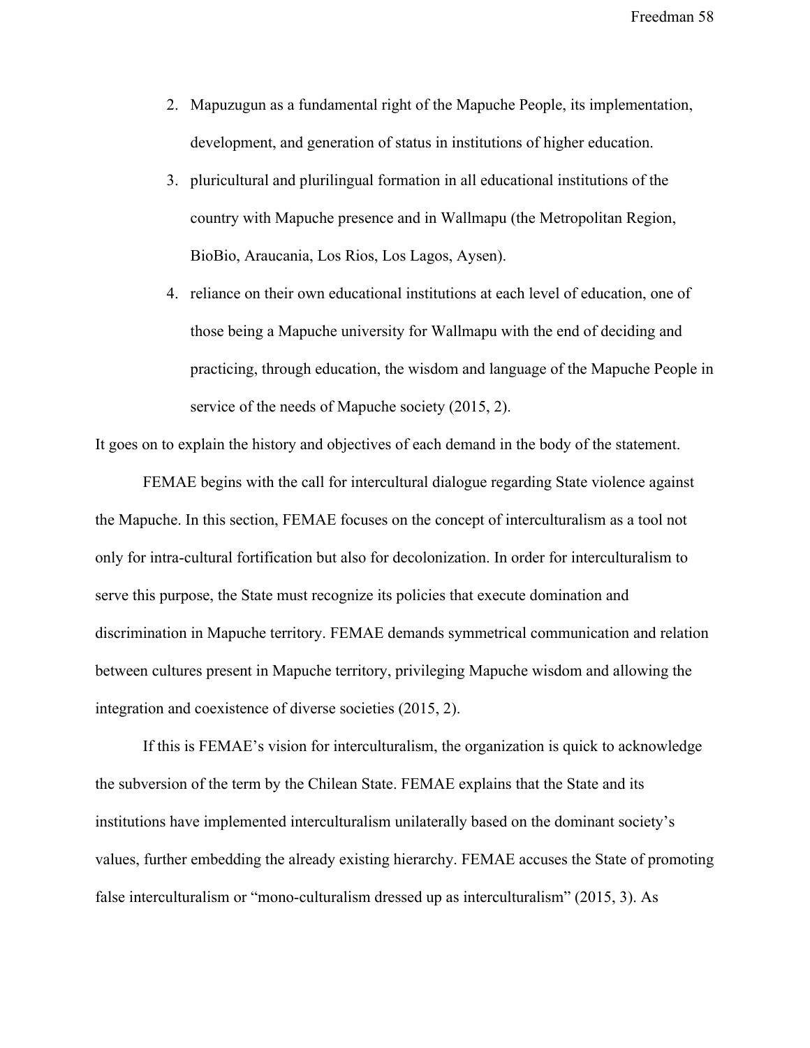2. Mapuzugun as a fundamental right of the Mapuche People, its implementation, development, and generation of status in institutions of higher education.
3. pluricultural and plurilingual formation in all educational institutions of the country with Mapuche presence and in Wallmapu (the Metropolitan Region, BioBio, Araucania, Los Rios, Los Lagos, Aysen).
4. reliance on their own educational institutions at each level of education, one of those being a Mapuche university for Wallmapu with the end of deciding and practicing, through education, the wisdom and language of the Mapuche People in service of the needs of Mapuche society (2015, 2).

It goes on to explain the history and objectives of each demand in the body of the statement.

FEMAE begins with the call for intercultural dialogue regarding State violence against the Mapuche. In this section, FEMAE focuses on the concept of interculturalism as a tool not only for intra-cultural fortification but also for decolonization. In order for interculturalism to serve this purpose, the State must recognize its policies that execute domination and discrimination in Mapuche territory. FEMAE demands symmetrical communication and relation between cultures present in Mapuche territory, privileging Mapuche wisdom and allowing the integration and coexistence of diverse societies (2015, 2).

If this is FEMAE's vision for interculturalism, the organization is quick to acknowledge the subversion of the term by the Chilean State. FEMAE explains that the State and its institutions have implemented interculturalism unilaterally based on the dominant society's values, further embedding the already existing hierarchy. FEMAE accuses the State of promoting false interculturalism or "mono-culturalism dressed up as interculturalism" (2015, 3). As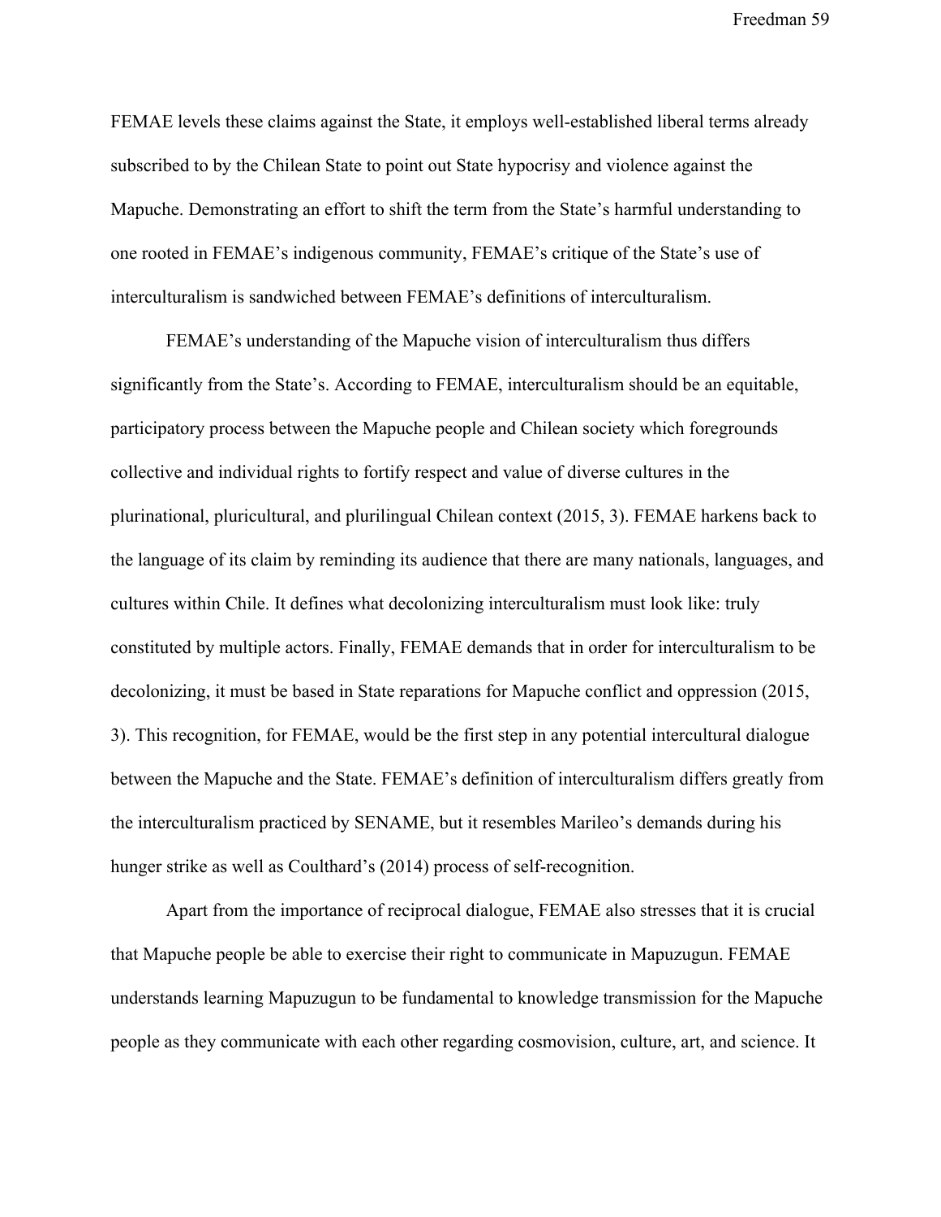FEMAE levels these claims against the State, it employs well-established liberal terms already subscribed to by the Chilean State to point out State hypocrisy and violence against the Mapuche. Demonstrating an effort to shift the term from the State's harmful understanding to one rooted in FEMAE's indigenous community, FEMAE's critique of the State's use of interculturalism is sandwiched between FEMAE's definitions of interculturalism.

FEMAE's understanding of the Mapuche vision of interculturalism thus differs significantly from the State's. According to FEMAE, interculturalism should be an equitable, participatory process between the Mapuche people and Chilean society which foregrounds collective and individual rights to fortify respect and value of diverse cultures in the plurinational, pluricultural, and plurilingual Chilean context (2015, 3). FEMAE harkens back to the language of its claim by reminding its audience that there are many nationals, languages, and cultures within Chile. It defines what decolonizing interculturalism must look like: truly constituted by multiple actors. Finally, FEMAE demands that in order for interculturalism to be decolonizing, it must be based in State reparations for Mapuche conflict and oppression (2015, 3). This recognition, for FEMAE, would be the first step in any potential intercultural dialogue between the Mapuche and the State. FEMAE's definition of interculturalism differs greatly from the interculturalism practiced by SENAME, but it resembles Marileo's demands during his hunger strike as well as Coulthard's (2014) process of self-recognition.

Apart from the importance of reciprocal dialogue, FEMAE also stresses that it is crucial that Mapuche people be able to exercise their right to communicate in Mapuzugun. FEMAE understands learning Mapuzugun to be fundamental to knowledge transmission for the Mapuche people as they communicate with each other regarding cosmovision, culture, art, and science. It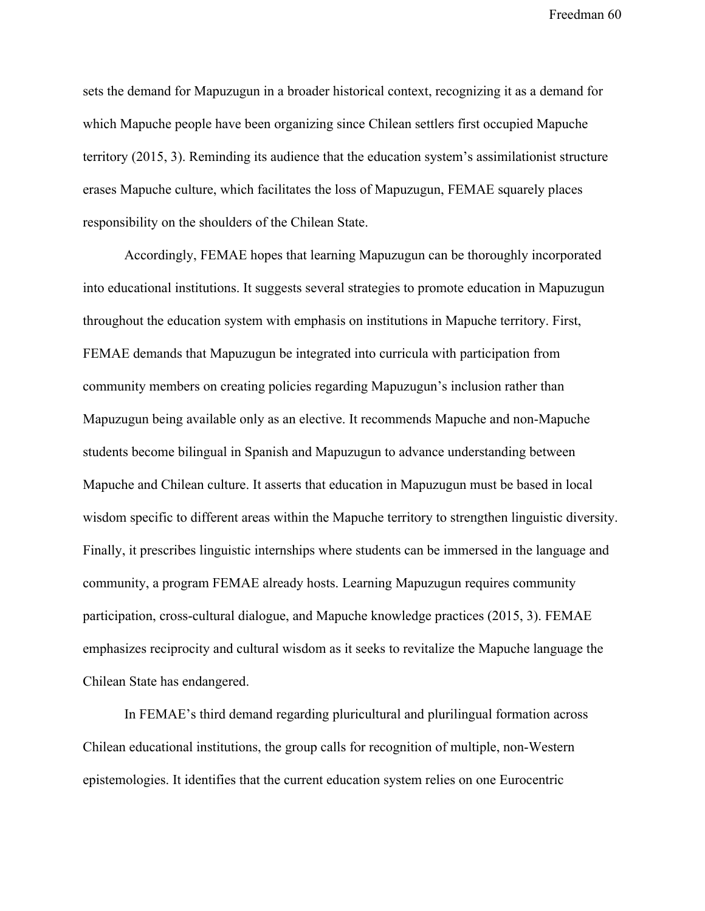sets the demand for Mapuzugun in a broader historical context, recognizing it as a demand for which Mapuche people have been organizing since Chilean settlers first occupied Mapuche territory (2015, 3). Reminding its audience that the education system's assimilationist structure erases Mapuche culture, which facilitates the loss of Mapuzugun, FEMAE squarely places responsibility on the shoulders of the Chilean State.

Accordingly, FEMAE hopes that learning Mapuzugun can be thoroughly incorporated into educational institutions. It suggests several strategies to promote education in Mapuzugun throughout the education system with emphasis on institutions in Mapuche territory. First, FEMAE demands that Mapuzugun be integrated into curricula with participation from community members on creating policies regarding Mapuzugun's inclusion rather than Mapuzugun being available only as an elective. It recommends Mapuche and non-Mapuche students become bilingual in Spanish and Mapuzugun to advance understanding between Mapuche and Chilean culture. It asserts that education in Mapuzugun must be based in local wisdom specific to different areas within the Mapuche territory to strengthen linguistic diversity. Finally, it prescribes linguistic internships where students can be immersed in the language and community, a program FEMAE already hosts. Learning Mapuzugun requires community participation, cross-cultural dialogue, and Mapuche knowledge practices (2015, 3). FEMAE emphasizes reciprocity and cultural wisdom as it seeks to revitalize the Mapuche language the Chilean State has endangered.

In FEMAE's third demand regarding pluricultural and plurilingual formation across Chilean educational institutions, the group calls for recognition of multiple, non-Western epistemologies. It identifies that the current education system relies on one Eurocentric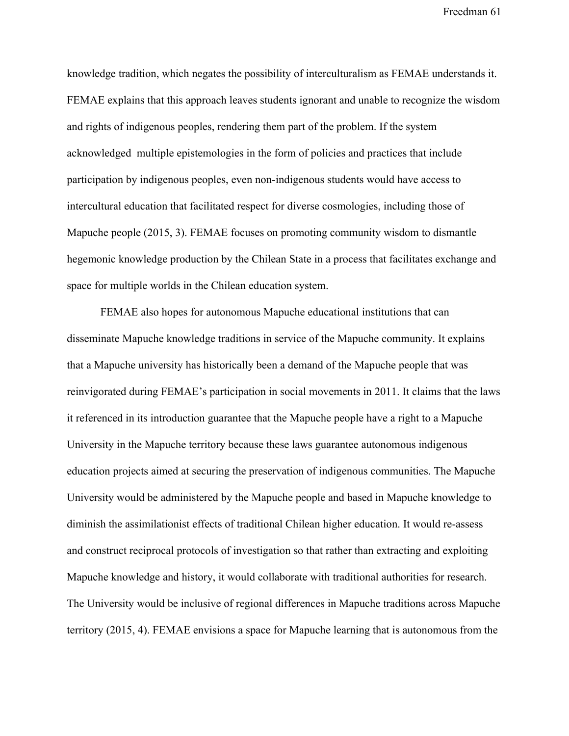knowledge tradition, which negates the possibility of interculturalism as FEMAE understands it. FEMAE explains that this approach leaves students ignorant and unable to recognize the wisdom and rights of indigenous peoples, rendering them part of the problem. If the system acknowledged multiple epistemologies in the form of policies and practices that include participation by indigenous peoples, even non-indigenous students would have access to intercultural education that facilitated respect for diverse cosmologies, including those of Mapuche people (2015, 3). FEMAE focuses on promoting community wisdom to dismantle hegemonic knowledge production by the Chilean State in a process that facilitates exchange and space for multiple worlds in the Chilean education system.

FEMAE also hopes for autonomous Mapuche educational institutions that can disseminate Mapuche knowledge traditions in service of the Mapuche community. It explains that a Mapuche university has historically been a demand of the Mapuche people that was reinvigorated during FEMAE's participation in social movements in 2011. It claims that the laws it referenced in its introduction guarantee that the Mapuche people have a right to a Mapuche University in the Mapuche territory because these laws guarantee autonomous indigenous education projects aimed at securing the preservation of indigenous communities. The Mapuche University would be administered by the Mapuche people and based in Mapuche knowledge to diminish the assimilationist effects of traditional Chilean higher education. It would re-assess and construct reciprocal protocols of investigation so that rather than extracting and exploiting Mapuche knowledge and history, it would collaborate with traditional authorities for research. The University would be inclusive of regional differences in Mapuche traditions across Mapuche territory (2015, 4). FEMAE envisions a space for Mapuche learning that is autonomous from the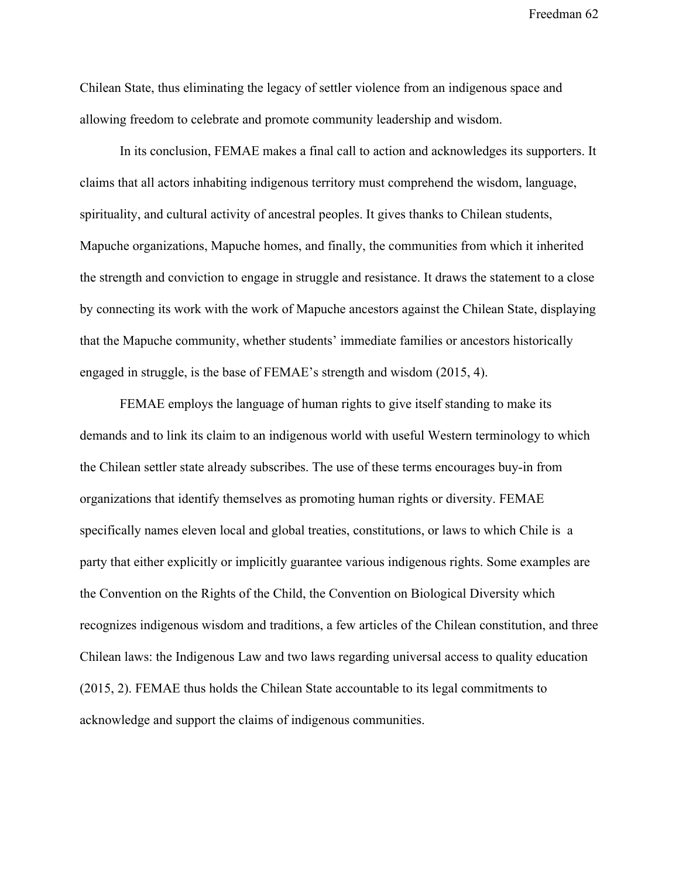Chilean State, thus eliminating the legacy of settler violence from an indigenous space and allowing freedom to celebrate and promote community leadership and wisdom.

In its conclusion, FEMAE makes a final call to action and acknowledges its supporters. It claims that all actors inhabiting indigenous territory must comprehend the wisdom, language, spirituality, and cultural activity of ancestral peoples. It gives thanks to Chilean students, Mapuche organizations, Mapuche homes, and finally, the communities from which it inherited the strength and conviction to engage in struggle and resistance. It draws the statement to a close by connecting its work with the work of Mapuche ancestors against the Chilean State, displaying that the Mapuche community, whether students' immediate families or ancestors historically engaged in struggle, is the base of FEMAE's strength and wisdom (2015, 4).

FEMAE employs the language of human rights to give itself standing to make its demands and to link its claim to an indigenous world with useful Western terminology to which the Chilean settler state already subscribes. The use of these terms encourages buy-in from organizations that identify themselves as promoting human rights or diversity. FEMAE specifically names eleven local and global treaties, constitutions, or laws to which Chile is a party that either explicitly or implicitly guarantee various indigenous rights. Some examples are the Convention on the Rights of the Child, the Convention on Biological Diversity which recognizes indigenous wisdom and traditions, a few articles of the Chilean constitution, and three Chilean laws: the Indigenous Law and two laws regarding universal access to quality education (2015, 2). FEMAE thus holds the Chilean State accountable to its legal commitments to acknowledge and support the claims of indigenous communities.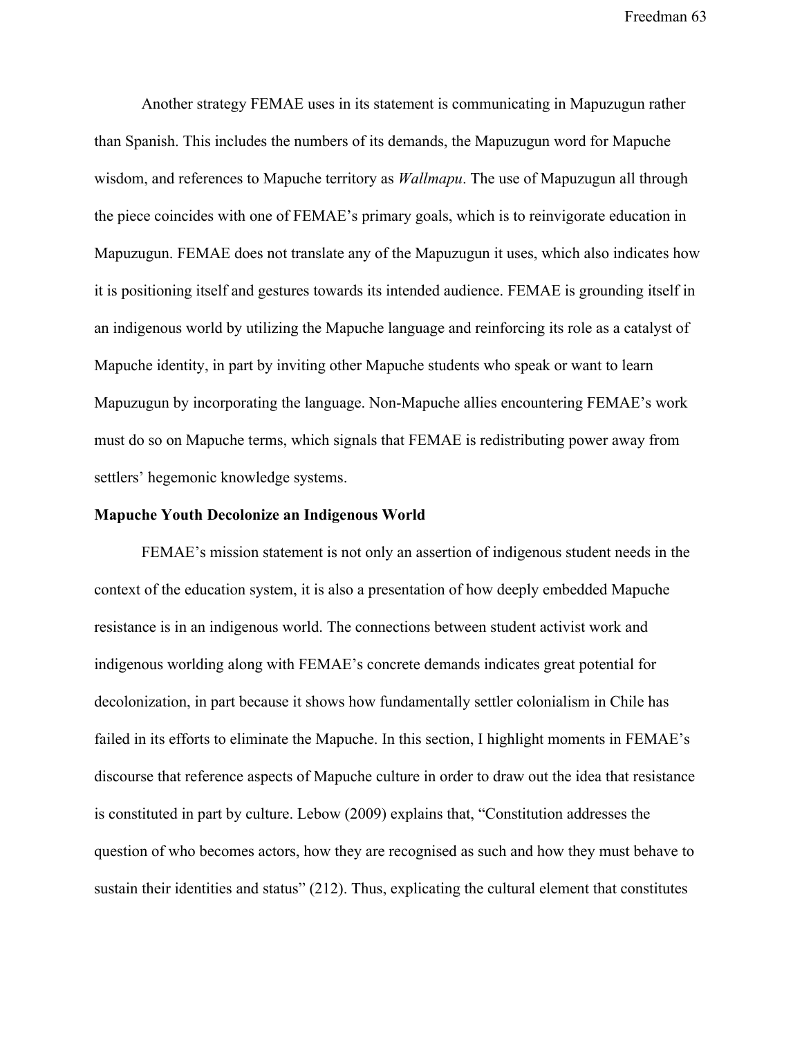Another strategy FEMAE uses in its statement is communicating in Mapuzugun rather than Spanish. This includes the numbers of its demands, the Mapuzugun word for Mapuche wisdom, and references to Mapuche territory as *Wallmapu*. The use of Mapuzugun all through the piece coincides with one of FEMAE's primary goals, which is to reinvigorate education in Mapuzugun. FEMAE does not translate any of the Mapuzugun it uses, which also indicates how it is positioning itself and gestures towards its intended audience. FEMAE is grounding itself in an indigenous world by utilizing the Mapuche language and reinforcing its role as a catalyst of Mapuche identity, in part by inviting other Mapuche students who speak or want to learn Mapuzugun by incorporating the language. Non-Mapuche allies encountering FEMAE's work must do so on Mapuche terms, which signals that FEMAE is redistributing power away from settlers' hegemonic knowledge systems.

**Mapuche Youth Decolonize an Indigenous World**

FEMAE's mission statement is not only an assertion of indigenous student needs in the context of the education system, it is also a presentation of how deeply embedded Mapuche resistance is in an indigenous world. The connections between student activist work and indigenous worlding along with FEMAE's concrete demands indicates great potential for decolonization, in part because it shows how fundamentally settler colonialism in Chile has failed in its efforts to eliminate the Mapuche. In this section, I highlight moments in FEMAE's discourse that reference aspects of Mapuche culture in order to draw out the idea that resistance is constituted in part by culture. Lebow (2009) explains that, "Constitution addresses the question of who becomes actors, how they are recognised as such and how they must behave to sustain their identities and status" (212). Thus, explicating the cultural element that constitutes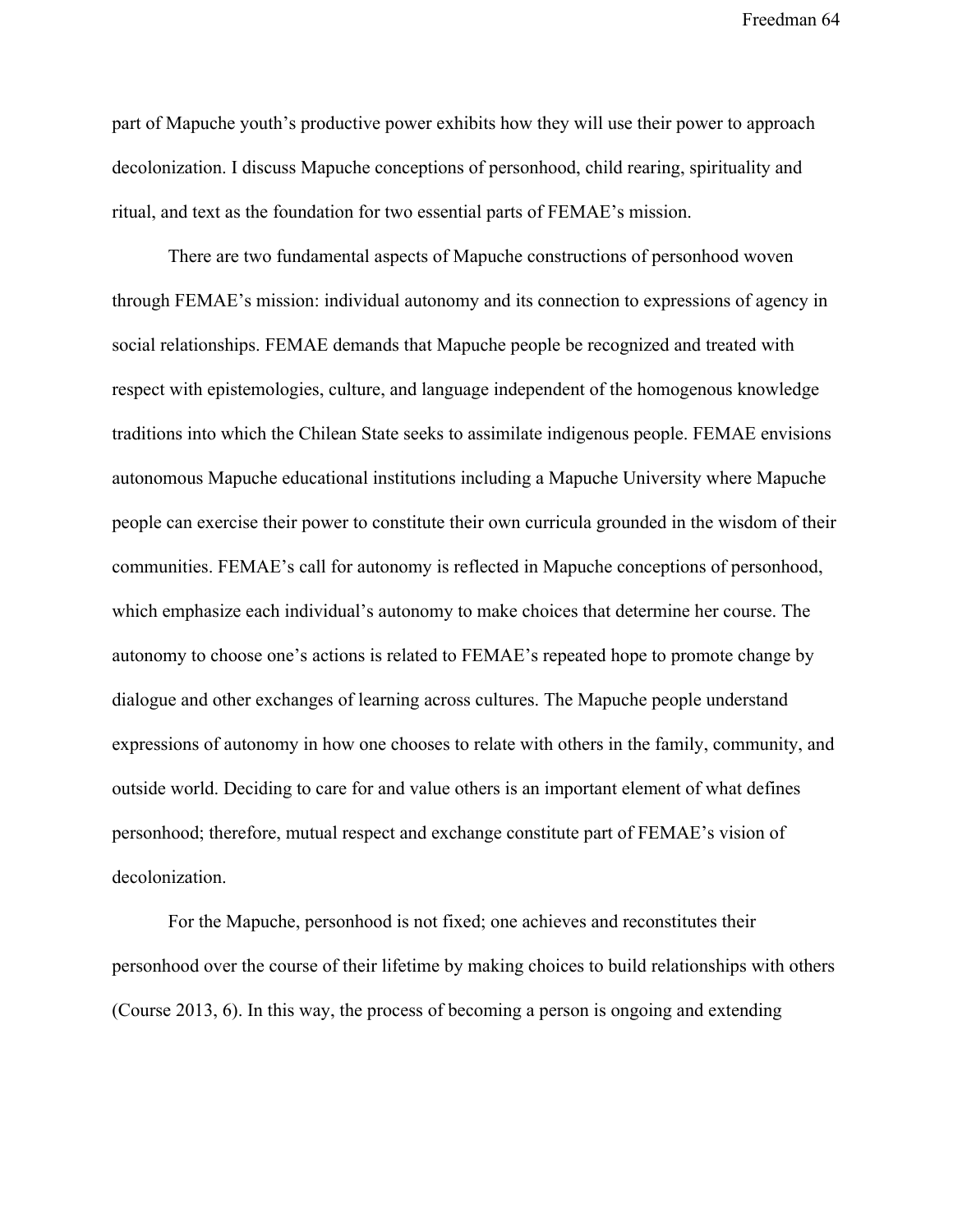part of Mapuche youth's productive power exhibits how they will use their power to approach decolonization. I discuss Mapuche conceptions of personhood, child rearing, spirituality and ritual, and text as the foundation for two essential parts of FEMAE's mission.

There are two fundamental aspects of Mapuche constructions of personhood woven through FEMAE's mission: individual autonomy and its connection to expressions of agency in social relationships. FEMAE demands that Mapuche people be recognized and treated with respect with epistemologies, culture, and language independent of the homogenous knowledge traditions into which the Chilean State seeks to assimilate indigenous people. FEMAE envisions autonomous Mapuche educational institutions including a Mapuche University where Mapuche people can exercise their power to constitute their own curricula grounded in the wisdom of their communities. FEMAE's call for autonomy is reflected in Mapuche conceptions of personhood, which emphasize each individual's autonomy to make choices that determine her course. The autonomy to choose one's actions is related to FEMAE's repeated hope to promote change by dialogue and other exchanges of learning across cultures. The Mapuche people understand expressions of autonomy in how one chooses to relate with others in the family, community, and outside world. Deciding to care for and value others is an important element of what defines personhood; therefore, mutual respect and exchange constitute part of FEMAE's vision of decolonization.

For the Mapuche, personhood is not fixed; one achieves and reconstitutes their personhood over the course of their lifetime by making choices to build relationships with others (Course 2013, 6). In this way, the process of becoming a person is ongoing and extending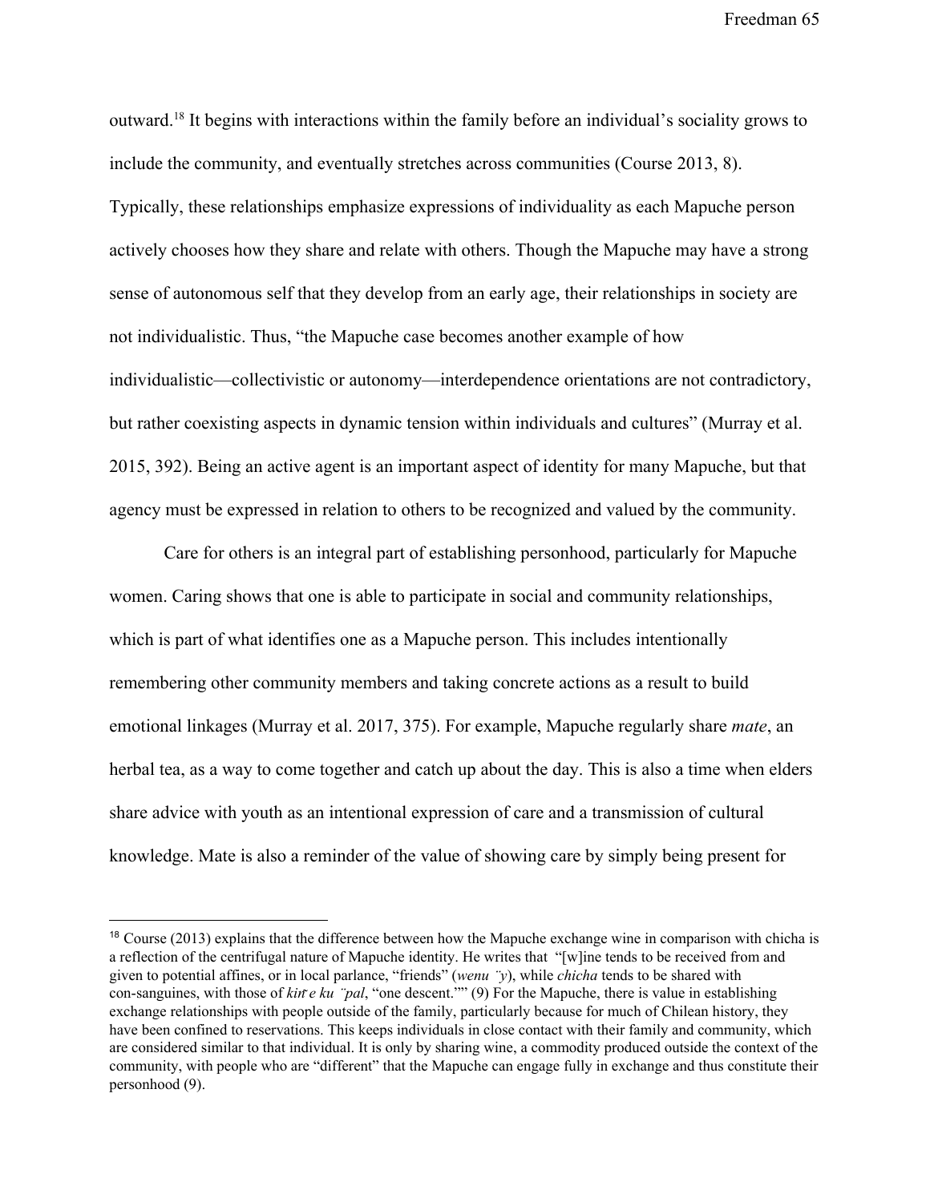outward.[18] It begins with interactions within the family before an individual's sociality grows to include the community, and eventually stretches across communities (Course 2013, 8). Typically, these relationships emphasize expressions of individuality as each Mapuche person actively chooses how they share and relate with others. Though the Mapuche may have a strong sense of autonomous self that they develop from an early age, their relationships in society are not individualistic. Thus, "the Mapuche case becomes another example of how individualistic—collectivistic or autonomy—interdependence orientations are not contradictory, but rather coexisting aspects in dynamic tension within individuals and cultures" (Murray et al. 2015, 392). Being an active agent is an important aspect of identity for many Mapuche, but that agency must be expressed in relation to others to be recognized and valued by the community.

Care for others is an integral part of establishing personhood, particularly for Mapuche women. Caring shows that one is able to participate in social and community relationships, which is part of what identifies one as a Mapuche person. This includes intentionally remembering other community members and taking concrete actions as a result to build emotional linkages (Murray et al. 2017, 375). For example, Mapuche regularly share *mate*, an herbal tea, as a way to come together and catch up about the day. This is also a time when elders share advice with youth as an intentional expression of care and a transmission of cultural knowledge. Mate is also a reminder of the value of showing care by simply being present for

---

[18] Course (2013) explains that the difference between how the Mapuche exchange wine in comparison with chicha is a reflection of the centrifugal nature of Mapuche identity. He writes that "[w]ine tends to be received from and given to potential affines, or in local parlance, "friends" (*wenu ̈y*), while *chicha* tends to be shared with con-sanguines, with those of *kiṙe ku ̈pal*, "one descent."" (9) For the Mapuche, there is value in establishing exchange relationships with people outside of the family, particularly because for much of Chilean history, they have been confined to reservations. This keeps individuals in close contact with their family and community, which are considered similar to that individual. It is only by sharing wine, a commodity produced outside the context of the community, with people who are "different" that the Mapuche can engage fully in exchange and thus constitute their personhood (9).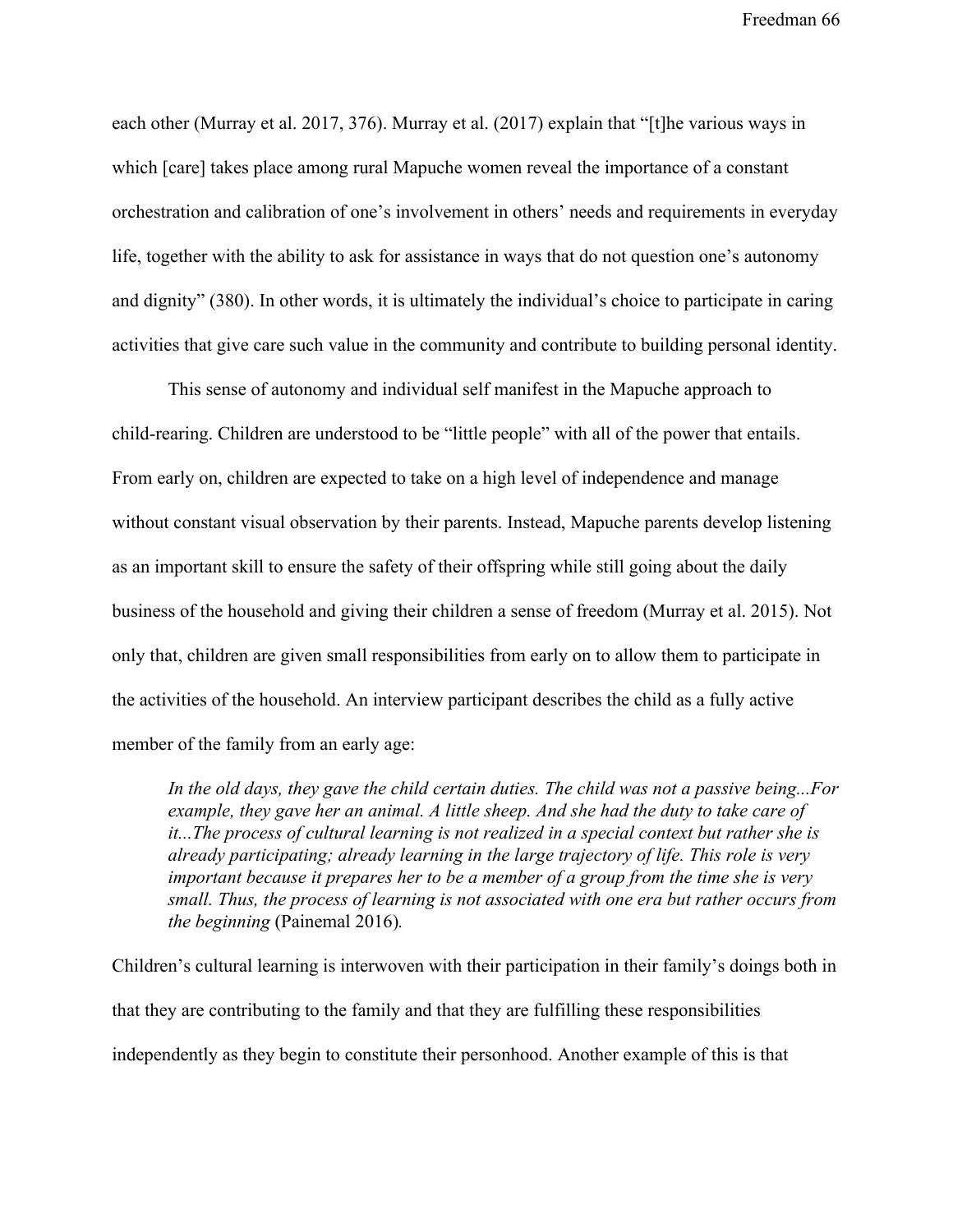each other (Murray et al. 2017, 376). Murray et al. (2017) explain that "[t]he various ways in which [care] takes place among rural Mapuche women reveal the importance of a constant orchestration and calibration of one's involvement in others' needs and requirements in everyday life, together with the ability to ask for assistance in ways that do not question one's autonomy and dignity" (380). In other words, it is ultimately the individual's choice to participate in caring activities that give care such value in the community and contribute to building personal identity.

This sense of autonomy and individual self manifest in the Mapuche approach to child-rearing. Children are understood to be "little people" with all of the power that entails. From early on, children are expected to take on a high level of independence and manage without constant visual observation by their parents. Instead, Mapuche parents develop listening as an important skill to ensure the safety of their offspring while still going about the daily business of the household and giving their children a sense of freedom (Murray et al. 2015). Not only that, children are given small responsibilities from early on to allow them to participate in the activities of the household. An interview participant describes the child as a fully active member of the family from an early age:

> *In the old days, they gave the child certain duties. The child was not a passive being...For example, they gave her an animal. A little sheep. And she had the duty to take care of it...The process of cultural learning is not realized in a special context but rather she is already participating; already learning in the large trajectory of life. This role is very important because it prepares her to be a member of a group from the time she is very small. Thus, the process of learning is not associated with one era but rather occurs from the beginning* (Painemal 2016).

Children's cultural learning is interwoven with their participation in their family's doings both in that they are contributing to the family and that they are fulfilling these responsibilities independently as they begin to constitute their personhood. Another example of this is that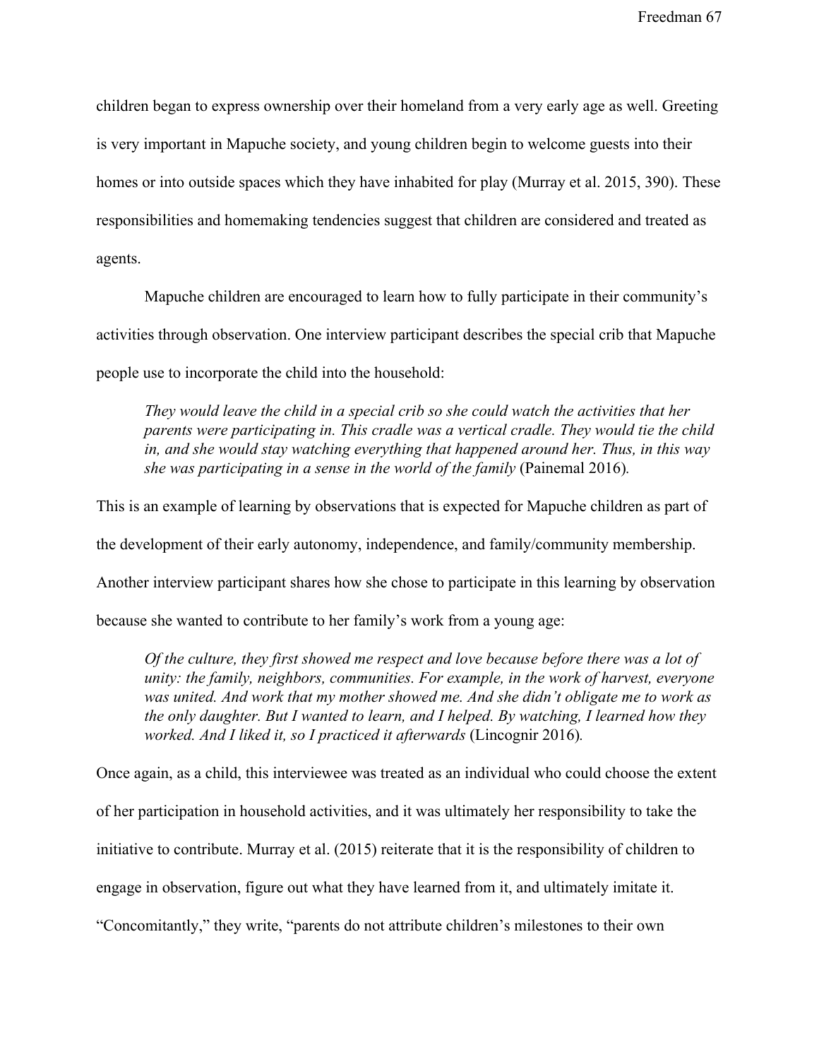children began to express ownership over their homeland from a very early age as well. Greeting is very important in Mapuche society, and young children begin to welcome guests into their homes or into outside spaces which they have inhabited for play (Murray et al. 2015, 390). These responsibilities and homemaking tendencies suggest that children are considered and treated as agents.

Mapuche children are encouraged to learn how to fully participate in their community's activities through observation. One interview participant describes the special crib that Mapuche people use to incorporate the child into the household:

> *They would leave the child in a special crib so she could watch the activities that her parents were participating in. This cradle was a vertical cradle. They would tie the child in, and she would stay watching everything that happened around her. Thus, in this way she was participating in a sense in the world of the family* (Painemal 2016).

This is an example of learning by observations that is expected for Mapuche children as part of the development of their early autonomy, independence, and family/community membership. Another interview participant shares how she chose to participate in this learning by observation because she wanted to contribute to her family's work from a young age:

> *Of the culture, they first showed me respect and love because before there was a lot of unity: the family, neighbors, communities. For example, in the work of harvest, everyone was united. And work that my mother showed me. And she didn't obligate me to work as the only daughter. But I wanted to learn, and I helped. By watching, I learned how they worked. And I liked it, so I practiced it afterwards* (Lincognir 2016).

Once again, as a child, this interviewee was treated as an individual who could choose the extent of her participation in household activities, and it was ultimately her responsibility to take the initiative to contribute. Murray et al. (2015) reiterate that it is the responsibility of children to engage in observation, figure out what they have learned from it, and ultimately imitate it. "Concomitantly," they write, "parents do not attribute children's milestones to their own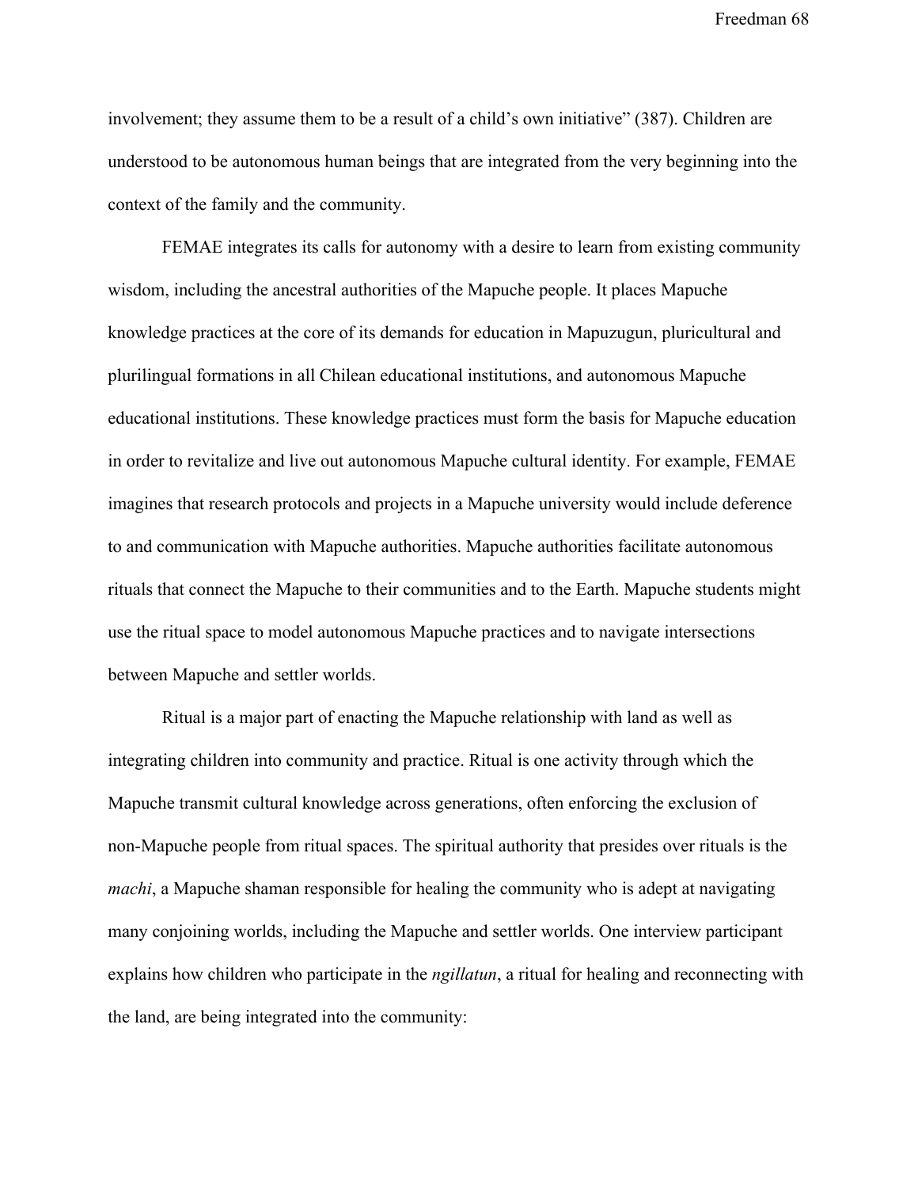involvement; they assume them to be a result of a child's own initiative" (387). Children are understood to be autonomous human beings that are integrated from the very beginning into the context of the family and the community.

FEMAE integrates its calls for autonomy with a desire to learn from existing community wisdom, including the ancestral authorities of the Mapuche people. It places Mapuche knowledge practices at the core of its demands for education in Mapuzugun, pluricultural and plurilingual formations in all Chilean educational institutions, and autonomous Mapuche educational institutions. These knowledge practices must form the basis for Mapuche education in order to revitalize and live out autonomous Mapuche cultural identity. For example, FEMAE imagines that research protocols and projects in a Mapuche university would include deference to and communication with Mapuche authorities. Mapuche authorities facilitate autonomous rituals that connect the Mapuche to their communities and to the Earth. Mapuche students might use the ritual space to model autonomous Mapuche practices and to navigate intersections between Mapuche and settler worlds.

Ritual is a major part of enacting the Mapuche relationship with land as well as integrating children into community and practice. Ritual is one activity through which the Mapuche transmit cultural knowledge across generations, often enforcing the exclusion of non-Mapuche people from ritual spaces. The spiritual authority that presides over rituals is the *machi*, a Mapuche shaman responsible for healing the community who is adept at navigating many conjoining worlds, including the Mapuche and settler worlds. One interview participant explains how children who participate in the *ngillatun*, a ritual for healing and reconnecting with the land, are being integrated into the community: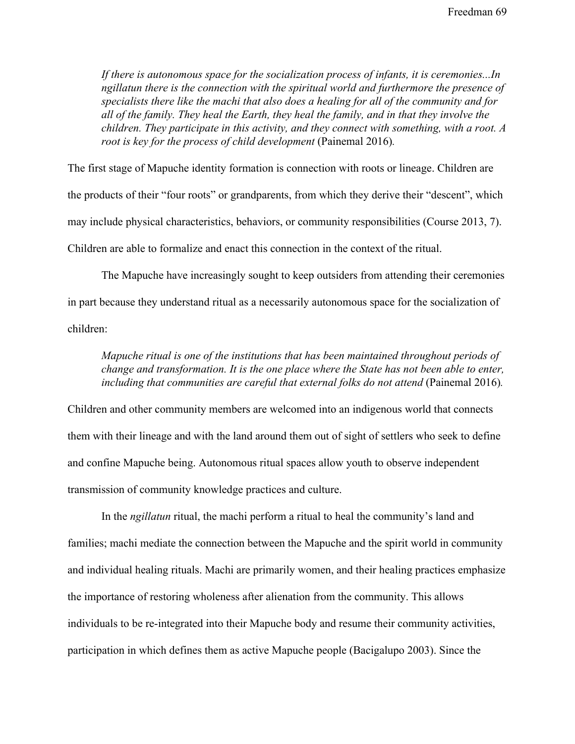> *If there is autonomous space for the socialization process of infants, it is ceremonies...In ngillatun there is the connection with the spiritual world and furthermore the presence of specialists there like the machi that also does a healing for all of the community and for all of the family. They heal the Earth, they heal the family, and in that they involve the children. They participate in this activity, and they connect with something, with a root. A root is key for the process of child development* (Painemal 2016).

The first stage of Mapuche identity formation is connection with roots or lineage. Children are the products of their "four roots" or grandparents, from which they derive their "descent", which may include physical characteristics, behaviors, or community responsibilities (Course 2013, 7). Children are able to formalize and enact this connection in the context of the ritual.

The Mapuche have increasingly sought to keep outsiders from attending their ceremonies in part because they understand ritual as a necessarily autonomous space for the socialization of children:

> *Mapuche ritual is one of the institutions that has been maintained throughout periods of change and transformation. It is the one place where the State has not been able to enter, including that communities are careful that external folks do not attend* (Painemal 2016).

Children and other community members are welcomed into an indigenous world that connects them with their lineage and with the land around them out of sight of settlers who seek to define and confine Mapuche being. Autonomous ritual spaces allow youth to observe independent transmission of community knowledge practices and culture.

In the *ngillatun* ritual, the machi perform a ritual to heal the community's land and families; machi mediate the connection between the Mapuche and the spirit world in community and individual healing rituals. Machi are primarily women, and their healing practices emphasize the importance of restoring wholeness after alienation from the community. This allows individuals to be re-integrated into their Mapuche body and resume their community activities, participation in which defines them as active Mapuche people (Bacigalupo 2003). Since the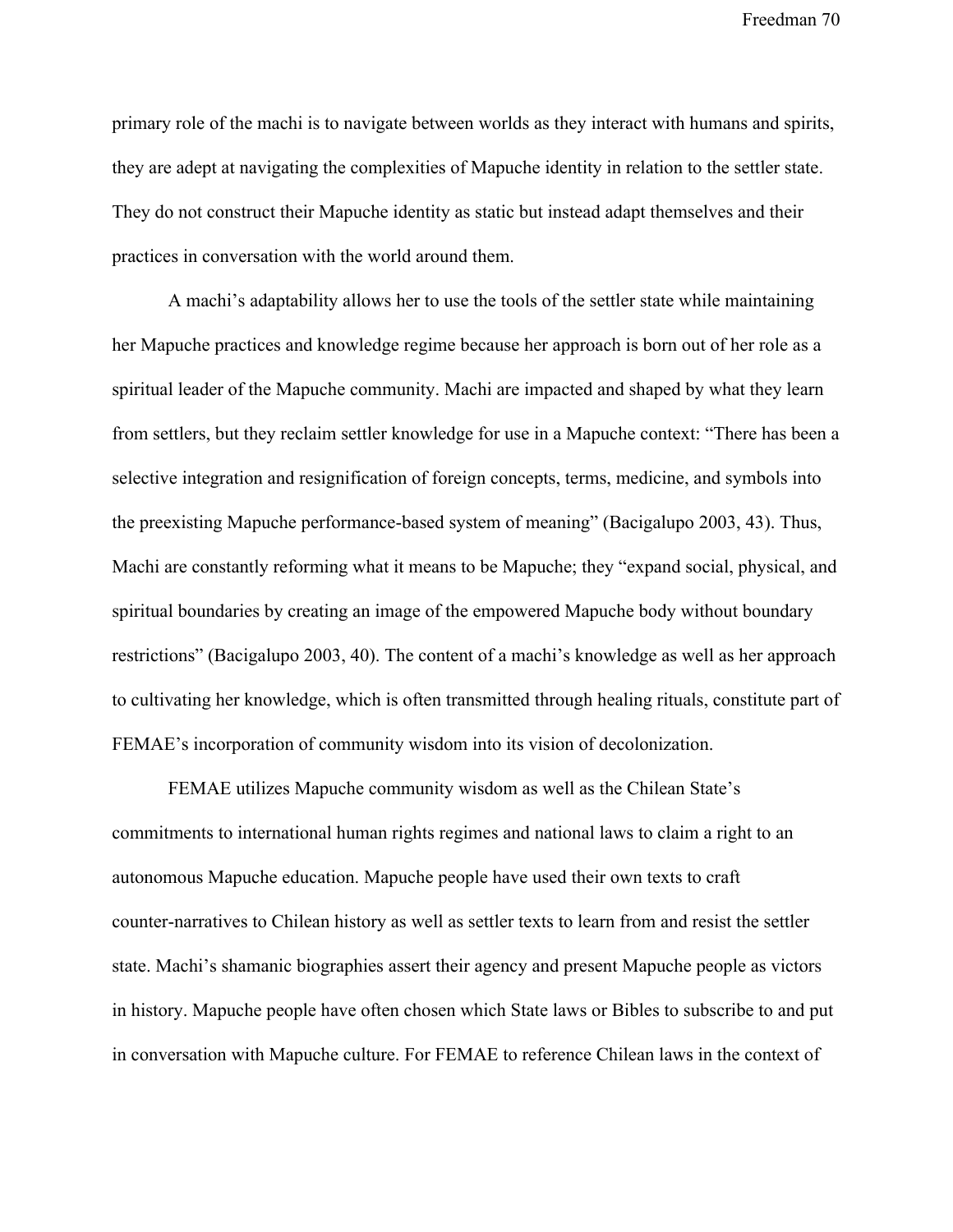primary role of the machi is to navigate between worlds as they interact with humans and spirits, they are adept at navigating the complexities of Mapuche identity in relation to the settler state. They do not construct their Mapuche identity as static but instead adapt themselves and their practices in conversation with the world around them.

A machi's adaptability allows her to use the tools of the settler state while maintaining her Mapuche practices and knowledge regime because her approach is born out of her role as a spiritual leader of the Mapuche community. Machi are impacted and shaped by what they learn from settlers, but they reclaim settler knowledge for use in a Mapuche context: "There has been a selective integration and resignification of foreign concepts, terms, medicine, and symbols into the preexisting Mapuche performance-based system of meaning" (Bacigalupo 2003, 43). Thus, Machi are constantly reforming what it means to be Mapuche; they "expand social, physical, and spiritual boundaries by creating an image of the empowered Mapuche body without boundary restrictions" (Bacigalupo 2003, 40). The content of a machi's knowledge as well as her approach to cultivating her knowledge, which is often transmitted through healing rituals, constitute part of FEMAE's incorporation of community wisdom into its vision of decolonization.

FEMAE utilizes Mapuche community wisdom as well as the Chilean State's commitments to international human rights regimes and national laws to claim a right to an autonomous Mapuche education. Mapuche people have used their own texts to craft counter-narratives to Chilean history as well as settler texts to learn from and resist the settler state. Machi's shamanic biographies assert their agency and present Mapuche people as victors in history. Mapuche people have often chosen which State laws or Bibles to subscribe to and put in conversation with Mapuche culture. For FEMAE to reference Chilean laws in the context of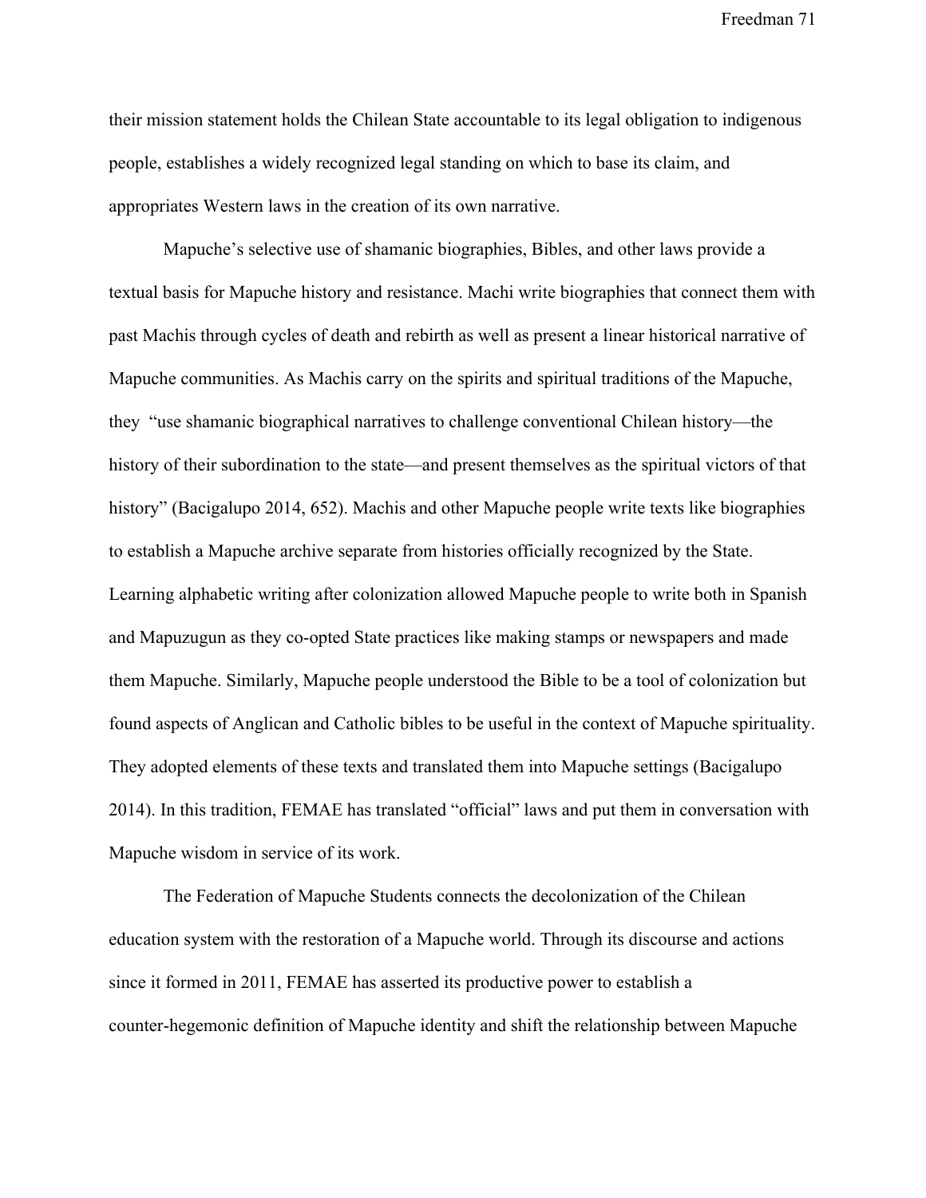their mission statement holds the Chilean State accountable to its legal obligation to indigenous people, establishes a widely recognized legal standing on which to base its claim, and appropriates Western laws in the creation of its own narrative.

Mapuche's selective use of shamanic biographies, Bibles, and other laws provide a textual basis for Mapuche history and resistance. Machi write biographies that connect them with past Machis through cycles of death and rebirth as well as present a linear historical narrative of Mapuche communities. As Machis carry on the spirits and spiritual traditions of the Mapuche, they "use shamanic biographical narratives to challenge conventional Chilean history—the history of their subordination to the state—and present themselves as the spiritual victors of that history" (Bacigalupo 2014, 652). Machis and other Mapuche people write texts like biographies to establish a Mapuche archive separate from histories officially recognized by the State. Learning alphabetic writing after colonization allowed Mapuche people to write both in Spanish and Mapuzugun as they co-opted State practices like making stamps or newspapers and made them Mapuche. Similarly, Mapuche people understood the Bible to be a tool of colonization but found aspects of Anglican and Catholic bibles to be useful in the context of Mapuche spirituality. They adopted elements of these texts and translated them into Mapuche settings (Bacigalupo 2014). In this tradition, FEMAE has translated "official" laws and put them in conversation with Mapuche wisdom in service of its work.

The Federation of Mapuche Students connects the decolonization of the Chilean education system with the restoration of a Mapuche world. Through its discourse and actions since it formed in 2011, FEMAE has asserted its productive power to establish a counter-hegemonic definition of Mapuche identity and shift the relationship between Mapuche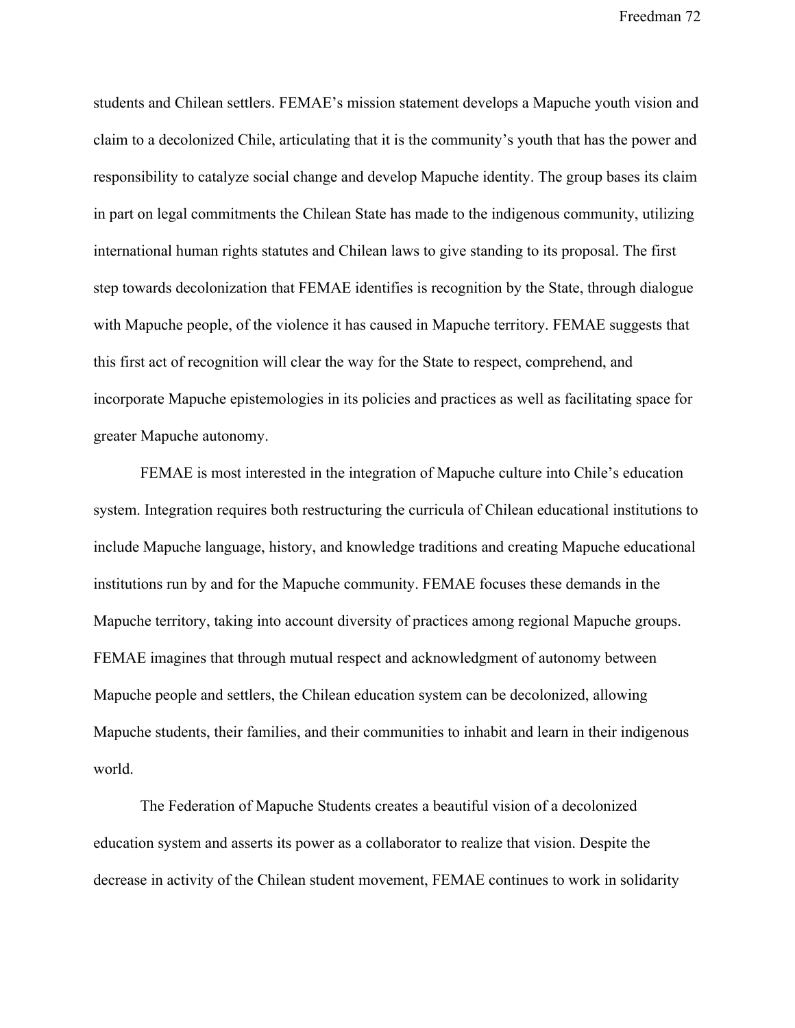students and Chilean settlers. FEMAE's mission statement develops a Mapuche youth vision and claim to a decolonized Chile, articulating that it is the community's youth that has the power and responsibility to catalyze social change and develop Mapuche identity. The group bases its claim in part on legal commitments the Chilean State has made to the indigenous community, utilizing international human rights statutes and Chilean laws to give standing to its proposal. The first step towards decolonization that FEMAE identifies is recognition by the State, through dialogue with Mapuche people, of the violence it has caused in Mapuche territory. FEMAE suggests that this first act of recognition will clear the way for the State to respect, comprehend, and incorporate Mapuche epistemologies in its policies and practices as well as facilitating space for greater Mapuche autonomy.

FEMAE is most interested in the integration of Mapuche culture into Chile's education system. Integration requires both restructuring the curricula of Chilean educational institutions to include Mapuche language, history, and knowledge traditions and creating Mapuche educational institutions run by and for the Mapuche community. FEMAE focuses these demands in the Mapuche territory, taking into account diversity of practices among regional Mapuche groups. FEMAE imagines that through mutual respect and acknowledgment of autonomy between Mapuche people and settlers, the Chilean education system can be decolonized, allowing Mapuche students, their families, and their communities to inhabit and learn in their indigenous world.

The Federation of Mapuche Students creates a beautiful vision of a decolonized education system and asserts its power as a collaborator to realize that vision. Despite the decrease in activity of the Chilean student movement, FEMAE continues to work in solidarity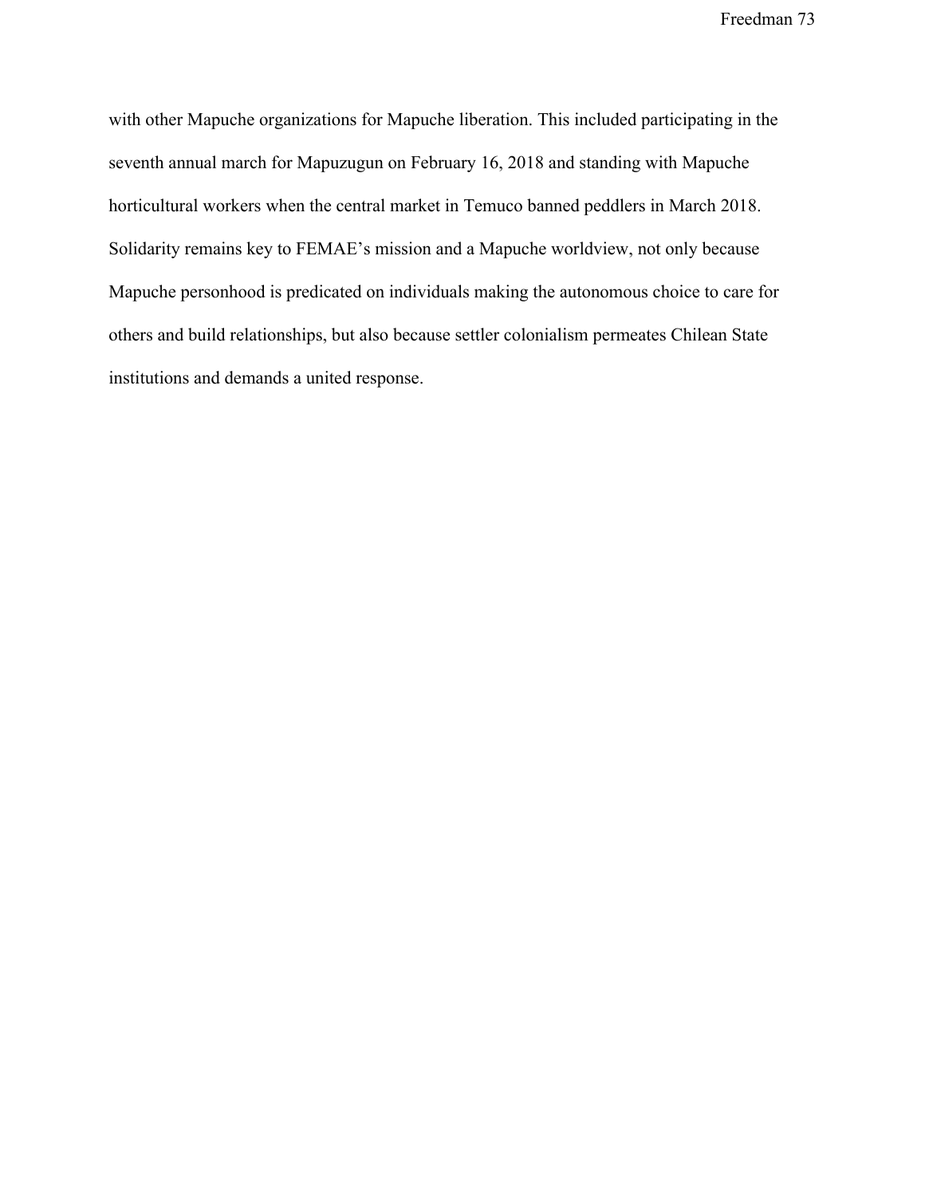with other Mapuche organizations for Mapuche liberation. This included participating in the seventh annual march for Mapuzugun on February 16, 2018 and standing with Mapuche horticultural workers when the central market in Temuco banned peddlers in March 2018. Solidarity remains key to FEMAE's mission and a Mapuche worldview, not only because Mapuche personhood is predicated on individuals making the autonomous choice to care for others and build relationships, but also because settler colonialism permeates Chilean State institutions and demands a united response.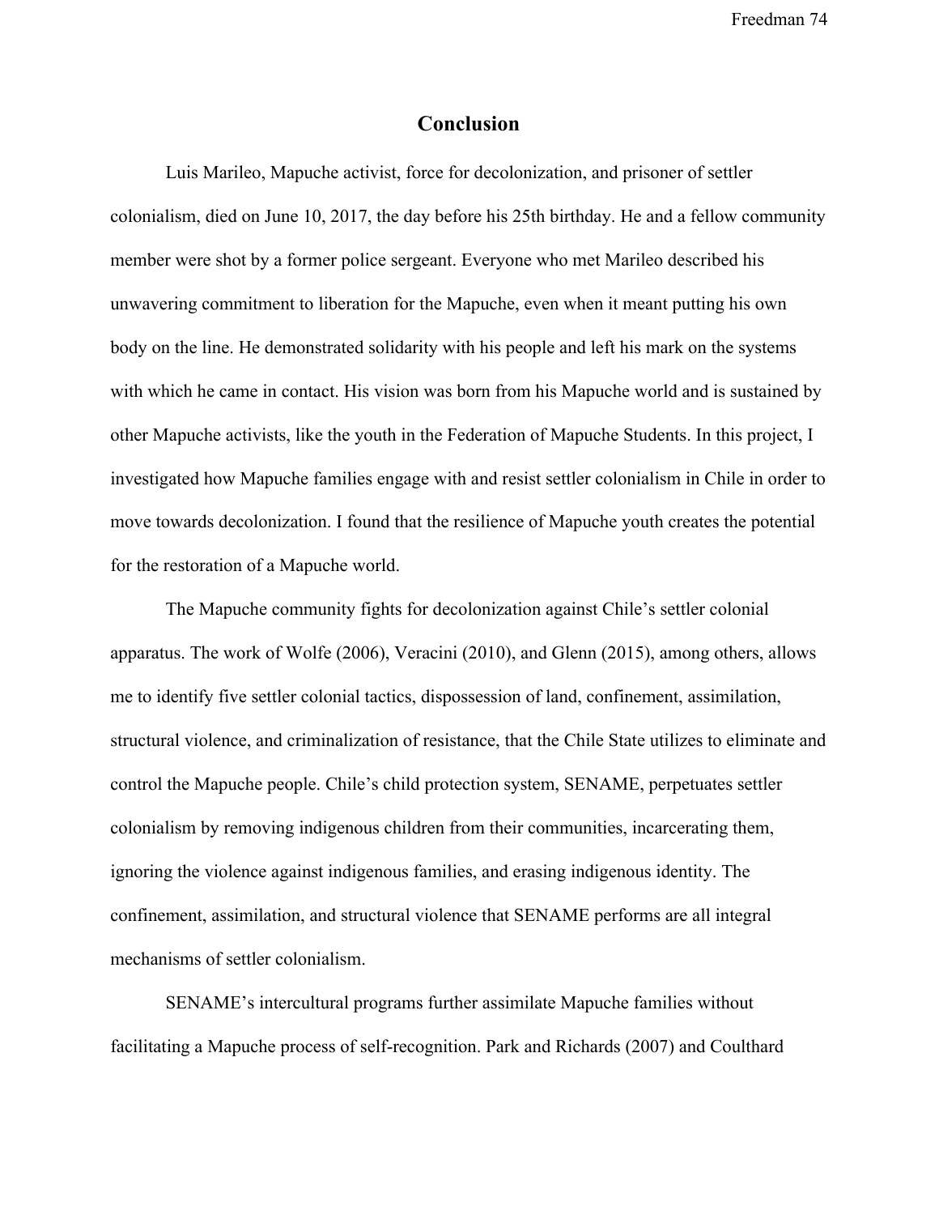# Conclusion

Luis Marileo, Mapuche activist, force for decolonization, and prisoner of settler colonialism, died on June 10, 2017, the day before his 25th birthday. He and a fellow community member were shot by a former police sergeant. Everyone who met Marileo described his unwavering commitment to liberation for the Mapuche, even when it meant putting his own body on the line. He demonstrated solidarity with his people and left his mark on the systems with which he came in contact. His vision was born from his Mapuche world and is sustained by other Mapuche activists, like the youth in the Federation of Mapuche Students. In this project, I investigated how Mapuche families engage with and resist settler colonialism in Chile in order to move towards decolonization. I found that the resilience of Mapuche youth creates the potential for the restoration of a Mapuche world.

The Mapuche community fights for decolonization against Chile's settler colonial apparatus. The work of Wolfe (2006), Veracini (2010), and Glenn (2015), among others, allows me to identify five settler colonial tactics, dispossession of land, confinement, assimilation, structural violence, and criminalization of resistance, that the Chile State utilizes to eliminate and control the Mapuche people. Chile's child protection system, SENAME, perpetuates settler colonialism by removing indigenous children from their communities, incarcerating them, ignoring the violence against indigenous families, and erasing indigenous identity. The confinement, assimilation, and structural violence that SENAME performs are all integral mechanisms of settler colonialism.

SENAME's intercultural programs further assimilate Mapuche families without facilitating a Mapuche process of self-recognition. Park and Richards (2007) and Coulthard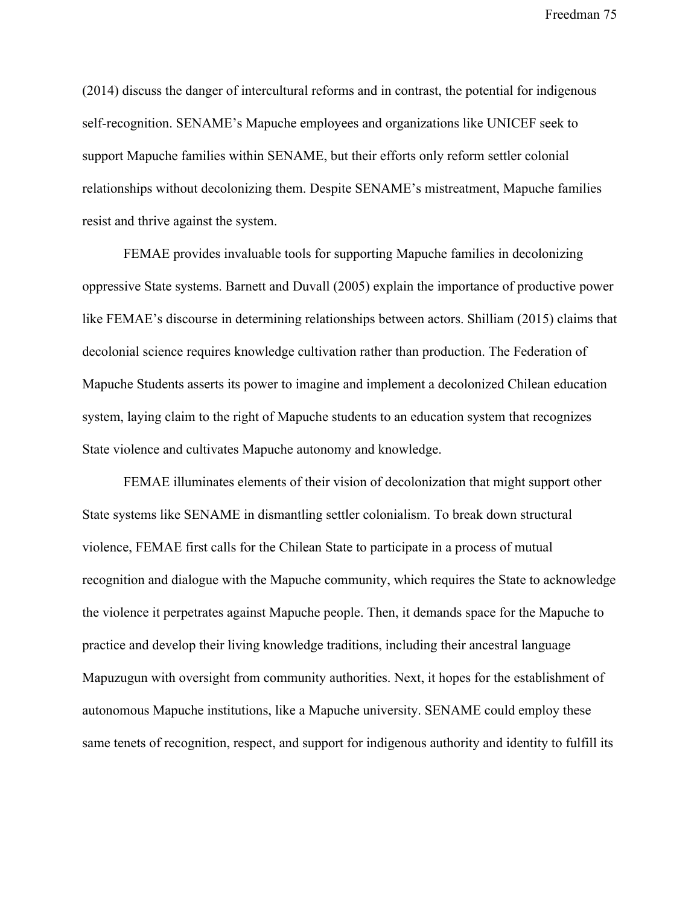(2014) discuss the danger of intercultural reforms and in contrast, the potential for indigenous self-recognition. SENAME's Mapuche employees and organizations like UNICEF seek to support Mapuche families within SENAME, but their efforts only reform settler colonial relationships without decolonizing them. Despite SENAME's mistreatment, Mapuche families resist and thrive against the system.

FEMAE provides invaluable tools for supporting Mapuche families in decolonizing oppressive State systems. Barnett and Duvall (2005) explain the importance of productive power like FEMAE's discourse in determining relationships between actors. Shilliam (2015) claims that decolonial science requires knowledge cultivation rather than production. The Federation of Mapuche Students asserts its power to imagine and implement a decolonized Chilean education system, laying claim to the right of Mapuche students to an education system that recognizes State violence and cultivates Mapuche autonomy and knowledge.

FEMAE illuminates elements of their vision of decolonization that might support other State systems like SENAME in dismantling settler colonialism. To break down structural violence, FEMAE first calls for the Chilean State to participate in a process of mutual recognition and dialogue with the Mapuche community, which requires the State to acknowledge the violence it perpetrates against Mapuche people. Then, it demands space for the Mapuche to practice and develop their living knowledge traditions, including their ancestral language Mapuzugun with oversight from community authorities. Next, it hopes for the establishment of autonomous Mapuche institutions, like a Mapuche university. SENAME could employ these same tenets of recognition, respect, and support for indigenous authority and identity to fulfill its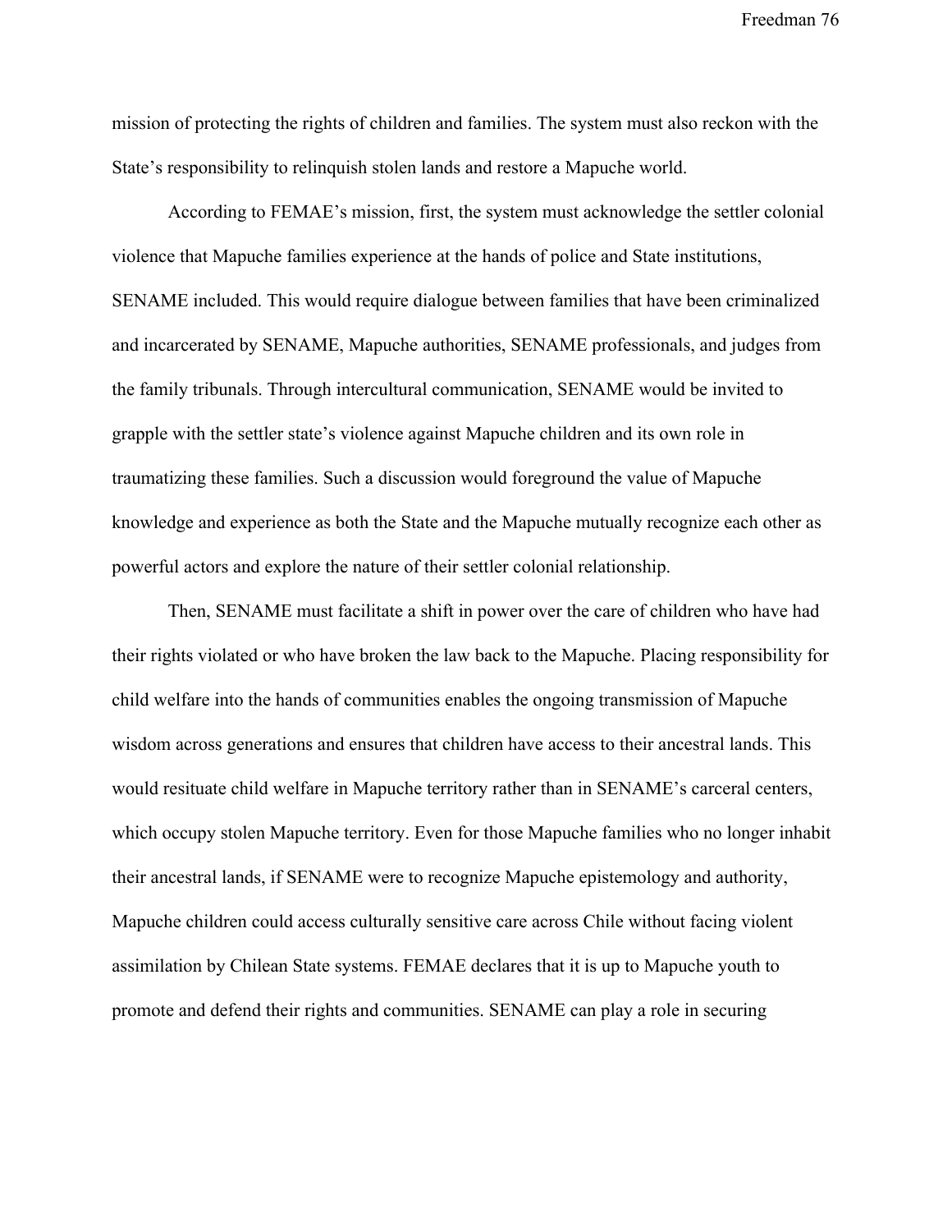mission of protecting the rights of children and families. The system must also reckon with the State's responsibility to relinquish stolen lands and restore a Mapuche world.

According to FEMAE's mission, first, the system must acknowledge the settler colonial violence that Mapuche families experience at the hands of police and State institutions, SENAME included. This would require dialogue between families that have been criminalized and incarcerated by SENAME, Mapuche authorities, SENAME professionals, and judges from the family tribunals. Through intercultural communication, SENAME would be invited to grapple with the settler state's violence against Mapuche children and its own role in traumatizing these families. Such a discussion would foreground the value of Mapuche knowledge and experience as both the State and the Mapuche mutually recognize each other as powerful actors and explore the nature of their settler colonial relationship.

Then, SENAME must facilitate a shift in power over the care of children who have had their rights violated or who have broken the law back to the Mapuche. Placing responsibility for child welfare into the hands of communities enables the ongoing transmission of Mapuche wisdom across generations and ensures that children have access to their ancestral lands. This would resituate child welfare in Mapuche territory rather than in SENAME's carceral centers, which occupy stolen Mapuche territory. Even for those Mapuche families who no longer inhabit their ancestral lands, if SENAME were to recognize Mapuche epistemology and authority, Mapuche children could access culturally sensitive care across Chile without facing violent assimilation by Chilean State systems. FEMAE declares that it is up to Mapuche youth to promote and defend their rights and communities. SENAME can play a role in securing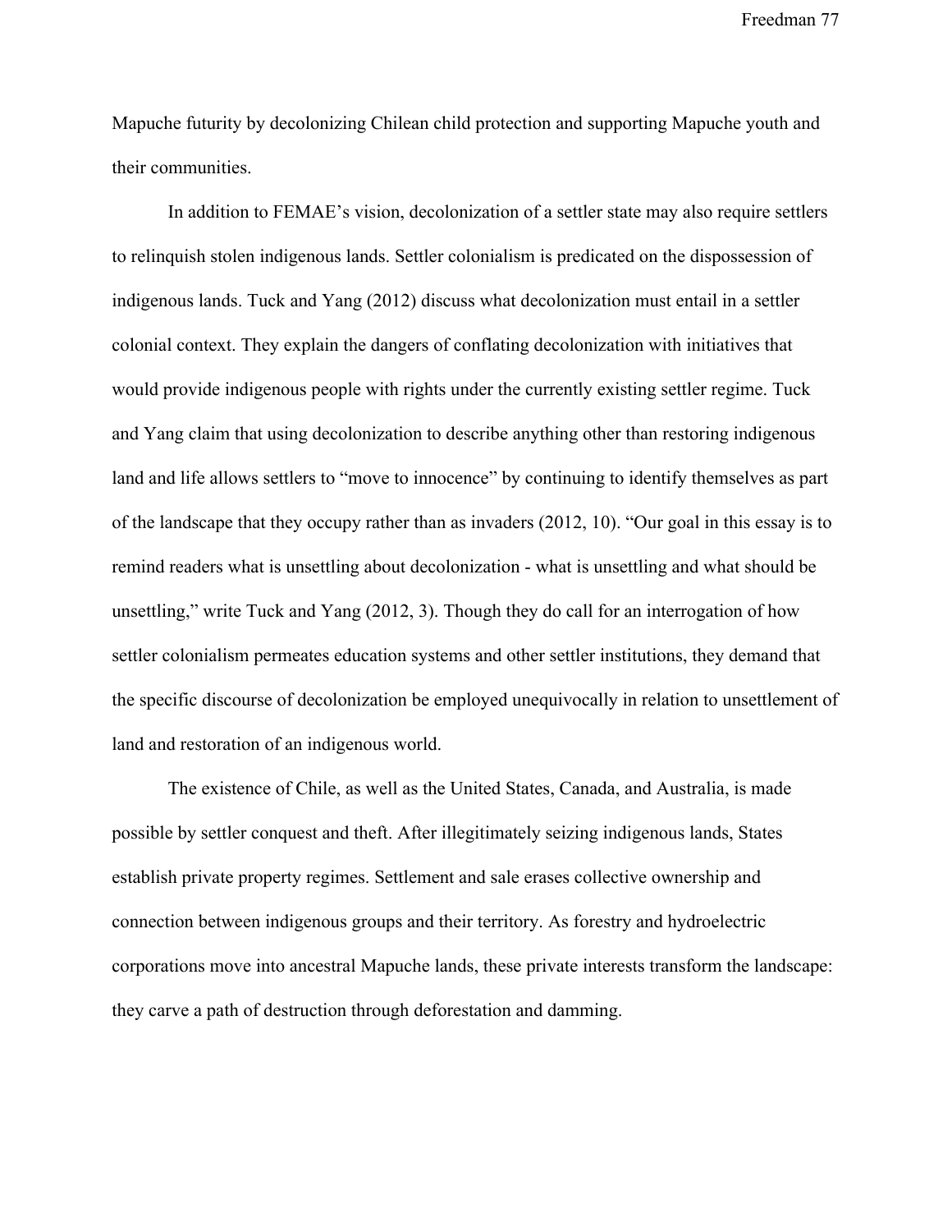Mapuche futurity by decolonizing Chilean child protection and supporting Mapuche youth and their communities.

In addition to FEMAE's vision, decolonization of a settler state may also require settlers to relinquish stolen indigenous lands. Settler colonialism is predicated on the dispossession of indigenous lands. Tuck and Yang (2012) discuss what decolonization must entail in a settler colonial context. They explain the dangers of conflating decolonization with initiatives that would provide indigenous people with rights under the currently existing settler regime. Tuck and Yang claim that using decolonization to describe anything other than restoring indigenous land and life allows settlers to "move to innocence" by continuing to identify themselves as part of the landscape that they occupy rather than as invaders (2012, 10). "Our goal in this essay is to remind readers what is unsettling about decolonization - what is unsettling and what should be unsettling," write Tuck and Yang (2012, 3). Though they do call for an interrogation of how settler colonialism permeates education systems and other settler institutions, they demand that the specific discourse of decolonization be employed unequivocally in relation to unsettlement of land and restoration of an indigenous world.

The existence of Chile, as well as the United States, Canada, and Australia, is made possible by settler conquest and theft. After illegitimately seizing indigenous lands, States establish private property regimes. Settlement and sale erases collective ownership and connection between indigenous groups and their territory. As forestry and hydroelectric corporations move into ancestral Mapuche lands, these private interests transform the landscape: they carve a path of destruction through deforestation and damming.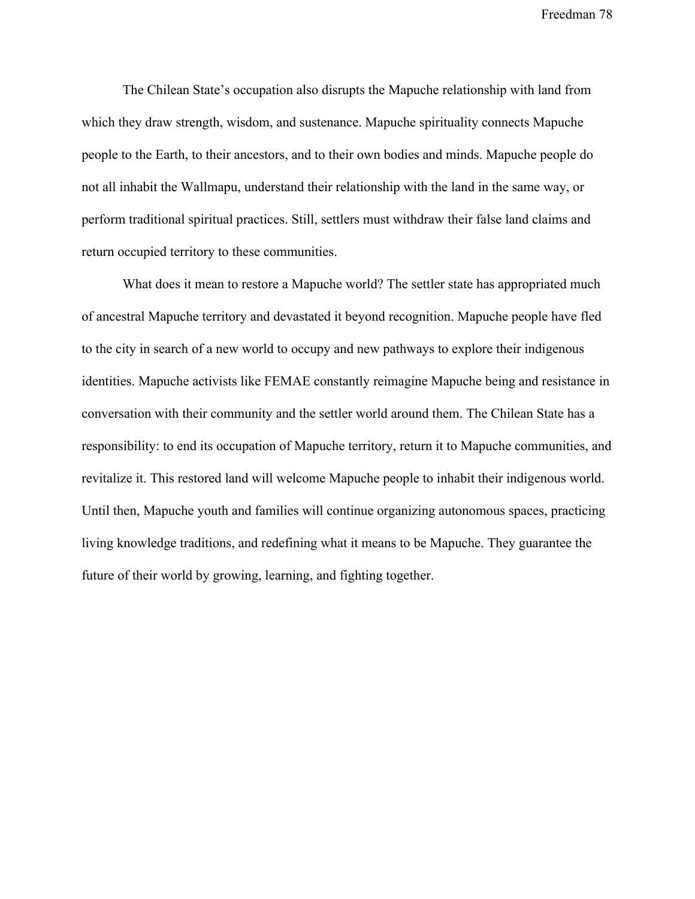The Chilean State's occupation also disrupts the Mapuche relationship with land from which they draw strength, wisdom, and sustenance. Mapuche spirituality connects Mapuche people to the Earth, to their ancestors, and to their own bodies and minds. Mapuche people do not all inhabit the Wallmapu, understand their relationship with the land in the same way, or perform traditional spiritual practices. Still, settlers must withdraw their false land claims and return occupied territory to these communities.

What does it mean to restore a Mapuche world? The settler state has appropriated much of ancestral Mapuche territory and devastated it beyond recognition. Mapuche people have fled to the city in search of a new world to occupy and new pathways to explore their indigenous identities. Mapuche activists like FEMAE constantly reimagine Mapuche being and resistance in conversation with their community and the settler world around them. The Chilean State has a responsibility: to end its occupation of Mapuche territory, return it to Mapuche communities, and revitalize it. This restored land will welcome Mapuche people to inhabit their indigenous world. Until then, Mapuche youth and families will continue organizing autonomous spaces, practicing living knowledge traditions, and redefining what it means to be Mapuche. They guarantee the future of their world by growing, learning, and fighting together.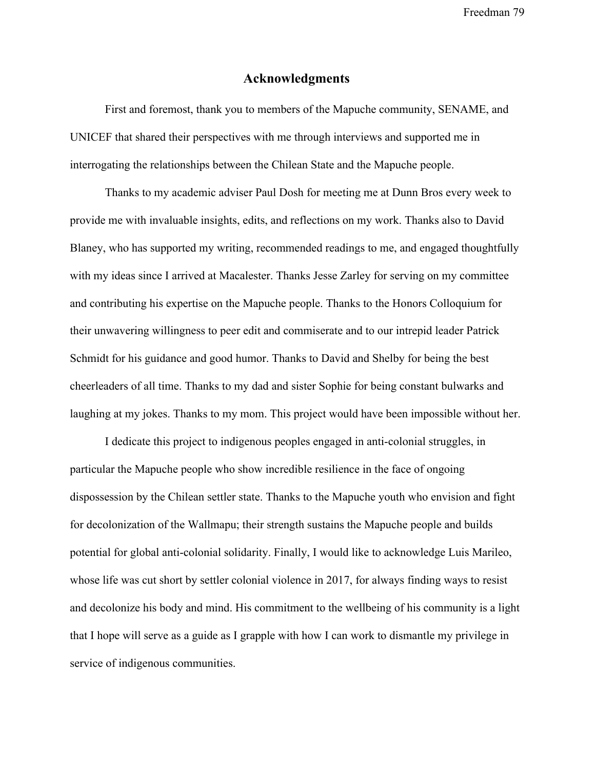## Acknowledgments

First and foremost, thank you to members of the Mapuche community, SENAME, and UNICEF that shared their perspectives with me through interviews and supported me in interrogating the relationships between the Chilean State and the Mapuche people.

Thanks to my academic adviser Paul Dosh for meeting me at Dunn Bros every week to provide me with invaluable insights, edits, and reflections on my work. Thanks also to David Blaney, who has supported my writing, recommended readings to me, and engaged thoughtfully with my ideas since I arrived at Macalester. Thanks Jesse Zarley for serving on my committee and contributing his expertise on the Mapuche people. Thanks to the Honors Colloquium for their unwavering willingness to peer edit and commiserate and to our intrepid leader Patrick Schmidt for his guidance and good humor. Thanks to David and Shelby for being the best cheerleaders of all time. Thanks to my dad and sister Sophie for being constant bulwarks and laughing at my jokes. Thanks to my mom. This project would have been impossible without her.

I dedicate this project to indigenous peoples engaged in anti-colonial struggles, in particular the Mapuche people who show incredible resilience in the face of ongoing dispossession by the Chilean settler state. Thanks to the Mapuche youth who envision and fight for decolonization of the Wallmapu; their strength sustains the Mapuche people and builds potential for global anti-colonial solidarity. Finally, I would like to acknowledge Luis Marileo, whose life was cut short by settler colonial violence in 2017, for always finding ways to resist and decolonize his body and mind. His commitment to the wellbeing of his community is a light that I hope will serve as a guide as I grapple with how I can work to dismantle my privilege in service of indigenous communities.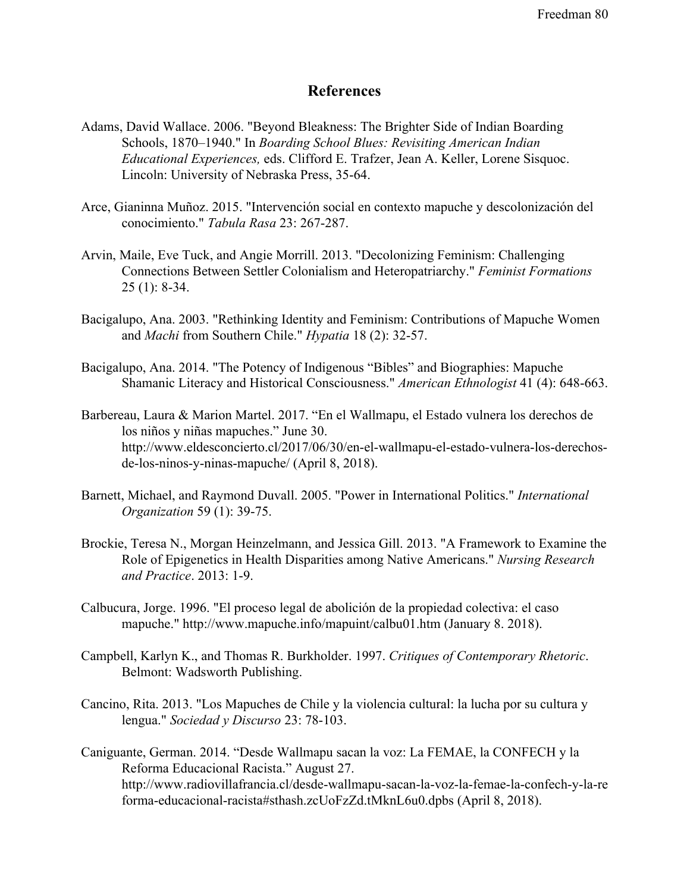## References

Adams, David Wallace. 2006. "Beyond Bleakness: The Brighter Side of Indian Boarding Schools, 1870–1940." In *Boarding School Blues: Revisiting American Indian Educational Experiences,* eds. Clifford E. Trafzer, Jean A. Keller, Lorene Sisquoc. Lincoln: University of Nebraska Press, 35-64.

Arce, Gianinna Muñoz. 2015. "Intervención social en contexto mapuche y descolonización del conocimiento." *Tabula Rasa* 23: 267-287.

Arvin, Maile, Eve Tuck, and Angie Morrill. 2013. "Decolonizing Feminism: Challenging Connections Between Settler Colonialism and Heteropatriarchy." *Feminist Formations* 25 (1): 8-34.

Bacigalupo, Ana. 2003. "Rethinking Identity and Feminism: Contributions of Mapuche Women and *Machi* from Southern Chile." *Hypatia* 18 (2): 32-57.

Bacigalupo, Ana. 2014. "The Potency of Indigenous "Bibles" and Biographies: Mapuche Shamanic Literacy and Historical Consciousness." *American Ethnologist* 41 (4): 648-663.

Barbereau, Laura & Marion Martel. 2017. "En el Wallmapu, el Estado vulnera los derechos de los niños y niñas mapuches." June 30. http://www.eldesconcierto.cl/2017/06/30/en-el-wallmapu-el-estado-vulnera-los-derechos-de-los-ninos-y-ninas-mapuche/ (April 8, 2018).

Barnett, Michael, and Raymond Duvall. 2005. "Power in International Politics." *International Organization* 59 (1): 39-75.

Brockie, Teresa N., Morgan Heinzelmann, and Jessica Gill. 2013. "A Framework to Examine the Role of Epigenetics in Health Disparities among Native Americans." *Nursing Research and Practice*. 2013: 1-9.

Calbucura, Jorge. 1996. "El proceso legal de abolición de la propiedad colectiva: el caso mapuche." http://www.mapuche.info/mapuint/calbu01.htm (January 8. 2018).

Campbell, Karlyn K., and Thomas R. Burkholder. 1997. *Critiques of Contemporary Rhetoric*. Belmont: Wadsworth Publishing.

Cancino, Rita. 2013. "Los Mapuches de Chile y la violencia cultural: la lucha por su cultura y lengua." *Sociedad y Discurso* 23: 78-103.

Caniguante, German. 2014. "Desde Wallmapu sacan la voz: La FEMAE, la CONFECH y la Reforma Educacional Racista." August 27. http://www.radiovillafrancia.cl/desde-wallmapu-sacan-la-voz-la-femae-la-confech-y-la-reforma-educacional-racista#sthash.zcUoFzZd.tMknL6u0.dpbs (April 8, 2018).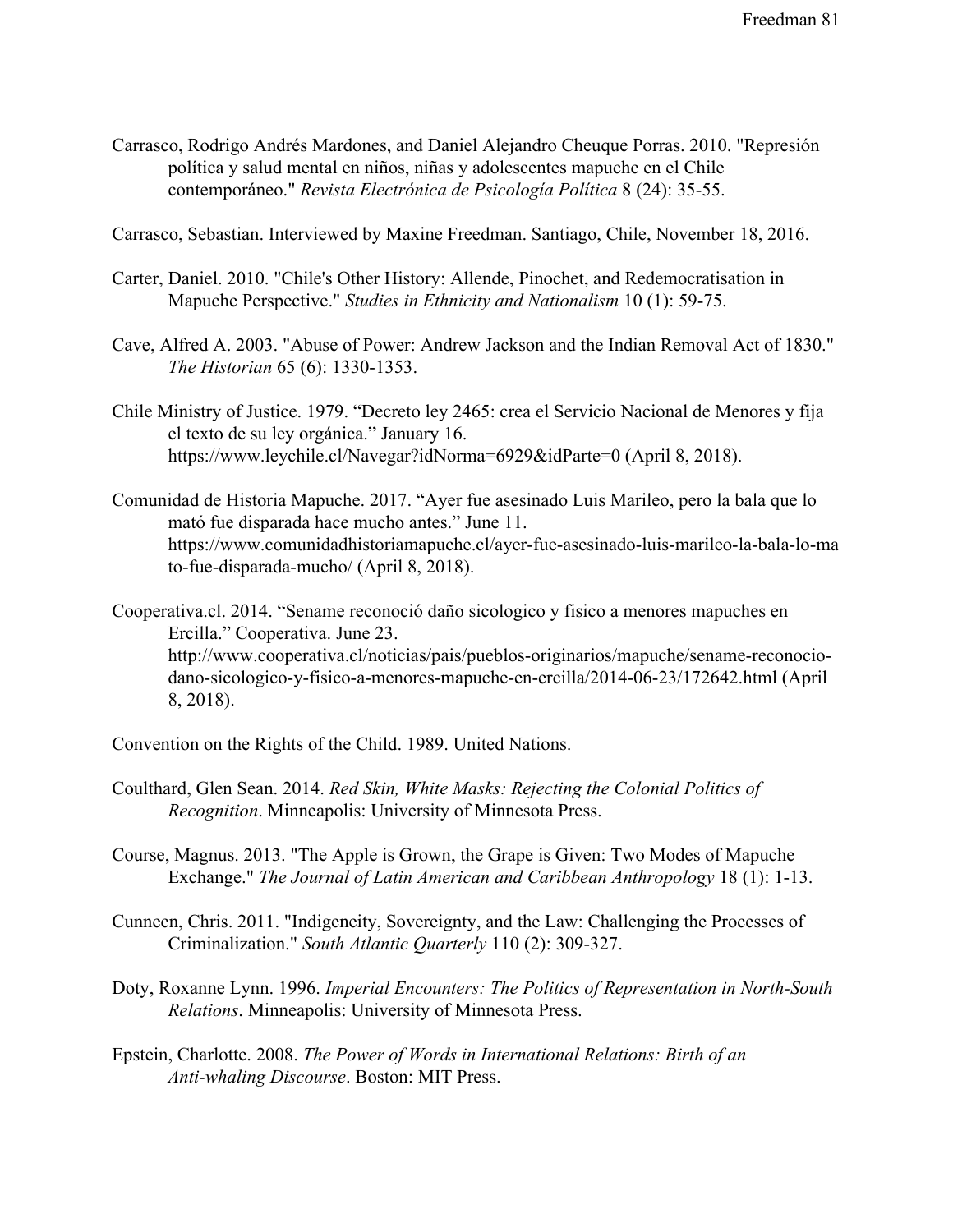Carrasco, Rodrigo Andrés Mardones, and Daniel Alejandro Cheuque Porras. 2010. "Represión política y salud mental en niños, niñas y adolescentes mapuche en el Chile contemporáneo." *Revista Electrónica de Psicología Política* 8 (24): 35-55.

Carrasco, Sebastian. Interviewed by Maxine Freedman. Santiago, Chile, November 18, 2016.

Carter, Daniel. 2010. "Chile's Other History: Allende, Pinochet, and Redemocratisation in Mapuche Perspective." *Studies in Ethnicity and Nationalism* 10 (1): 59-75.

Cave, Alfred A. 2003. "Abuse of Power: Andrew Jackson and the Indian Removal Act of 1830." *The Historian* 65 (6): 1330-1353.

Chile Ministry of Justice. 1979. "Decreto ley 2465: crea el Servicio Nacional de Menores y fija el texto de su ley orgánica." January 16. https://www.leychile.cl/Navegar?idNorma=6929&idParte=0 (April 8, 2018).

Comunidad de Historia Mapuche. 2017. "Ayer fue asesinado Luis Marileo, pero la bala que lo mató fue disparada hace mucho antes." June 11. https://www.comunidadhistoriamapuche.cl/ayer-fue-asesinado-luis-marileo-la-bala-lo-mato-fue-disparada-mucho/ (April 8, 2018).

Cooperativa.cl. 2014. "Sename reconoció daño sicologico y fisico a menores mapuches en Ercilla." Cooperativa. June 23. http://www.cooperativa.cl/noticias/pais/pueblos-originarios/mapuche/sename-reconocio-dano-sicologico-y-fisico-a-menores-mapuche-en-ercilla/2014-06-23/172642.html (April 8, 2018).

Convention on the Rights of the Child. 1989. United Nations.

Coulthard, Glen Sean. 2014. *Red Skin, White Masks: Rejecting the Colonial Politics of Recognition*. Minneapolis: University of Minnesota Press.

Course, Magnus. 2013. "The Apple is Grown, the Grape is Given: Two Modes of Mapuche Exchange." *The Journal of Latin American and Caribbean Anthropology* 18 (1): 1-13.

Cunneen, Chris. 2011. "Indigeneity, Sovereignty, and the Law: Challenging the Processes of Criminalization." *South Atlantic Quarterly* 110 (2): 309-327.

Doty, Roxanne Lynn. 1996. *Imperial Encounters: The Politics of Representation in North-South Relations*. Minneapolis: University of Minnesota Press.

Epstein, Charlotte. 2008. *The Power of Words in International Relations: Birth of an Anti-whaling Discourse*. Boston: MIT Press.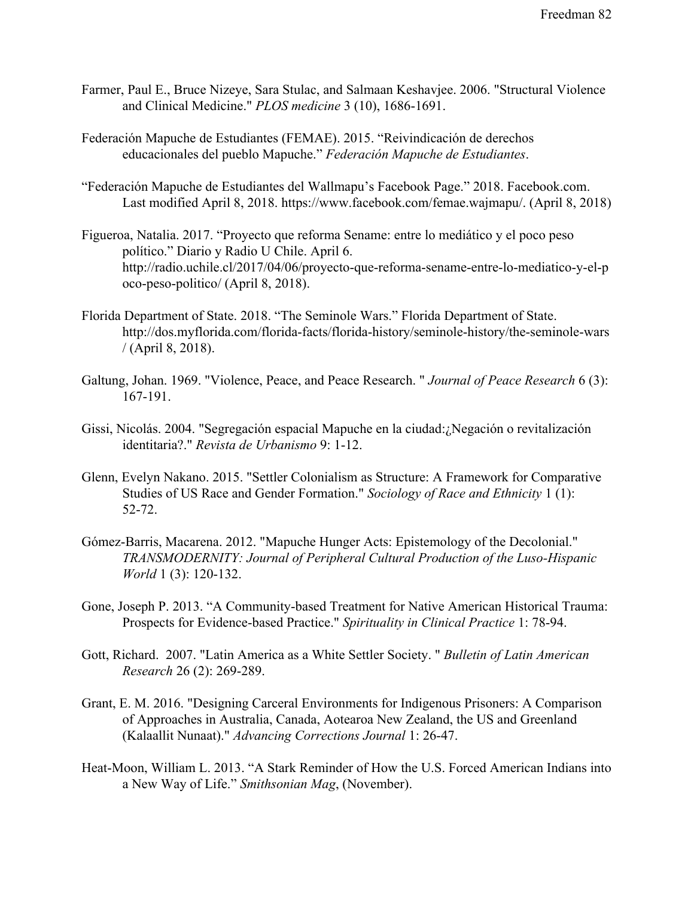Farmer, Paul E., Bruce Nizeye, Sara Stulac, and Salmaan Keshavjee. 2006. "Structural Violence and Clinical Medicine." *PLOS medicine* 3 (10), 1686-1691.

Federación Mapuche de Estudiantes (FEMAE). 2015. "Reivindicación de derechos educacionales del pueblo Mapuche." *Federación Mapuche de Estudiantes*.

"Federación Mapuche de Estudiantes del Wallmapu's Facebook Page." 2018. Facebook.com. Last modified April 8, 2018. https://www.facebook.com/femae.wajmapu/. (April 8, 2018)

Figueroa, Natalia. 2017. "Proyecto que reforma Sename: entre lo mediático y el poco peso político." Diario y Radio U Chile. April 6. http://radio.uchile.cl/2017/04/06/proyecto-que-reforma-sename-entre-lo-mediatico-y-el-poco-peso-politico/ (April 8, 2018).

Florida Department of State. 2018. "The Seminole Wars." Florida Department of State. http://dos.myflorida.com/florida-facts/florida-history/seminole-history/the-seminole-wars/ (April 8, 2018).

Galtung, Johan. 1969. "Violence, Peace, and Peace Research. " *Journal of Peace Research* 6 (3): 167-191.

Gissi, Nicolás. 2004. "Segregación espacial Mapuche en la ciudad:¿Negación o revitalización identitaria?." *Revista de Urbanismo* 9: 1-12.

Glenn, Evelyn Nakano. 2015. "Settler Colonialism as Structure: A Framework for Comparative Studies of US Race and Gender Formation." *Sociology of Race and Ethnicity* 1 (1): 52-72.

Gómez-Barris, Macarena. 2012. "Mapuche Hunger Acts: Epistemology of the Decolonial." *TRANSMODERNITY: Journal of Peripheral Cultural Production of the Luso-Hispanic World* 1 (3): 120-132.

Gone, Joseph P. 2013. "A Community-based Treatment for Native American Historical Trauma: Prospects for Evidence-based Practice." *Spirituality in Clinical Practice* 1: 78-94.

Gott, Richard. 2007. "Latin America as a White Settler Society. " *Bulletin of Latin American Research* 26 (2): 269-289.

Grant, E. M. 2016. "Designing Carceral Environments for Indigenous Prisoners: A Comparison of Approaches in Australia, Canada, Aotearoa New Zealand, the US and Greenland (Kalaallit Nunaat)." *Advancing Corrections Journal* 1: 26-47.

Heat-Moon, William L. 2013. "A Stark Reminder of How the U.S. Forced American Indians into a New Way of Life." *Smithsonian Mag*, (November).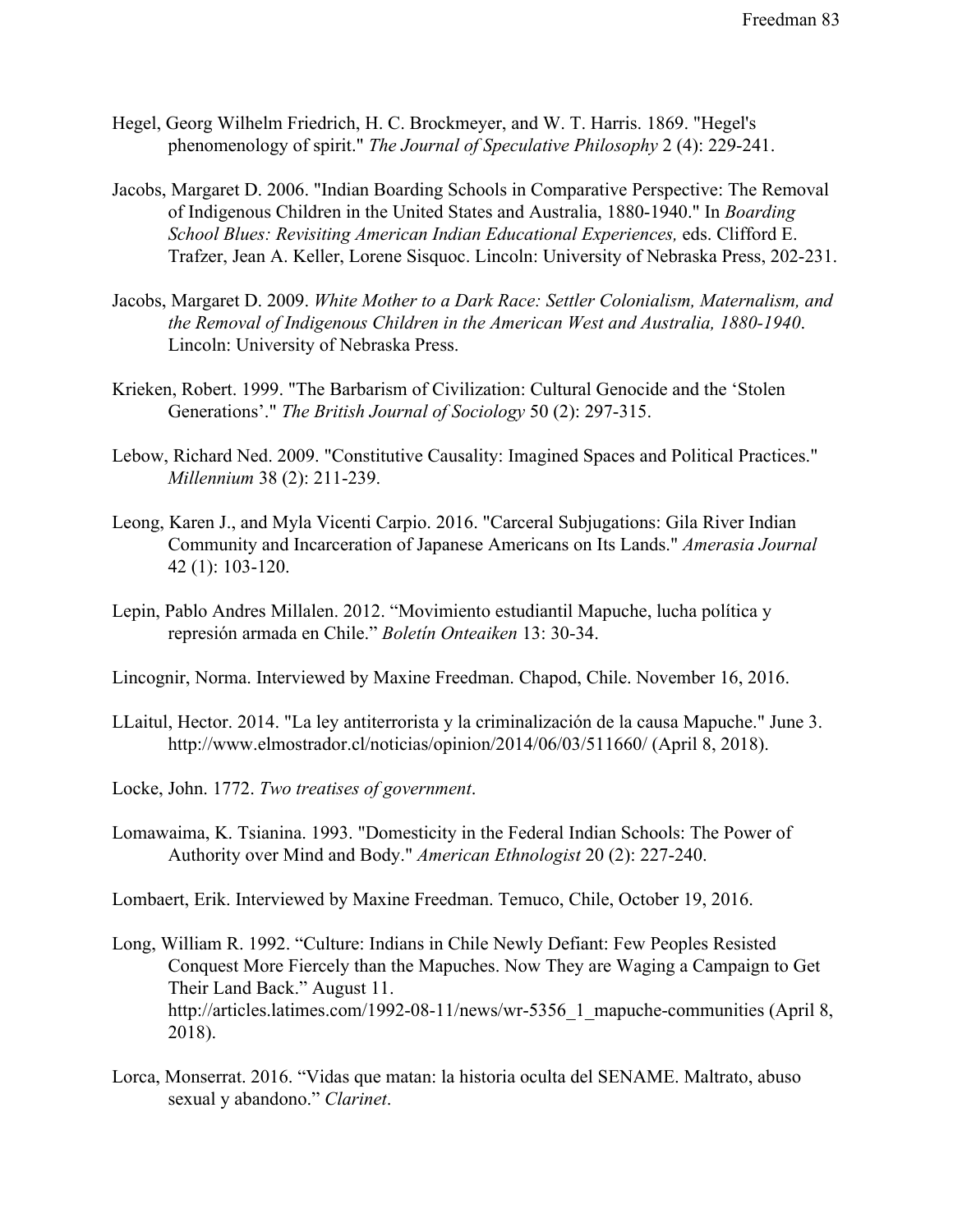Hegel, Georg Wilhelm Friedrich, H. C. Brockmeyer, and W. T. Harris. 1869. "Hegel's phenomenology of spirit." *The Journal of Speculative Philosophy* 2 (4): 229-241.

Jacobs, Margaret D. 2006. "Indian Boarding Schools in Comparative Perspective: The Removal of Indigenous Children in the United States and Australia, 1880-1940." In *Boarding School Blues: Revisiting American Indian Educational Experiences,* eds. Clifford E. Trafzer, Jean A. Keller, Lorene Sisquoc. Lincoln: University of Nebraska Press, 202-231.

Jacobs, Margaret D. 2009. *White Mother to a Dark Race: Settler Colonialism, Maternalism, and the Removal of Indigenous Children in the American West and Australia, 1880-1940*. Lincoln: University of Nebraska Press.

Krieken, Robert. 1999. "The Barbarism of Civilization: Cultural Genocide and the 'Stolen Generations'." *The British Journal of Sociology* 50 (2): 297-315.

Lebow, Richard Ned. 2009. "Constitutive Causality: Imagined Spaces and Political Practices." *Millennium* 38 (2): 211-239.

Leong, Karen J., and Myla Vicenti Carpio. 2016. "Carceral Subjugations: Gila River Indian Community and Incarceration of Japanese Americans on Its Lands." *Amerasia Journal* 42 (1): 103-120.

Lepin, Pablo Andres Millalen. 2012. "Movimiento estudiantil Mapuche, lucha política y represión armada en Chile." *Boletín Onteaiken* 13: 30-34.

Lincognir, Norma. Interviewed by Maxine Freedman. Chapod, Chile. November 16, 2016.

LLaitul, Hector. 2014. "La ley antiterrorista y la criminalización de la causa Mapuche." June 3. http://www.elmostrador.cl/noticias/opinion/2014/06/03/511660/ (April 8, 2018).

Locke, John. 1772. *Two treatises of government*.

Lomawaima, K. Tsianina. 1993. "Domesticity in the Federal Indian Schools: The Power of Authority over Mind and Body." *American Ethnologist* 20 (2): 227-240.

Lombaert, Erik. Interviewed by Maxine Freedman. Temuco, Chile, October 19, 2016.

Long, William R. 1992. "Culture: Indians in Chile Newly Defiant: Few Peoples Resisted Conquest More Fiercely than the Mapuches. Now They are Waging a Campaign to Get Their Land Back." August 11. http://articles.latimes.com/1992-08-11/news/wr-5356_1_mapuche-communities (April 8, 2018).

Lorca, Monserrat. 2016. "Vidas que matan: la historia oculta del SENAME. Maltrato, abuso sexual y abandono." *Clarinet*.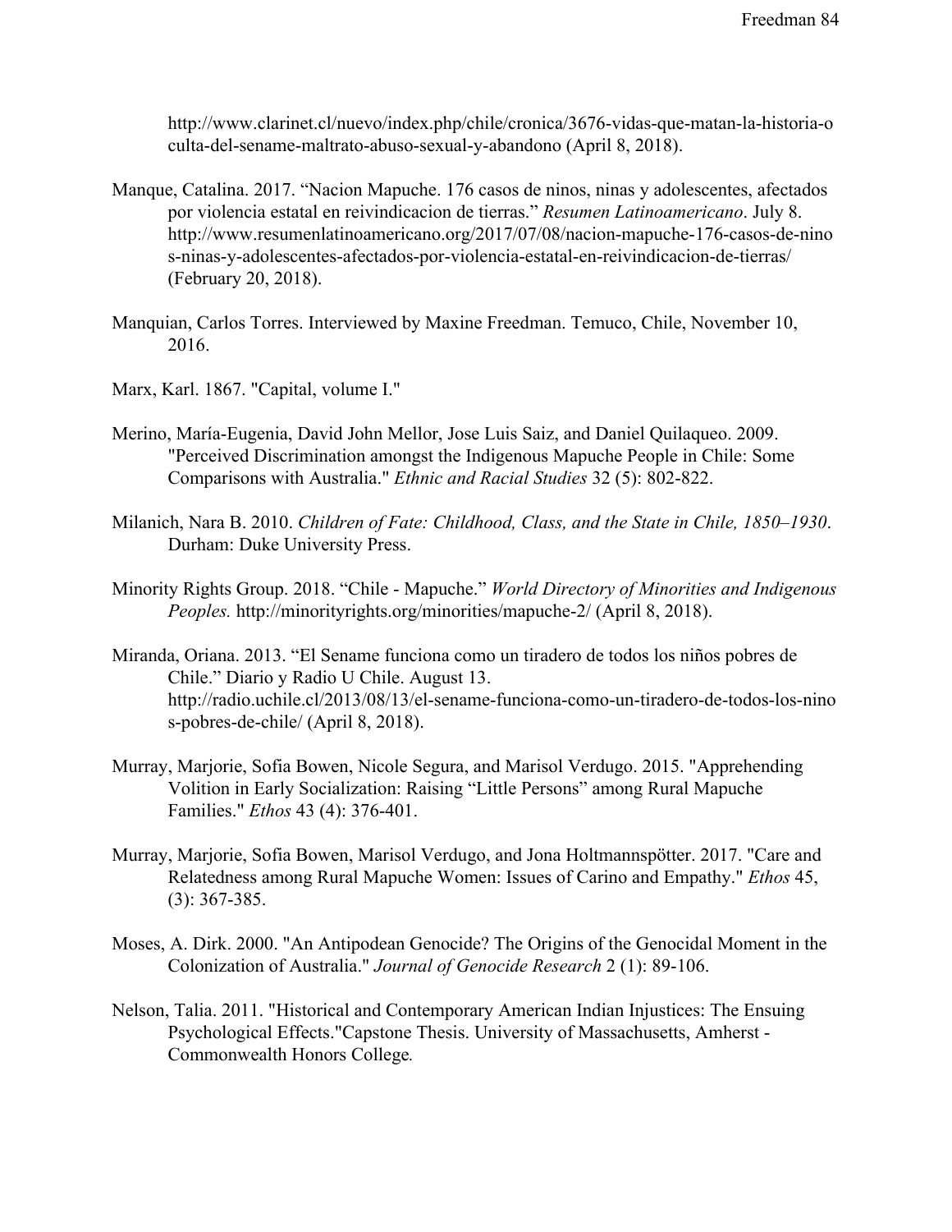http://www.clarinet.cl/nuevo/index.php/chile/cronica/3676-vidas-que-matan-la-historia-oculta-del-sename-maltrato-abuso-sexual-y-abandono (April 8, 2018).

Manque, Catalina. 2017. "Nacion Mapuche. 176 casos de ninos, ninas y adolescentes, afectados por violencia estatal en reivindicacion de tierras." *Resumen Latinoamericano*. July 8. http://www.resumenlatinoamericano.org/2017/07/08/nacion-mapuche-176-casos-de-ninos-ninas-y-adolescentes-afectados-por-violencia-estatal-en-reivindicacion-de-tierras/ (February 20, 2018).

Manquian, Carlos Torres. Interviewed by Maxine Freedman. Temuco, Chile, November 10, 2016.

Marx, Karl. 1867. "Capital, volume I."

Merino, María-Eugenia, David John Mellor, Jose Luis Saiz, and Daniel Quilaqueo. 2009. "Perceived Discrimination amongst the Indigenous Mapuche People in Chile: Some Comparisons with Australia." *Ethnic and Racial Studies* 32 (5): 802-822.

Milanich, Nara B. 2010. *Children of Fate: Childhood, Class, and the State in Chile, 1850–1930*. Durham: Duke University Press.

Minority Rights Group. 2018. "Chile - Mapuche." *World Directory of Minorities and Indigenous Peoples.* http://minorityrights.org/minorities/mapuche-2/ (April 8, 2018).

Miranda, Oriana. 2013. "El Sename funciona como un tiradero de todos los niños pobres de Chile." Diario y Radio U Chile. August 13. http://radio.uchile.cl/2013/08/13/el-sename-funciona-como-un-tiradero-de-todos-los-ninos-pobres-de-chile/ (April 8, 2018).

Murray, Marjorie, Sofia Bowen, Nicole Segura, and Marisol Verdugo. 2015. "Apprehending Volition in Early Socialization: Raising "Little Persons" among Rural Mapuche Families." *Ethos* 43 (4): 376-401.

Murray, Marjorie, Sofia Bowen, Marisol Verdugo, and Jona Holtmannspötter. 2017. "Care and Relatedness among Rural Mapuche Women: Issues of Carino and Empathy." *Ethos* 45, (3): 367-385.

Moses, A. Dirk. 2000. "An Antipodean Genocide? The Origins of the Genocidal Moment in the Colonization of Australia." *Journal of Genocide Research* 2 (1): 89-106.

Nelson, Talia. 2011. "Historical and Contemporary American Indian Injustices: The Ensuing Psychological Effects."Capstone Thesis. University of Massachusetts, Amherst - Commonwealth Honors College*.*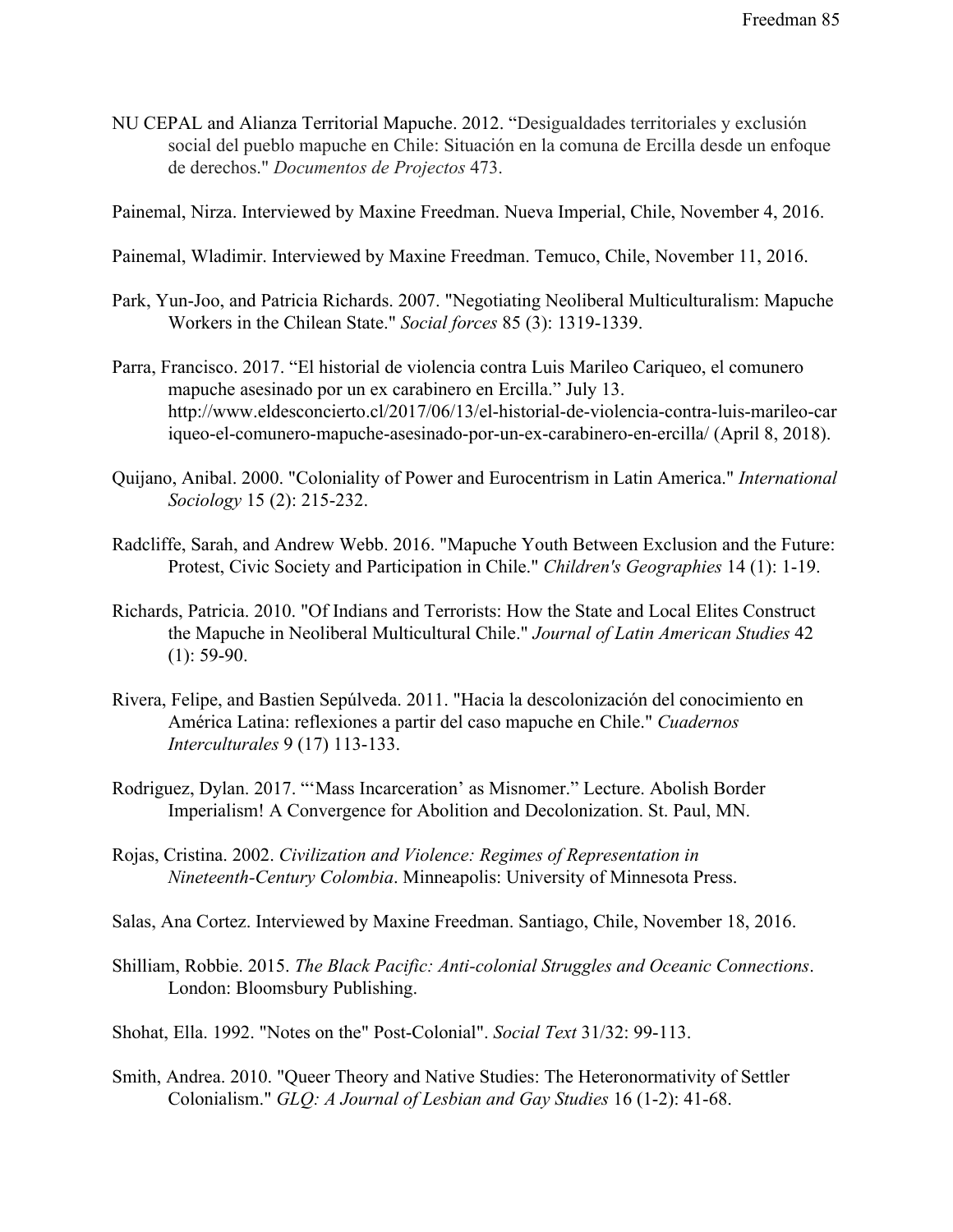NU CEPAL and Alianza Territorial Mapuche. 2012. "Desigualdades territoriales y exclusión social del pueblo mapuche en Chile: Situación en la comuna de Ercilla desde un enfoque de derechos." *Documentos de Projectos* 473.

Painemal, Nirza. Interviewed by Maxine Freedman. Nueva Imperial, Chile, November 4, 2016.

Painemal, Wladimir. Interviewed by Maxine Freedman. Temuco, Chile, November 11, 2016.

Park, Yun-Joo, and Patricia Richards. 2007. "Negotiating Neoliberal Multiculturalism: Mapuche Workers in the Chilean State." *Social forces* 85 (3): 1319-1339.

Parra, Francisco. 2017. "El historial de violencia contra Luis Marileo Cariqueo, el comunero mapuche asesinado por un ex carabinero en Ercilla." July 13. http://www.eldesconcierto.cl/2017/06/13/el-historial-de-violencia-contra-luis-marileo-cariqueo-el-comunero-mapuche-asesinado-por-un-ex-carabinero-en-ercilla/ (April 8, 2018).

Quijano, Anibal. 2000. "Coloniality of Power and Eurocentrism in Latin America." *International Sociology* 15 (2): 215-232.

Radcliffe, Sarah, and Andrew Webb. 2016. "Mapuche Youth Between Exclusion and the Future: Protest, Civic Society and Participation in Chile." *Children's Geographies* 14 (1): 1-19.

Richards, Patricia. 2010. "Of Indians and Terrorists: How the State and Local Elites Construct the Mapuche in Neoliberal Multicultural Chile." *Journal of Latin American Studies* 42 (1): 59-90.

Rivera, Felipe, and Bastien Sepúlveda. 2011. "Hacia la descolonización del conocimiento en América Latina: reflexiones a partir del caso mapuche en Chile." *Cuadernos Interculturales* 9 (17) 113-133.

Rodriguez, Dylan. 2017. "'Mass Incarceration' as Misnomer." Lecture. Abolish Border Imperialism! A Convergence for Abolition and Decolonization. St. Paul, MN.

Rojas, Cristina. 2002. *Civilization and Violence: Regimes of Representation in Nineteenth-Century Colombia*. Minneapolis: University of Minnesota Press.

Salas, Ana Cortez. Interviewed by Maxine Freedman. Santiago, Chile, November 18, 2016.

Shilliam, Robbie. 2015. *The Black Pacific: Anti-colonial Struggles and Oceanic Connections*. London: Bloomsbury Publishing.

Shohat, Ella. 1992. "Notes on the" Post-Colonial". *Social Text* 31/32: 99-113.

Smith, Andrea. 2010. "Queer Theory and Native Studies: The Heteronormativity of Settler Colonialism." *GLQ: A Journal of Lesbian and Gay Studies* 16 (1-2): 41-68.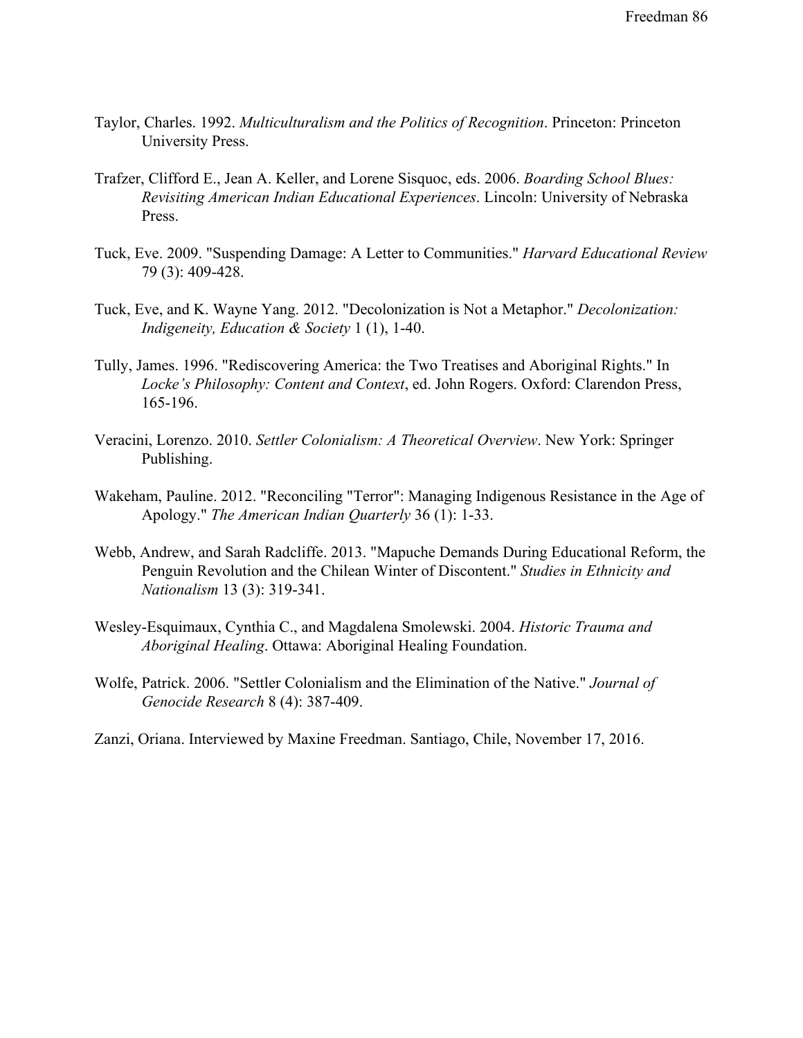Taylor, Charles. 1992. *Multiculturalism and the Politics of Recognition*. Princeton: Princeton University Press.

Trafzer, Clifford E., Jean A. Keller, and Lorene Sisquoc, eds. 2006. *Boarding School Blues: Revisiting American Indian Educational Experiences*. Lincoln: University of Nebraska Press.

Tuck, Eve. 2009. "Suspending Damage: A Letter to Communities." *Harvard Educational Review* 79 (3): 409-428.

Tuck, Eve, and K. Wayne Yang. 2012. "Decolonization is Not a Metaphor." *Decolonization: Indigeneity, Education & Society* 1 (1), 1-40.

Tully, James. 1996. "Rediscovering America: the Two Treatises and Aboriginal Rights." In *Locke's Philosophy: Content and Context*, ed. John Rogers. Oxford: Clarendon Press, 165-196.

Veracini, Lorenzo. 2010. *Settler Colonialism: A Theoretical Overview*. New York: Springer Publishing.

Wakeham, Pauline. 2012. "Reconciling "Terror": Managing Indigenous Resistance in the Age of Apology." *The American Indian Quarterly* 36 (1): 1-33.

Webb, Andrew, and Sarah Radcliffe. 2013. "Mapuche Demands During Educational Reform, the Penguin Revolution and the Chilean Winter of Discontent." *Studies in Ethnicity and Nationalism* 13 (3): 319-341.

Wesley-Esquimaux, Cynthia C., and Magdalena Smolewski. 2004. *Historic Trauma and Aboriginal Healing*. Ottawa: Aboriginal Healing Foundation.

Wolfe, Patrick. 2006. "Settler Colonialism and the Elimination of the Native." *Journal of Genocide Research* 8 (4): 387-409.

Zanzi, Oriana. Interviewed by Maxine Freedman. Santiago, Chile, November 17, 2016.